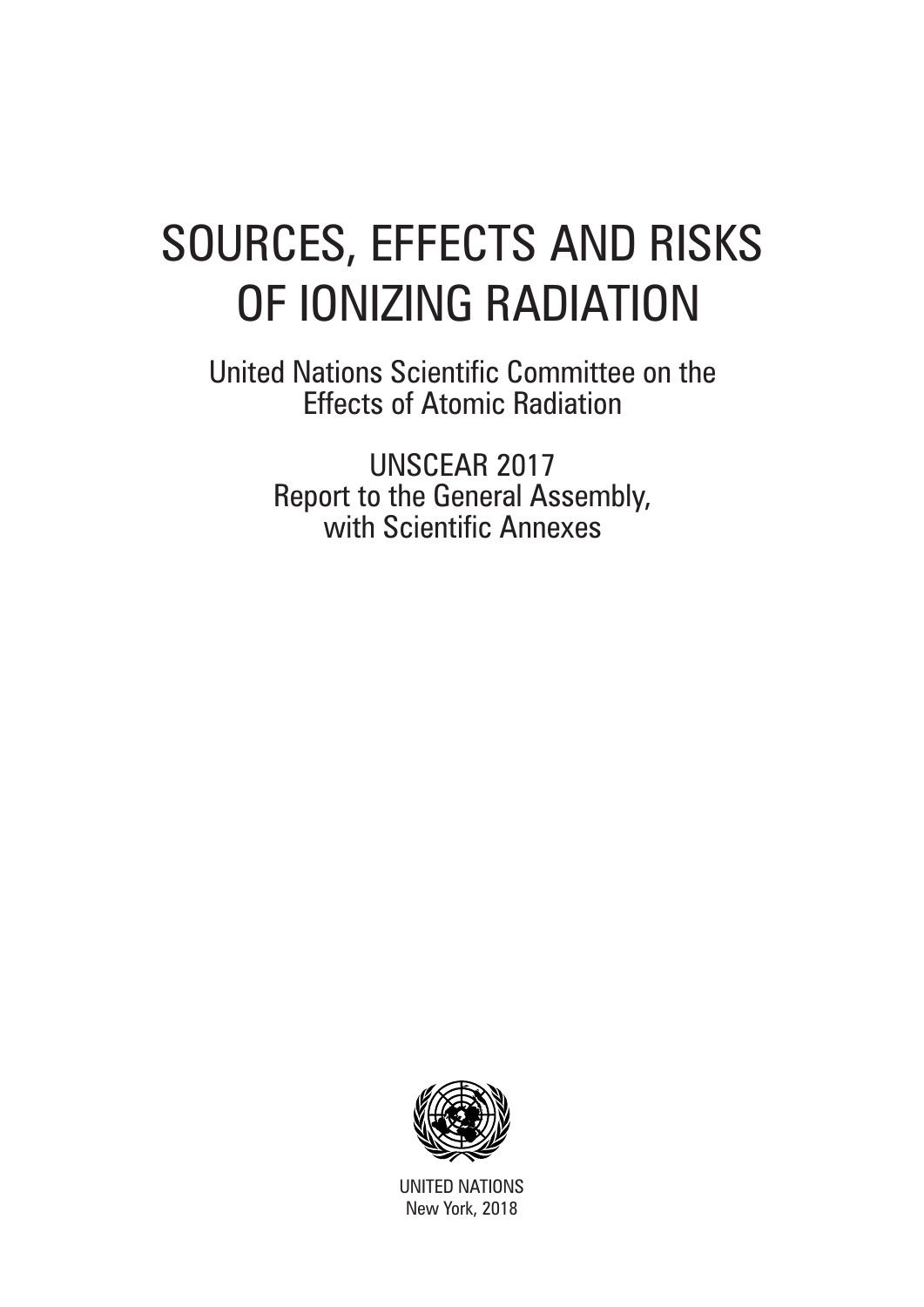# SOURCES, EFFECTS AND RISKS OF IONIZING RADIATION

United Nations Scientific Committee on the Effects of Atomic Radiation

UNSCEAR 2017
Report to the General Assembly,
with Scientific Annexes

UNITED NATIONS
New York, 2018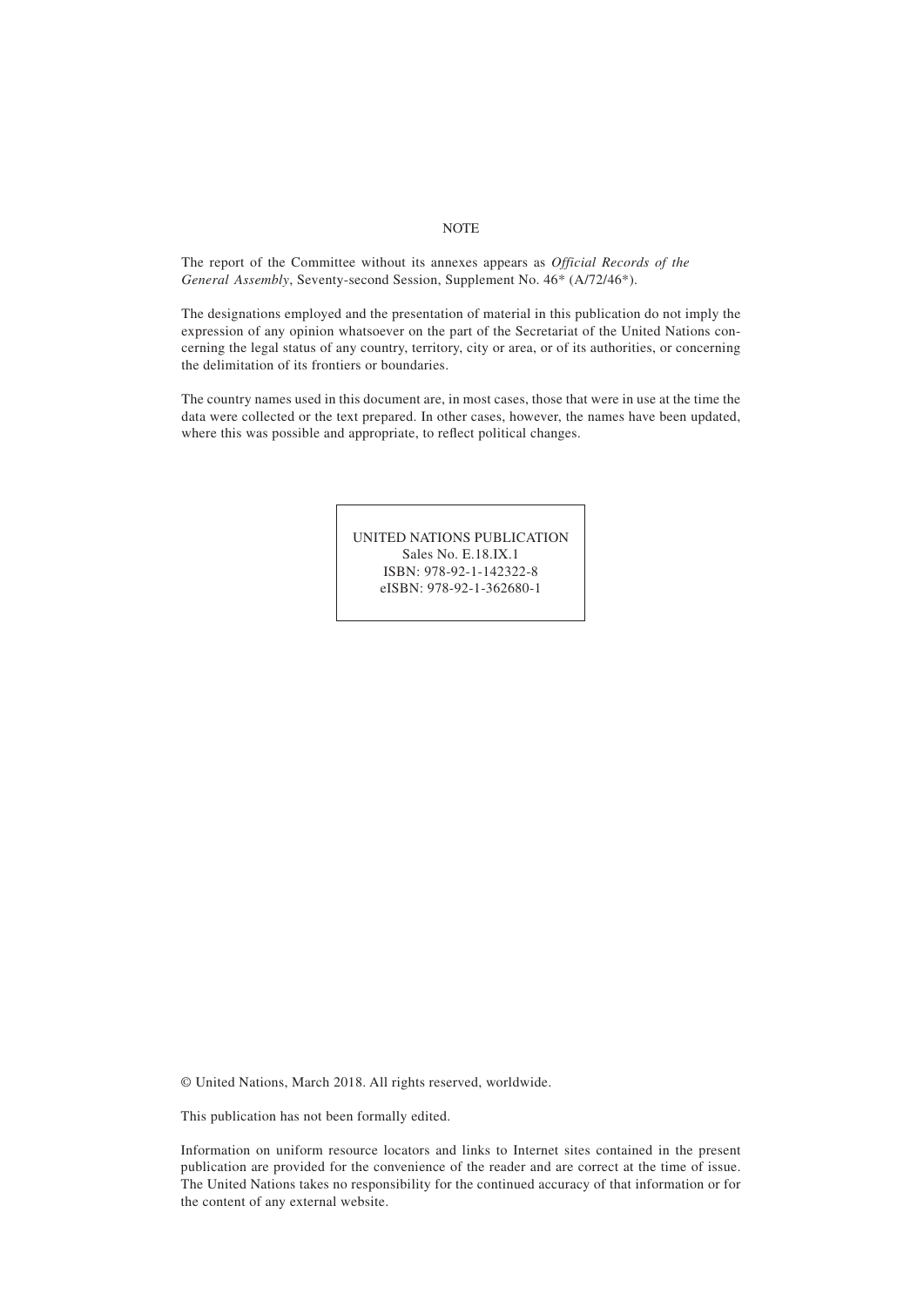NOTE

The report of the Committee without its annexes appears as *Official Records of the General Assembly*, Seventy-second Session, Supplement No. 46* (A/72/46*).

The designations employed and the presentation of material in this publication do not imply the expression of any opinion whatsoever on the part of the Secretariat of the United Nations concerning the legal status of any country, territory, city or area, or of its authorities, or concerning the delimitation of its frontiers or boundaries.

The country names used in this document are, in most cases, those that were in use at the time the data were collected or the text prepared. In other cases, however, the names have been updated, where this was possible and appropriate, to reflect political changes.

UNITED NATIONS PUBLICATION
Sales No. E.18.IX.1
ISBN: 978-92-1-142322-8
eISBN: 978-92-1-362680-1

© United Nations, March 2018. All rights reserved, worldwide.

This publication has not been formally edited.

Information on uniform resource locators and links to Internet sites contained in the present publication are provided for the convenience of the reader and are correct at the time of issue. The United Nations takes no responsibility for the continued accuracy of that information or for the content of any external website.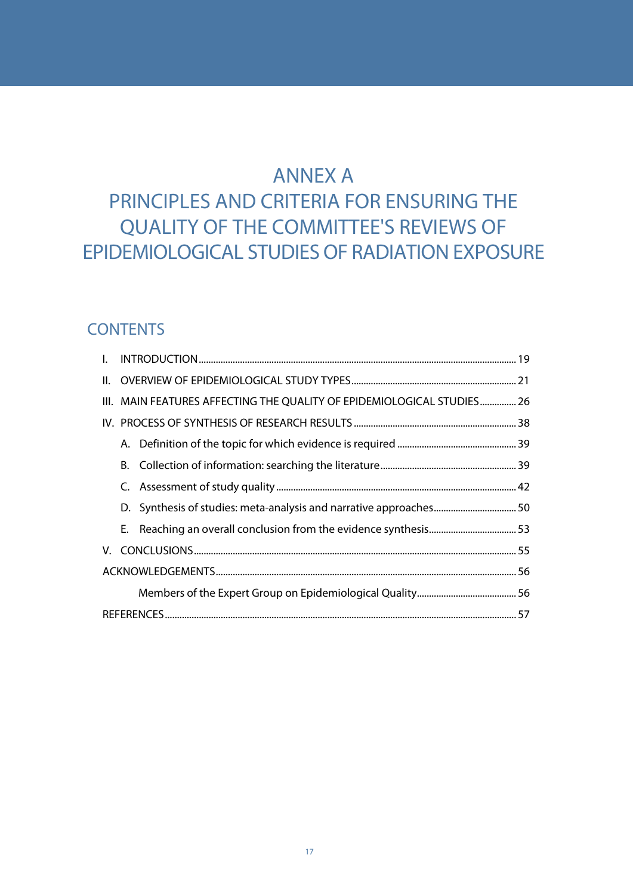# ANNEX A
# PRINCIPLES AND CRITERIA FOR ENSURING THE QUALITY OF THE COMMITTEE'S REVIEWS OF EPIDEMIOLOGICAL STUDIES OF RADIATION EXPOSURE

## CONTENTS

I. INTRODUCTION ..... 19

II. OVERVIEW OF EPIDEMIOLOGICAL STUDY TYPES ..... 21

III. MAIN FEATURES AFFECTING THE QUALITY OF EPIDEMIOLOGICAL STUDIES ..... 26

IV. PROCESS OF SYNTHESIS OF RESEARCH RESULTS ..... 38

- A. Definition of the topic for which evidence is required ..... 39
- B. Collection of information: searching the literature ..... 39
- C. Assessment of study quality ..... 42
- D. Synthesis of studies: meta-analysis and narrative approaches ..... 50
- E. Reaching an overall conclusion from the evidence synthesis ..... 53

V. CONCLUSIONS ..... 55

ACKNOWLEDGEMENTS ..... 56

- Members of the Expert Group on Epidemiological Quality ..... 56

REFERENCES ..... 57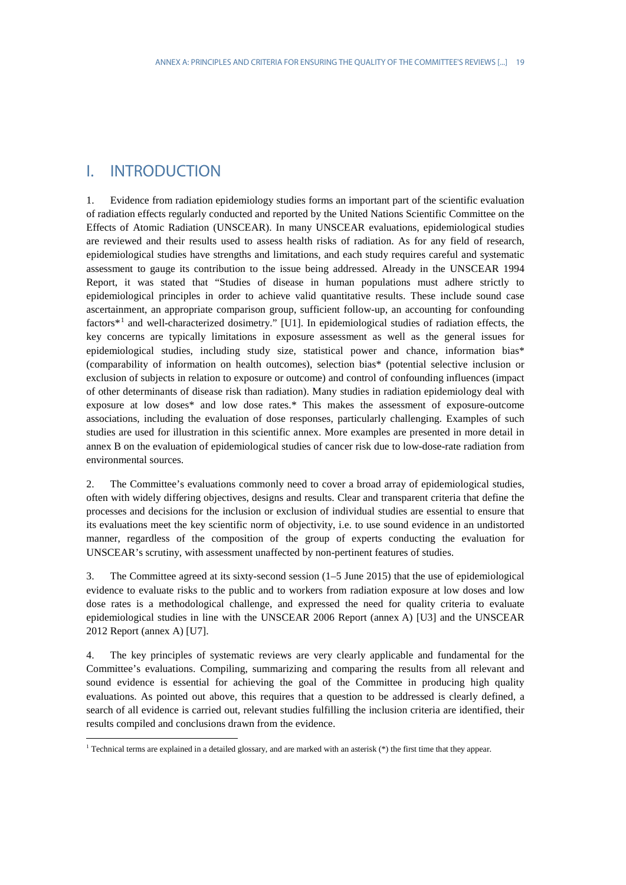# I. INTRODUCTION

1. Evidence from radiation epidemiology studies forms an important part of the scientific evaluation of radiation effects regularly conducted and reported by the United Nations Scientific Committee on the Effects of Atomic Radiation (UNSCEAR). In many UNSCEAR evaluations, epidemiological studies are reviewed and their results used to assess health risks of radiation. As for any field of research, epidemiological studies have strengths and limitations, and each study requires careful and systematic assessment to gauge its contribution to the issue being addressed. Already in the UNSCEAR 1994 Report, it was stated that "Studies of disease in human populations must adhere strictly to epidemiological principles in order to achieve valid quantitative results. These include sound case ascertainment, an appropriate comparison group, sufficient follow-up, an accounting for confounding factors*[1] and well-characterized dosimetry." [U1]. In epidemiological studies of radiation effects, the key concerns are typically limitations in exposure assessment as well as the general issues for epidemiological studies, including study size, statistical power and chance, information bias* (comparability of information on health outcomes), selection bias* (potential selective inclusion or exclusion of subjects in relation to exposure or outcome) and control of confounding influences (impact of other determinants of disease risk than radiation). Many studies in radiation epidemiology deal with exposure at low doses* and low dose rates.* This makes the assessment of exposure-outcome associations, including the evaluation of dose responses, particularly challenging. Examples of such studies are used for illustration in this scientific annex. More examples are presented in more detail in annex B on the evaluation of epidemiological studies of cancer risk due to low-dose-rate radiation from environmental sources.

2. The Committee's evaluations commonly need to cover a broad array of epidemiological studies, often with widely differing objectives, designs and results. Clear and transparent criteria that define the processes and decisions for the inclusion or exclusion of individual studies are essential to ensure that its evaluations meet the key scientific norm of objectivity, i.e. to use sound evidence in an undistorted manner, regardless of the composition of the group of experts conducting the evaluation for UNSCEAR's scrutiny, with assessment unaffected by non-pertinent features of studies.

3. The Committee agreed at its sixty-second session (1–5 June 2015) that the use of epidemiological evidence to evaluate risks to the public and to workers from radiation exposure at low doses and low dose rates is a methodological challenge, and expressed the need for quality criteria to evaluate epidemiological studies in line with the UNSCEAR 2006 Report (annex A) [U3] and the UNSCEAR 2012 Report (annex A) [U7].

4. The key principles of systematic reviews are very clearly applicable and fundamental for the Committee's evaluations. Compiling, summarizing and comparing the results from all relevant and sound evidence is essential for achieving the goal of the Committee in producing high quality evaluations. As pointed out above, this requires that a question to be addressed is clearly defined, a search of all evidence is carried out, relevant studies fulfilling the inclusion criteria are identified, their results compiled and conclusions drawn from the evidence.

---

[1] Technical terms are explained in a detailed glossary, and are marked with an asterisk (*) the first time that they appear.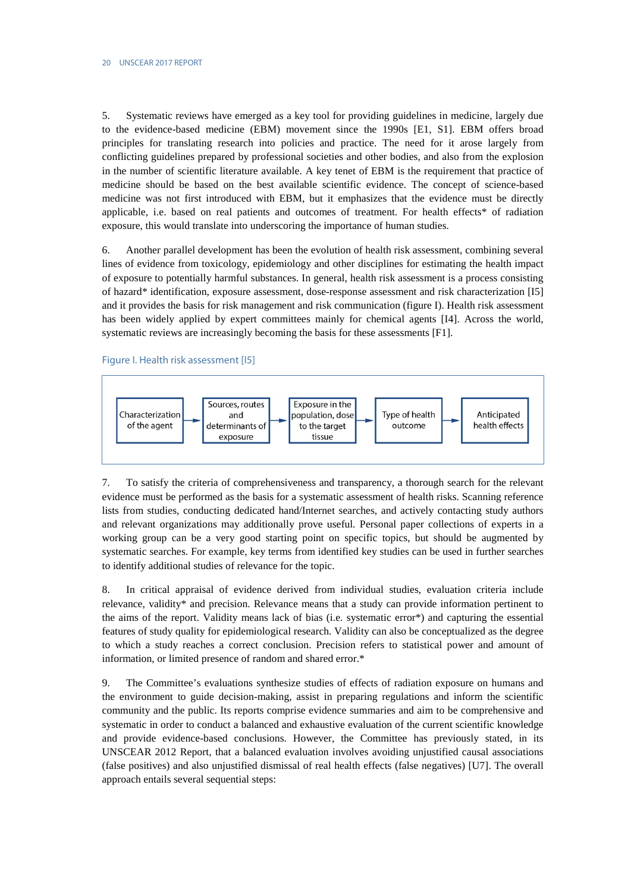5. Systematic reviews have emerged as a key tool for providing guidelines in medicine, largely due to the evidence-based medicine (EBM) movement since the 1990s [E1, S1]. EBM offers broad principles for translating research into policies and practice. The need for it arose largely from conflicting guidelines prepared by professional societies and other bodies, and also from the explosion in the number of scientific literature available. A key tenet of EBM is the requirement that practice of medicine should be based on the best available scientific evidence. The concept of science-based medicine was not first introduced with EBM, but it emphasizes that the evidence must be directly applicable, i.e. based on real patients and outcomes of treatment. For health effects* of radiation exposure, this would translate into underscoring the importance of human studies.

6. Another parallel development has been the evolution of health risk assessment, combining several lines of evidence from toxicology, epidemiology and other disciplines for estimating the health impact of exposure to potentially harmful substances. In general, health risk assessment is a process consisting of hazard* identification, exposure assessment, dose-response assessment and risk characterization [I5] and it provides the basis for risk management and risk communication (figure I). Health risk assessment has been widely applied by expert committees mainly for chemical agents [I4]. Across the world, systematic reviews are increasingly becoming the basis for these assessments [F1].

Figure I. Health risk assessment [I5]

Characterization of the agent → Sources, routes and determinants of exposure → Exposure in the population, dose to the target tissue → Type of health outcome → Anticipated health effects

7. To satisfy the criteria of comprehensiveness and transparency, a thorough search for the relevant evidence must be performed as the basis for a systematic assessment of health risks. Scanning reference lists from studies, conducting dedicated hand/Internet searches, and actively contacting study authors and relevant organizations may additionally prove useful. Personal paper collections of experts in a working group can be a very good starting point on specific topics, but should be augmented by systematic searches. For example, key terms from identified key studies can be used in further searches to identify additional studies of relevance for the topic.

8. In critical appraisal of evidence derived from individual studies, evaluation criteria include relevance, validity* and precision. Relevance means that a study can provide information pertinent to the aims of the report. Validity means lack of bias (i.e. systematic error*) and capturing the essential features of study quality for epidemiological research. Validity can also be conceptualized as the degree to which a study reaches a correct conclusion. Precision refers to statistical power and amount of information, or limited presence of random and shared error.*

9. The Committee's evaluations synthesize studies of effects of radiation exposure on humans and the environment to guide decision-making, assist in preparing regulations and inform the scientific community and the public. Its reports comprise evidence summaries and aim to be comprehensive and systematic in order to conduct a balanced and exhaustive evaluation of the current scientific knowledge and provide evidence-based conclusions. However, the Committee has previously stated, in its UNSCEAR 2012 Report, that a balanced evaluation involves avoiding unjustified causal associations (false positives) and also unjustified dismissal of real health effects (false negatives) [U7]. The overall approach entails several sequential steps: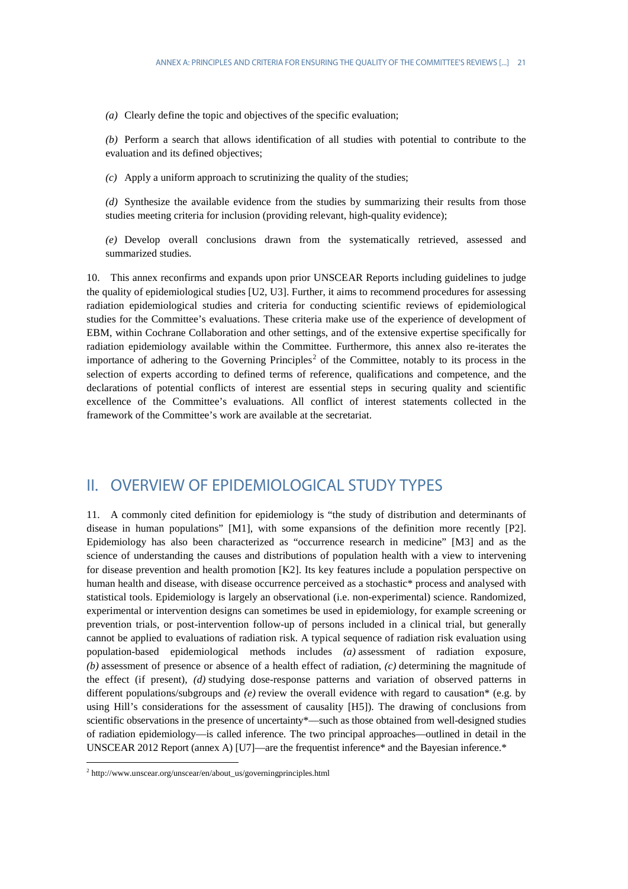*(a)* Clearly define the topic and objectives of the specific evaluation;

*(b)* Perform a search that allows identification of all studies with potential to contribute to the evaluation and its defined objectives;

*(c)* Apply a uniform approach to scrutinizing the quality of the studies;

*(d)* Synthesize the available evidence from the studies by summarizing their results from those studies meeting criteria for inclusion (providing relevant, high-quality evidence);

*(e)* Develop overall conclusions drawn from the systematically retrieved, assessed and summarized studies.

10. This annex reconfirms and expands upon prior UNSCEAR Reports including guidelines to judge the quality of epidemiological studies [U2, U3]. Further, it aims to recommend procedures for assessing radiation epidemiological studies and criteria for conducting scientific reviews of epidemiological studies for the Committee's evaluations. These criteria make use of the experience of development of EBM, within Cochrane Collaboration and other settings, and of the extensive expertise specifically for radiation epidemiology available within the Committee. Furthermore, this annex also re-iterates the importance of adhering to the Governing Principles[2] of the Committee, notably to its process in the selection of experts according to defined terms of reference, qualifications and competence, and the declarations of potential conflicts of interest are essential steps in securing quality and scientific excellence of the Committee's evaluations. All conflict of interest statements collected in the framework of the Committee's work are available at the secretariat.

## II. OVERVIEW OF EPIDEMIOLOGICAL STUDY TYPES

11. A commonly cited definition for epidemiology is "the study of distribution and determinants of disease in human populations" [M1], with some expansions of the definition more recently [P2]. Epidemiology has also been characterized as "occurrence research in medicine" [M3] and as the science of understanding the causes and distributions of population health with a view to intervening for disease prevention and health promotion [K2]. Its key features include a population perspective on human health and disease, with disease occurrence perceived as a stochastic* process and analysed with statistical tools. Epidemiology is largely an observational (i.e. non-experimental) science. Randomized, experimental or intervention designs can sometimes be used in epidemiology, for example screening or prevention trials, or post-intervention follow-up of persons included in a clinical trial, but generally cannot be applied to evaluations of radiation risk. A typical sequence of radiation risk evaluation using population-based epidemiological methods includes *(a)* assessment of radiation exposure, *(b)* assessment of presence or absence of a health effect of radiation, *(c)* determining the magnitude of the effect (if present), *(d)* studying dose-response patterns and variation of observed patterns in different populations/subgroups and *(e)* review the overall evidence with regard to causation* (e.g. by using Hill's considerations for the assessment of causality [H5]). The drawing of conclusions from scientific observations in the presence of uncertainty*—such as those obtained from well-designed studies of radiation epidemiology—is called inference. The two principal approaches—outlined in detail in the UNSCEAR 2012 Report (annex A) [U7]—are the frequentist inference* and the Bayesian inference.*

---

[2] http://www.unscear.org/unscear/en/about_us/governingprinciples.html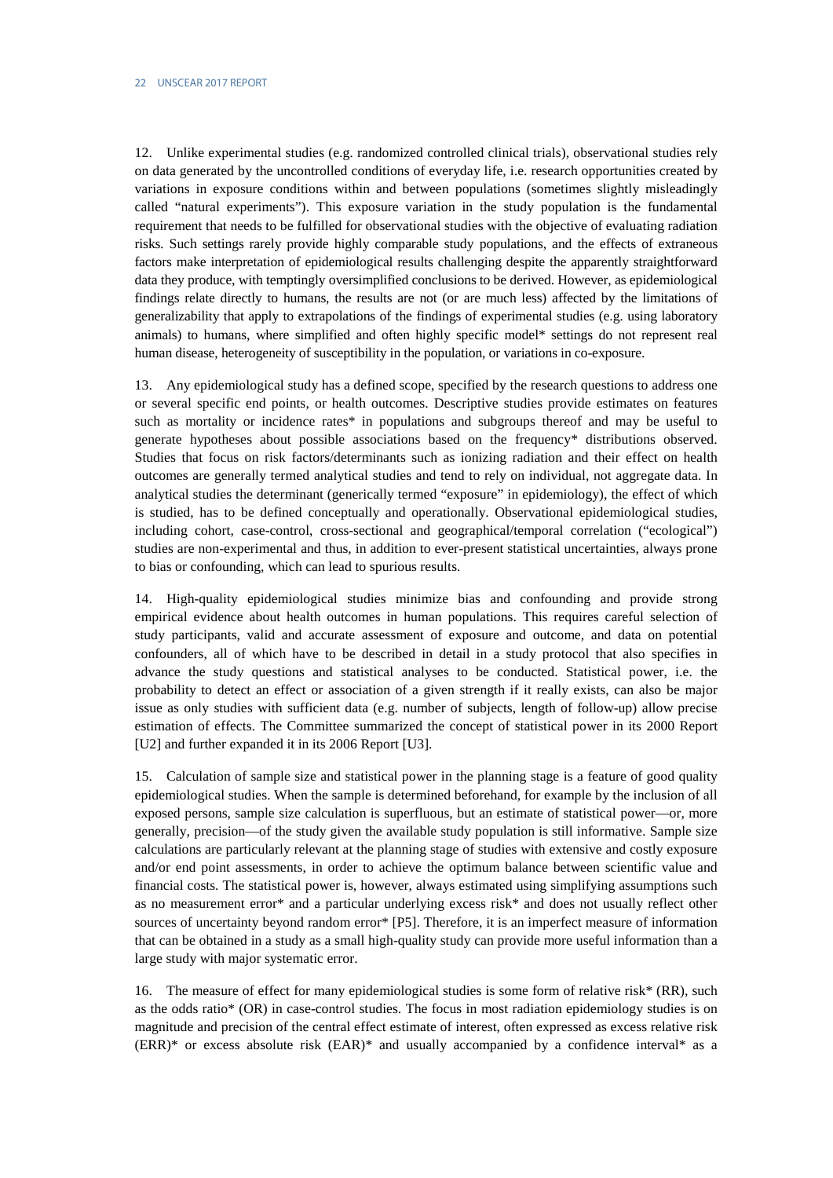12. Unlike experimental studies (e.g. randomized controlled clinical trials), observational studies rely on data generated by the uncontrolled conditions of everyday life, i.e. research opportunities created by variations in exposure conditions within and between populations (sometimes slightly misleadingly called "natural experiments"). This exposure variation in the study population is the fundamental requirement that needs to be fulfilled for observational studies with the objective of evaluating radiation risks. Such settings rarely provide highly comparable study populations, and the effects of extraneous factors make interpretation of epidemiological results challenging despite the apparently straightforward data they produce, with temptingly oversimplified conclusions to be derived. However, as epidemiological findings relate directly to humans, the results are not (or are much less) affected by the limitations of generalizability that apply to extrapolations of the findings of experimental studies (e.g. using laboratory animals) to humans, where simplified and often highly specific model* settings do not represent real human disease, heterogeneity of susceptibility in the population, or variations in co-exposure.

13. Any epidemiological study has a defined scope, specified by the research questions to address one or several specific end points, or health outcomes. Descriptive studies provide estimates on features such as mortality or incidence rates* in populations and subgroups thereof and may be useful to generate hypotheses about possible associations based on the frequency* distributions observed. Studies that focus on risk factors/determinants such as ionizing radiation and their effect on health outcomes are generally termed analytical studies and tend to rely on individual, not aggregate data. In analytical studies the determinant (generically termed "exposure" in epidemiology), the effect of which is studied, has to be defined conceptually and operationally. Observational epidemiological studies, including cohort, case-control, cross-sectional and geographical/temporal correlation ("ecological") studies are non-experimental and thus, in addition to ever-present statistical uncertainties, always prone to bias or confounding, which can lead to spurious results.

14. High-quality epidemiological studies minimize bias and confounding and provide strong empirical evidence about health outcomes in human populations. This requires careful selection of study participants, valid and accurate assessment of exposure and outcome, and data on potential confounders, all of which have to be described in detail in a study protocol that also specifies in advance the study questions and statistical analyses to be conducted. Statistical power, i.e. the probability to detect an effect or association of a given strength if it really exists, can also be major issue as only studies with sufficient data (e.g. number of subjects, length of follow-up) allow precise estimation of effects. The Committee summarized the concept of statistical power in its 2000 Report [U2] and further expanded it in its 2006 Report [U3].

15. Calculation of sample size and statistical power in the planning stage is a feature of good quality epidemiological studies. When the sample is determined beforehand, for example by the inclusion of all exposed persons, sample size calculation is superfluous, but an estimate of statistical power—or, more generally, precision—of the study given the available study population is still informative. Sample size calculations are particularly relevant at the planning stage of studies with extensive and costly exposure and/or end point assessments, in order to achieve the optimum balance between scientific value and financial costs. The statistical power is, however, always estimated using simplifying assumptions such as no measurement error* and a particular underlying excess risk* and does not usually reflect other sources of uncertainty beyond random error* [P5]. Therefore, it is an imperfect measure of information that can be obtained in a study as a small high-quality study can provide more useful information than a large study with major systematic error.

16. The measure of effect for many epidemiological studies is some form of relative risk* (RR), such as the odds ratio* (OR) in case-control studies. The focus in most radiation epidemiology studies is on magnitude and precision of the central effect estimate of interest, often expressed as excess relative risk (ERR)* or excess absolute risk (EAR)* and usually accompanied by a confidence interval* as a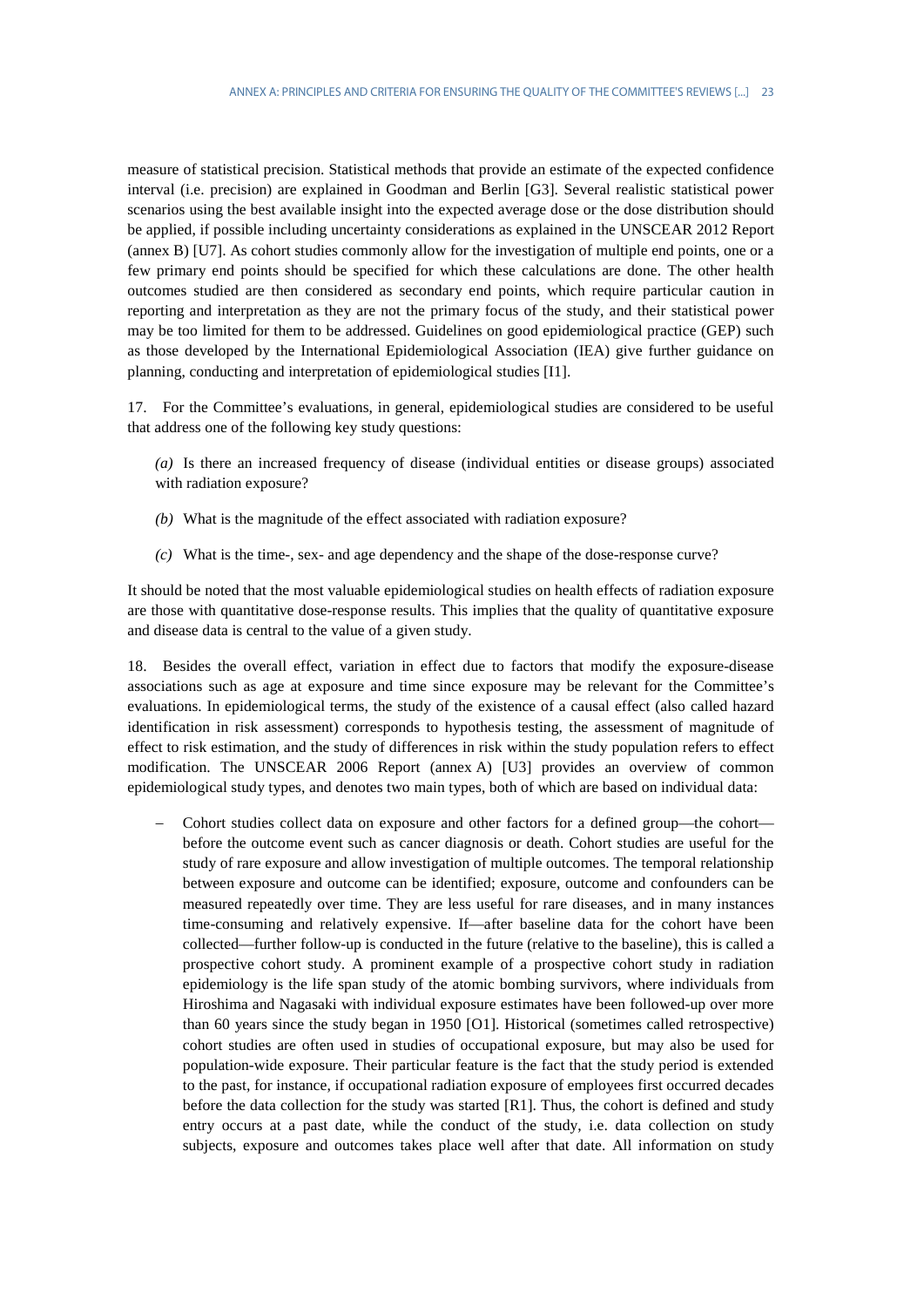measure of statistical precision. Statistical methods that provide an estimate of the expected confidence interval (i.e. precision) are explained in Goodman and Berlin [G3]. Several realistic statistical power scenarios using the best available insight into the expected average dose or the dose distribution should be applied, if possible including uncertainty considerations as explained in the UNSCEAR 2012 Report (annex B) [U7]. As cohort studies commonly allow for the investigation of multiple end points, one or a few primary end points should be specified for which these calculations are done. The other health outcomes studied are then considered as secondary end points, which require particular caution in reporting and interpretation as they are not the primary focus of the study, and their statistical power may be too limited for them to be addressed. Guidelines on good epidemiological practice (GEP) such as those developed by the International Epidemiological Association (IEA) give further guidance on planning, conducting and interpretation of epidemiological studies [I1].

17. For the Committee's evaluations, in general, epidemiological studies are considered to be useful that address one of the following key study questions:

*(a)* Is there an increased frequency of disease (individual entities or disease groups) associated with radiation exposure?

*(b)* What is the magnitude of the effect associated with radiation exposure?

*(c)* What is the time-, sex- and age dependency and the shape of the dose-response curve?

It should be noted that the most valuable epidemiological studies on health effects of radiation exposure are those with quantitative dose-response results. This implies that the quality of quantitative exposure and disease data is central to the value of a given study.

18. Besides the overall effect, variation in effect due to factors that modify the exposure-disease associations such as age at exposure and time since exposure may be relevant for the Committee's evaluations. In epidemiological terms, the study of the existence of a causal effect (also called hazard identification in risk assessment) corresponds to hypothesis testing, the assessment of magnitude of effect to risk estimation, and the study of differences in risk within the study population refers to effect modification. The UNSCEAR 2006 Report (annex A) [U3] provides an overview of common epidemiological study types, and denotes two main types, both of which are based on individual data:

- Cohort studies collect data on exposure and other factors for a defined group—the cohort—before the outcome event such as cancer diagnosis or death. Cohort studies are useful for the study of rare exposure and allow investigation of multiple outcomes. The temporal relationship between exposure and outcome can be identified; exposure, outcome and confounders can be measured repeatedly over time. They are less useful for rare diseases, and in many instances time-consuming and relatively expensive. If—after baseline data for the cohort have been collected—further follow-up is conducted in the future (relative to the baseline), this is called a prospective cohort study. A prominent example of a prospective cohort study in radiation epidemiology is the life span study of the atomic bombing survivors, where individuals from Hiroshima and Nagasaki with individual exposure estimates have been followed-up over more than 60 years since the study began in 1950 [O1]. Historical (sometimes called retrospective) cohort studies are often used in studies of occupational exposure, but may also be used for population-wide exposure. Their particular feature is the fact that the study period is extended to the past, for instance, if occupational radiation exposure of employees first occurred decades before the data collection for the study was started [R1]. Thus, the cohort is defined and study entry occurs at a past date, while the conduct of the study, i.e. data collection on study subjects, exposure and outcomes takes place well after that date. All information on study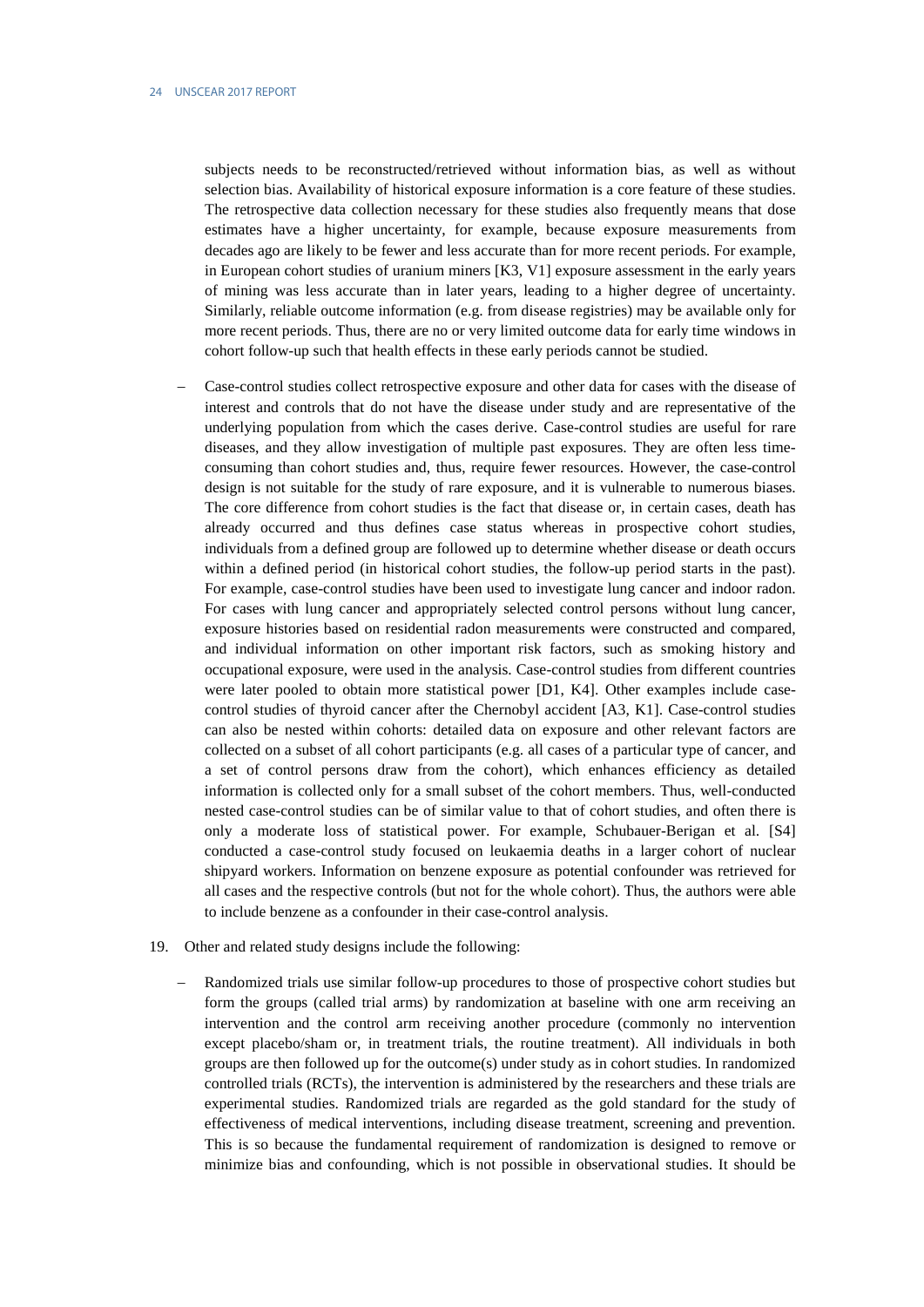subjects needs to be reconstructed/retrieved without information bias, as well as without selection bias. Availability of historical exposure information is a core feature of these studies. The retrospective data collection necessary for these studies also frequently means that dose estimates have a higher uncertainty, for example, because exposure measurements from decades ago are likely to be fewer and less accurate than for more recent periods. For example, in European cohort studies of uranium miners [K3, V1] exposure assessment in the early years of mining was less accurate than in later years, leading to a higher degree of uncertainty. Similarly, reliable outcome information (e.g. from disease registries) may be available only for more recent periods. Thus, there are no or very limited outcome data for early time windows in cohort follow-up such that health effects in these early periods cannot be studied.

- Case-control studies collect retrospective exposure and other data for cases with the disease of interest and controls that do not have the disease under study and are representative of the underlying population from which the cases derive. Case-control studies are useful for rare diseases, and they allow investigation of multiple past exposures. They are often less time-consuming than cohort studies and, thus, require fewer resources. However, the case-control design is not suitable for the study of rare exposure, and it is vulnerable to numerous biases. The core difference from cohort studies is the fact that disease or, in certain cases, death has already occurred and thus defines case status whereas in prospective cohort studies, individuals from a defined group are followed up to determine whether disease or death occurs within a defined period (in historical cohort studies, the follow-up period starts in the past). For example, case-control studies have been used to investigate lung cancer and indoor radon. For cases with lung cancer and appropriately selected control persons without lung cancer, exposure histories based on residential radon measurements were constructed and compared, and individual information on other important risk factors, such as smoking history and occupational exposure, were used in the analysis. Case-control studies from different countries were later pooled to obtain more statistical power [D1, K4]. Other examples include case-control studies of thyroid cancer after the Chernobyl accident [A3, K1]. Case-control studies can also be nested within cohorts: detailed data on exposure and other relevant factors are collected on a subset of all cohort participants (e.g. all cases of a particular type of cancer, and a set of control persons draw from the cohort), which enhances efficiency as detailed information is collected only for a small subset of the cohort members. Thus, well-conducted nested case-control studies can be of similar value to that of cohort studies, and often there is only a moderate loss of statistical power. For example, Schubauer-Berigan et al. [S4] conducted a case-control study focused on leukaemia deaths in a larger cohort of nuclear shipyard workers. Information on benzene exposure as potential confounder was retrieved for all cases and the respective controls (but not for the whole cohort). Thus, the authors were able to include benzene as a confounder in their case-control analysis.

19. Other and related study designs include the following:

- Randomized trials use similar follow-up procedures to those of prospective cohort studies but form the groups (called trial arms) by randomization at baseline with one arm receiving an intervention and the control arm receiving another procedure (commonly no intervention except placebo/sham or, in treatment trials, the routine treatment). All individuals in both groups are then followed up for the outcome(s) under study as in cohort studies. In randomized controlled trials (RCTs), the intervention is administered by the researchers and these trials are experimental studies. Randomized trials are regarded as the gold standard for the study of effectiveness of medical interventions, including disease treatment, screening and prevention. This is so because the fundamental requirement of randomization is designed to remove or minimize bias and confounding, which is not possible in observational studies. It should be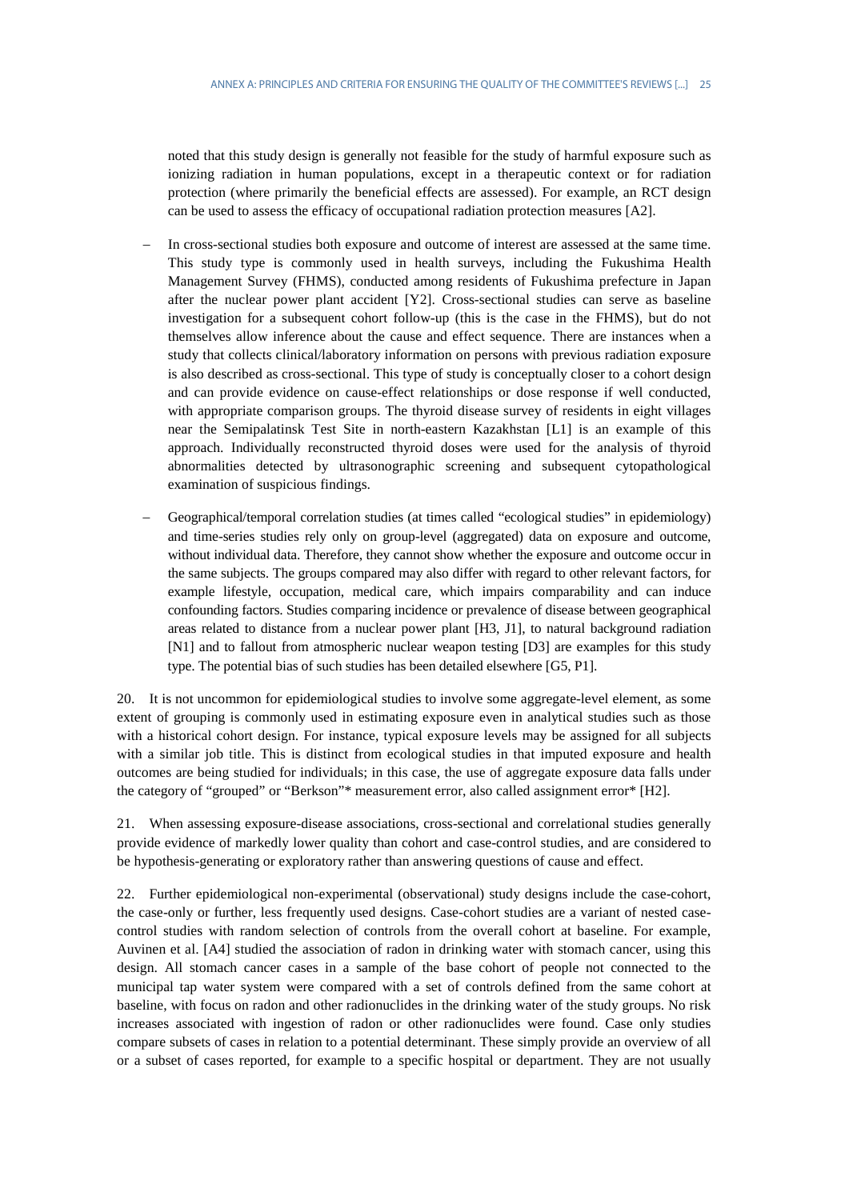noted that this study design is generally not feasible for the study of harmful exposure such as ionizing radiation in human populations, except in a therapeutic context or for radiation protection (where primarily the beneficial effects are assessed). For example, an RCT design can be used to assess the efficacy of occupational radiation protection measures [A2].

- In cross-sectional studies both exposure and outcome of interest are assessed at the same time. This study type is commonly used in health surveys, including the Fukushima Health Management Survey (FHMS), conducted among residents of Fukushima prefecture in Japan after the nuclear power plant accident [Y2]. Cross-sectional studies can serve as baseline investigation for a subsequent cohort follow-up (this is the case in the FHMS), but do not themselves allow inference about the cause and effect sequence. There are instances when a study that collects clinical/laboratory information on persons with previous radiation exposure is also described as cross-sectional. This type of study is conceptually closer to a cohort design and can provide evidence on cause-effect relationships or dose response if well conducted, with appropriate comparison groups. The thyroid disease survey of residents in eight villages near the Semipalatinsk Test Site in north-eastern Kazakhstan [L1] is an example of this approach. Individually reconstructed thyroid doses were used for the analysis of thyroid abnormalities detected by ultrasonographic screening and subsequent cytopathological examination of suspicious findings.

- Geographical/temporal correlation studies (at times called "ecological studies" in epidemiology) and time-series studies rely only on group-level (aggregated) data on exposure and outcome, without individual data. Therefore, they cannot show whether the exposure and outcome occur in the same subjects. The groups compared may also differ with regard to other relevant factors, for example lifestyle, occupation, medical care, which impairs comparability and can induce confounding factors. Studies comparing incidence or prevalence of disease between geographical areas related to distance from a nuclear power plant [H3, J1], to natural background radiation [N1] and to fallout from atmospheric nuclear weapon testing [D3] are examples for this study type. The potential bias of such studies has been detailed elsewhere [G5, P1].

20. It is not uncommon for epidemiological studies to involve some aggregate-level element, as some extent of grouping is commonly used in estimating exposure even in analytical studies such as those with a historical cohort design. For instance, typical exposure levels may be assigned for all subjects with a similar job title. This is distinct from ecological studies in that imputed exposure and health outcomes are being studied for individuals; in this case, the use of aggregate exposure data falls under the category of "grouped" or "Berkson"* measurement error, also called assignment error* [H2].

21. When assessing exposure-disease associations, cross-sectional and correlational studies generally provide evidence of markedly lower quality than cohort and case-control studies, and are considered to be hypothesis-generating or exploratory rather than answering questions of cause and effect.

22. Further epidemiological non-experimental (observational) study designs include the case-cohort, the case-only or further, less frequently used designs. Case-cohort studies are a variant of nested case-control studies with random selection of controls from the overall cohort at baseline. For example, Auvinen et al. [A4] studied the association of radon in drinking water with stomach cancer, using this design. All stomach cancer cases in a sample of the base cohort of people not connected to the municipal tap water system were compared with a set of controls defined from the same cohort at baseline, with focus on radon and other radionuclides in the drinking water of the study groups. No risk increases associated with ingestion of radon or other radionuclides were found. Case only studies compare subsets of cases in relation to a potential determinant. These simply provide an overview of all or a subset of cases reported, for example to a specific hospital or department. They are not usually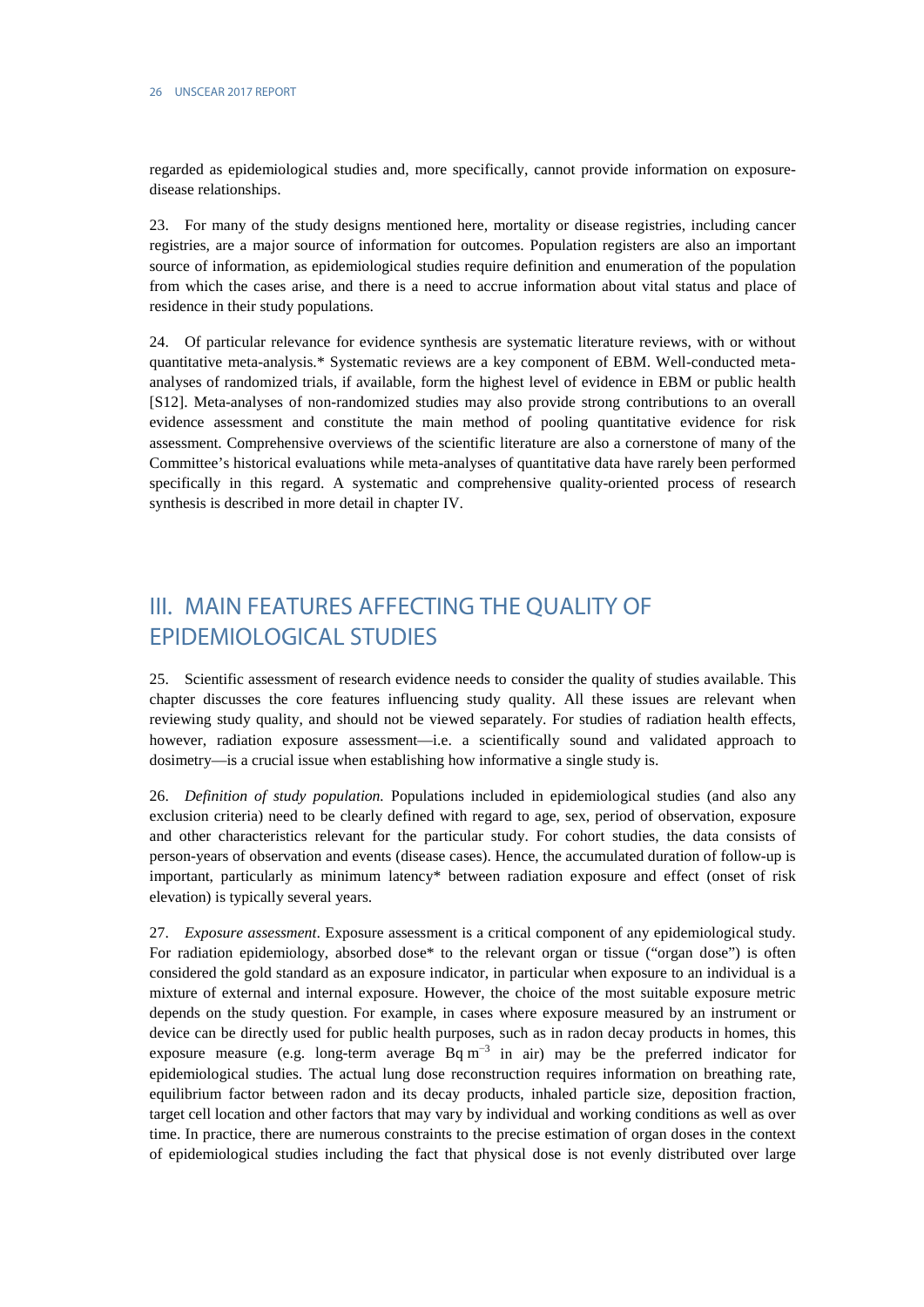regarded as epidemiological studies and, more specifically, cannot provide information on exposure-disease relationships.

23. For many of the study designs mentioned here, mortality or disease registries, including cancer registries, are a major source of information for outcomes. Population registers are also an important source of information, as epidemiological studies require definition and enumeration of the population from which the cases arise, and there is a need to accrue information about vital status and place of residence in their study populations.

24. Of particular relevance for evidence synthesis are systematic literature reviews, with or without quantitative meta-analysis.* Systematic reviews are a key component of EBM. Well-conducted meta-analyses of randomized trials, if available, form the highest level of evidence in EBM or public health [S12]. Meta-analyses of non-randomized studies may also provide strong contributions to an overall evidence assessment and constitute the main method of pooling quantitative evidence for risk assessment. Comprehensive overviews of the scientific literature are also a cornerstone of many of the Committee's historical evaluations while meta-analyses of quantitative data have rarely been performed specifically in this regard. A systematic and comprehensive quality-oriented process of research synthesis is described in more detail in chapter IV.

# III. MAIN FEATURES AFFECTING THE QUALITY OF EPIDEMIOLOGICAL STUDIES

25. Scientific assessment of research evidence needs to consider the quality of studies available. This chapter discusses the core features influencing study quality. All these issues are relevant when reviewing study quality, and should not be viewed separately. For studies of radiation health effects, however, radiation exposure assessment—i.e. a scientifically sound and validated approach to dosimetry—is a crucial issue when establishing how informative a single study is.

26. *Definition of study population.* Populations included in epidemiological studies (and also any exclusion criteria) need to be clearly defined with regard to age, sex, period of observation, exposure and other characteristics relevant for the particular study. For cohort studies, the data consists of person-years of observation and events (disease cases). Hence, the accumulated duration of follow-up is important, particularly as minimum latency* between radiation exposure and effect (onset of risk elevation) is typically several years.

27. *Exposure assessment*. Exposure assessment is a critical component of any epidemiological study. For radiation epidemiology, absorbed dose* to the relevant organ or tissue ("organ dose") is often considered the gold standard as an exposure indicator, in particular when exposure to an individual is a mixture of external and internal exposure. However, the choice of the most suitable exposure metric depends on the study question. For example, in cases where exposure measured by an instrument or device can be directly used for public health purposes, such as in radon decay products in homes, this exposure measure (e.g. long-term average $\mathrm{Bq\ m^{-3}}$ in air) may be the preferred indicator for epidemiological studies. The actual lung dose reconstruction requires information on breathing rate, equilibrium factor between radon and its decay products, inhaled particle size, deposition fraction, target cell location and other factors that may vary by individual and working conditions as well as over time. In practice, there are numerous constraints to the precise estimation of organ doses in the context of epidemiological studies including the fact that physical dose is not evenly distributed over large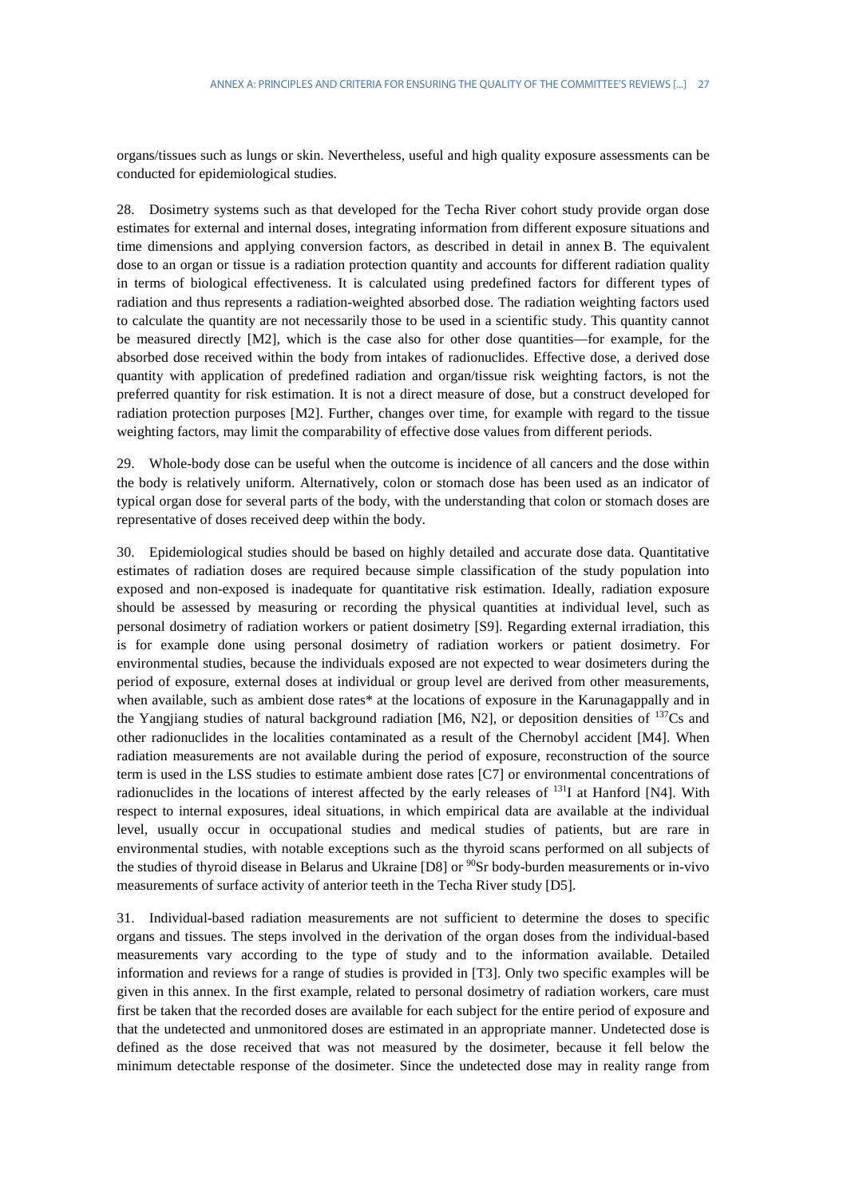organs/tissues such as lungs or skin. Nevertheless, useful and high quality exposure assessments can be conducted for epidemiological studies.

28. Dosimetry systems such as that developed for the Techa River cohort study provide organ dose estimates for external and internal doses, integrating information from different exposure situations and time dimensions and applying conversion factors, as described in detail in annex B. The equivalent dose to an organ or tissue is a radiation protection quantity and accounts for different radiation quality in terms of biological effectiveness. It is calculated using predefined factors for different types of radiation and thus represents a radiation-weighted absorbed dose. The radiation weighting factors used to calculate the quantity are not necessarily those to be used in a scientific study. This quantity cannot be measured directly [M2], which is the case also for other dose quantities—for example, for the absorbed dose received within the body from intakes of radionuclides. Effective dose, a derived dose quantity with application of predefined radiation and organ/tissue risk weighting factors, is not the preferred quantity for risk estimation. It is not a direct measure of dose, but a construct developed for radiation protection purposes [M2]. Further, changes over time, for example with regard to the tissue weighting factors, may limit the comparability of effective dose values from different periods.

29. Whole-body dose can be useful when the outcome is incidence of all cancers and the dose within the body is relatively uniform. Alternatively, colon or stomach dose has been used as an indicator of typical organ dose for several parts of the body, with the understanding that colon or stomach doses are representative of doses received deep within the body.

30. Epidemiological studies should be based on highly detailed and accurate dose data. Quantitative estimates of radiation doses are required because simple classification of the study population into exposed and non-exposed is inadequate for quantitative risk estimation. Ideally, radiation exposure should be assessed by measuring or recording the physical quantities at individual level, such as personal dosimetry of radiation workers or patient dosimetry [S9]. Regarding external irradiation, this is for example done using personal dosimetry of radiation workers or patient dosimetry. For environmental studies, because the individuals exposed are not expected to wear dosimeters during the period of exposure, external doses at individual or group level are derived from other measurements, when available, such as ambient dose rates* at the locations of exposure in the Karunagappally and in the Yangjiang studies of natural background radiation [M6, N2], or deposition densities of $^{137}$Cs and other radionuclides in the localities contaminated as a result of the Chernobyl accident [M4]. When radiation measurements are not available during the period of exposure, reconstruction of the source term is used in the LSS studies to estimate ambient dose rates [C7] or environmental concentrations of radionuclides in the locations of interest affected by the early releases of $^{131}$I at Hanford [N4]. With respect to internal exposures, ideal situations, in which empirical data are available at the individual level, usually occur in occupational studies and medical studies of patients, but are rare in environmental studies, with notable exceptions such as the thyroid scans performed on all subjects of the studies of thyroid disease in Belarus and Ukraine [D8] or $^{90}$Sr body-burden measurements or in-vivo measurements of surface activity of anterior teeth in the Techa River study [D5].

31. Individual-based radiation measurements are not sufficient to determine the doses to specific organs and tissues. The steps involved in the derivation of the organ doses from the individual-based measurements vary according to the type of study and to the information available. Detailed information and reviews for a range of studies is provided in [T3]. Only two specific examples will be given in this annex. In the first example, related to personal dosimetry of radiation workers, care must first be taken that the recorded doses are available for each subject for the entire period of exposure and that the undetected and unmonitored doses are estimated in an appropriate manner. Undetected dose is defined as the dose received that was not measured by the dosimeter, because it fell below the minimum detectable response of the dosimeter. Since the undetected dose may in reality range from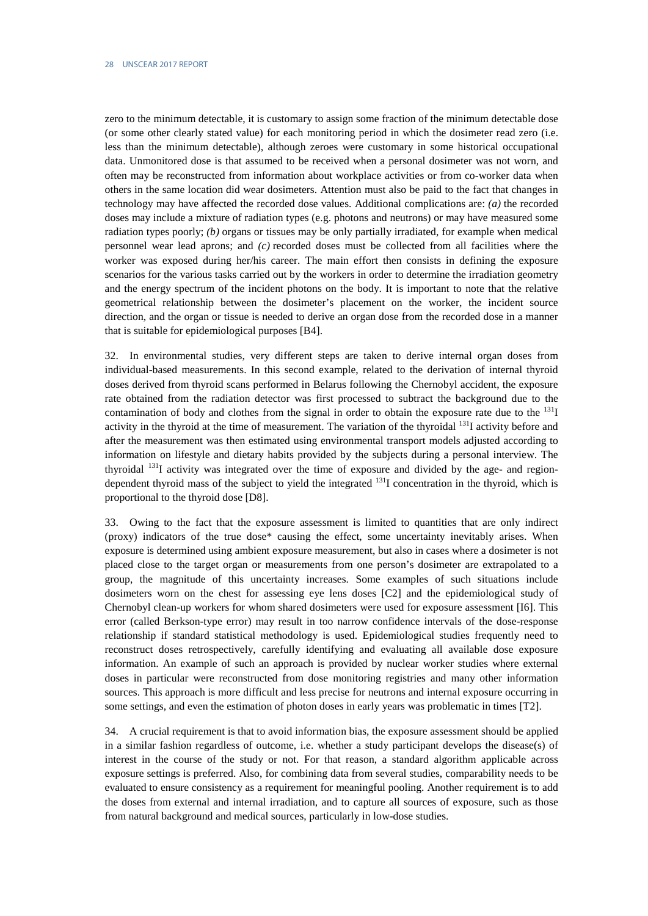zero to the minimum detectable, it is customary to assign some fraction of the minimum detectable dose (or some other clearly stated value) for each monitoring period in which the dosimeter read zero (i.e. less than the minimum detectable), although zeroes were customary in some historical occupational data. Unmonitored dose is that assumed to be received when a personal dosimeter was not worn, and often may be reconstructed from information about workplace activities or from co-worker data when others in the same location did wear dosimeters. Attention must also be paid to the fact that changes in technology may have affected the recorded dose values. Additional complications are: *(a)* the recorded doses may include a mixture of radiation types (e.g. photons and neutrons) or may have measured some radiation types poorly; *(b)* organs or tissues may be only partially irradiated, for example when medical personnel wear lead aprons; and *(c)* recorded doses must be collected from all facilities where the worker was exposed during her/his career. The main effort then consists in defining the exposure scenarios for the various tasks carried out by the workers in order to determine the irradiation geometry and the energy spectrum of the incident photons on the body. It is important to note that the relative geometrical relationship between the dosimeter's placement on the worker, the incident source direction, and the organ or tissue is needed to derive an organ dose from the recorded dose in a manner that is suitable for epidemiological purposes [B4].

32. In environmental studies, very different steps are taken to derive internal organ doses from individual-based measurements. In this second example, related to the derivation of internal thyroid doses derived from thyroid scans performed in Belarus following the Chernobyl accident, the exposure rate obtained from the radiation detector was first processed to subtract the background due to the contamination of body and clothes from the signal in order to obtain the exposure rate due to the $^{131}I$ activity in the thyroid at the time of measurement. The variation of the thyroidal $^{131}I$ activity before and after the measurement was then estimated using environmental transport models adjusted according to information on lifestyle and dietary habits provided by the subjects during a personal interview. The thyroidal $^{131}I$ activity was integrated over the time of exposure and divided by the age- and region-dependent thyroid mass of the subject to yield the integrated $^{131}I$ concentration in the thyroid, which is proportional to the thyroid dose [D8].

33. Owing to the fact that the exposure assessment is limited to quantities that are only indirect (proxy) indicators of the true dose* causing the effect, some uncertainty inevitably arises. When exposure is determined using ambient exposure measurement, but also in cases where a dosimeter is not placed close to the target organ or measurements from one person's dosimeter are extrapolated to a group, the magnitude of this uncertainty increases. Some examples of such situations include dosimeters worn on the chest for assessing eye lens doses [C2] and the epidemiological study of Chernobyl clean-up workers for whom shared dosimeters were used for exposure assessment [I6]. This error (called Berkson-type error) may result in too narrow confidence intervals of the dose-response relationship if standard statistical methodology is used. Epidemiological studies frequently need to reconstruct doses retrospectively, carefully identifying and evaluating all available dose exposure information. An example of such an approach is provided by nuclear worker studies where external doses in particular were reconstructed from dose monitoring registries and many other information sources. This approach is more difficult and less precise for neutrons and internal exposure occurring in some settings, and even the estimation of photon doses in early years was problematic in times [T2].

34. A crucial requirement is that to avoid information bias, the exposure assessment should be applied in a similar fashion regardless of outcome, i.e. whether a study participant develops the disease(s) of interest in the course of the study or not. For that reason, a standard algorithm applicable across exposure settings is preferred. Also, for combining data from several studies, comparability needs to be evaluated to ensure consistency as a requirement for meaningful pooling. Another requirement is to add the doses from external and internal irradiation, and to capture all sources of exposure, such as those from natural background and medical sources, particularly in low-dose studies.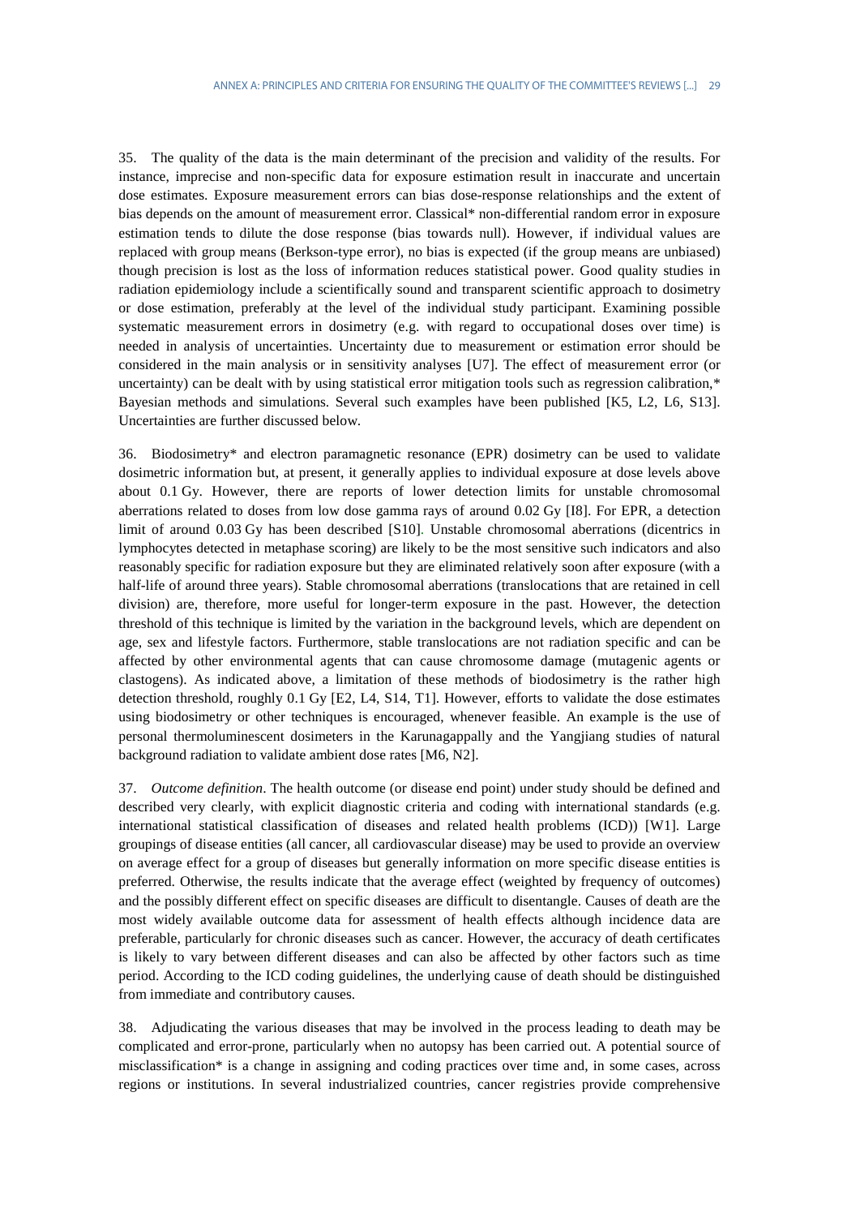35. The quality of the data is the main determinant of the precision and validity of the results. For instance, imprecise and non-specific data for exposure estimation result in inaccurate and uncertain dose estimates. Exposure measurement errors can bias dose-response relationships and the extent of bias depends on the amount of measurement error. Classical* non-differential random error in exposure estimation tends to dilute the dose response (bias towards null). However, if individual values are replaced with group means (Berkson-type error), no bias is expected (if the group means are unbiased) though precision is lost as the loss of information reduces statistical power. Good quality studies in radiation epidemiology include a scientifically sound and transparent scientific approach to dosimetry or dose estimation, preferably at the level of the individual study participant. Examining possible systematic measurement errors in dosimetry (e.g. with regard to occupational doses over time) is needed in analysis of uncertainties. Uncertainty due to measurement or estimation error should be considered in the main analysis or in sensitivity analyses [U7]. The effect of measurement error (or uncertainty) can be dealt with by using statistical error mitigation tools such as regression calibration,* Bayesian methods and simulations. Several such examples have been published [K5, L2, L6, S13]. Uncertainties are further discussed below.

36. Biodosimetry* and electron paramagnetic resonance (EPR) dosimetry can be used to validate dosimetric information but, at present, it generally applies to individual exposure at dose levels above about 0.1 Gy. However, there are reports of lower detection limits for unstable chromosomal aberrations related to doses from low dose gamma rays of around 0.02 Gy [I8]. For EPR, a detection limit of around 0.03 Gy has been described [S10]. Unstable chromosomal aberrations (dicentrics in lymphocytes detected in metaphase scoring) are likely to be the most sensitive such indicators and also reasonably specific for radiation exposure but they are eliminated relatively soon after exposure (with a half-life of around three years). Stable chromosomal aberrations (translocations that are retained in cell division) are, therefore, more useful for longer-term exposure in the past. However, the detection threshold of this technique is limited by the variation in the background levels, which are dependent on age, sex and lifestyle factors. Furthermore, stable translocations are not radiation specific and can be affected by other environmental agents that can cause chromosome damage (mutagenic agents or clastogens). As indicated above, a limitation of these methods of biodosimetry is the rather high detection threshold, roughly 0.1 Gy [E2, L4, S14, T1]. However, efforts to validate the dose estimates using biodosimetry or other techniques is encouraged, whenever feasible. An example is the use of personal thermoluminescent dosimeters in the Karunagappally and the Yangjiang studies of natural background radiation to validate ambient dose rates [M6, N2].

37. *Outcome definition*. The health outcome (or disease end point) under study should be defined and described very clearly, with explicit diagnostic criteria and coding with international standards (e.g. international statistical classification of diseases and related health problems (ICD)) [W1]. Large groupings of disease entities (all cancer, all cardiovascular disease) may be used to provide an overview on average effect for a group of diseases but generally information on more specific disease entities is preferred. Otherwise, the results indicate that the average effect (weighted by frequency of outcomes) and the possibly different effect on specific diseases are difficult to disentangle. Causes of death are the most widely available outcome data for assessment of health effects although incidence data are preferable, particularly for chronic diseases such as cancer. However, the accuracy of death certificates is likely to vary between different diseases and can also be affected by other factors such as time period. According to the ICD coding guidelines, the underlying cause of death should be distinguished from immediate and contributory causes.

38. Adjudicating the various diseases that may be involved in the process leading to death may be complicated and error-prone, particularly when no autopsy has been carried out. A potential source of misclassification* is a change in assigning and coding practices over time and, in some cases, across regions or institutions. In several industrialized countries, cancer registries provide comprehensive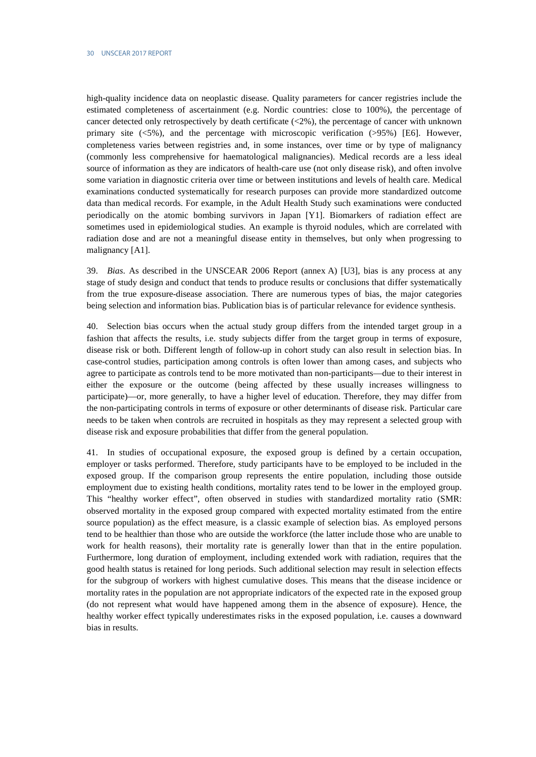high-quality incidence data on neoplastic disease. Quality parameters for cancer registries include the estimated completeness of ascertainment (e.g. Nordic countries: close to 100%), the percentage of cancer detected only retrospectively by death certificate (<2%), the percentage of cancer with unknown primary site (<5%), and the percentage with microscopic verification (>95%) [E6]. However, completeness varies between registries and, in some instances, over time or by type of malignancy (commonly less comprehensive for haematological malignancies). Medical records are a less ideal source of information as they are indicators of health-care use (not only disease risk), and often involve some variation in diagnostic criteria over time or between institutions and levels of health care. Medical examinations conducted systematically for research purposes can provide more standardized outcome data than medical records. For example, in the Adult Health Study such examinations were conducted periodically on the atomic bombing survivors in Japan [Y1]. Biomarkers of radiation effect are sometimes used in epidemiological studies. An example is thyroid nodules, which are correlated with radiation dose and are not a meaningful disease entity in themselves, but only when progressing to malignancy [A1].

39. *Bias*. As described in the UNSCEAR 2006 Report (annex A) [U3], bias is any process at any stage of study design and conduct that tends to produce results or conclusions that differ systematically from the true exposure-disease association. There are numerous types of bias, the major categories being selection and information bias. Publication bias is of particular relevance for evidence synthesis.

40. Selection bias occurs when the actual study group differs from the intended target group in a fashion that affects the results, i.e. study subjects differ from the target group in terms of exposure, disease risk or both. Different length of follow-up in cohort study can also result in selection bias. In case-control studies, participation among controls is often lower than among cases, and subjects who agree to participate as controls tend to be more motivated than non-participants—due to their interest in either the exposure or the outcome (being affected by these usually increases willingness to participate)—or, more generally, to have a higher level of education. Therefore, they may differ from the non-participating controls in terms of exposure or other determinants of disease risk. Particular care needs to be taken when controls are recruited in hospitals as they may represent a selected group with disease risk and exposure probabilities that differ from the general population.

41. In studies of occupational exposure, the exposed group is defined by a certain occupation, employer or tasks performed. Therefore, study participants have to be employed to be included in the exposed group. If the comparison group represents the entire population, including those outside employment due to existing health conditions, mortality rates tend to be lower in the employed group. This "healthy worker effect", often observed in studies with standardized mortality ratio (SMR: observed mortality in the exposed group compared with expected mortality estimated from the entire source population) as the effect measure, is a classic example of selection bias. As employed persons tend to be healthier than those who are outside the workforce (the latter include those who are unable to work for health reasons), their mortality rate is generally lower than that in the entire population. Furthermore, long duration of employment, including extended work with radiation, requires that the good health status is retained for long periods. Such additional selection may result in selection effects for the subgroup of workers with highest cumulative doses. This means that the disease incidence or mortality rates in the population are not appropriate indicators of the expected rate in the exposed group (do not represent what would have happened among them in the absence of exposure). Hence, the healthy worker effect typically underestimates risks in the exposed population, i.e. causes a downward bias in results.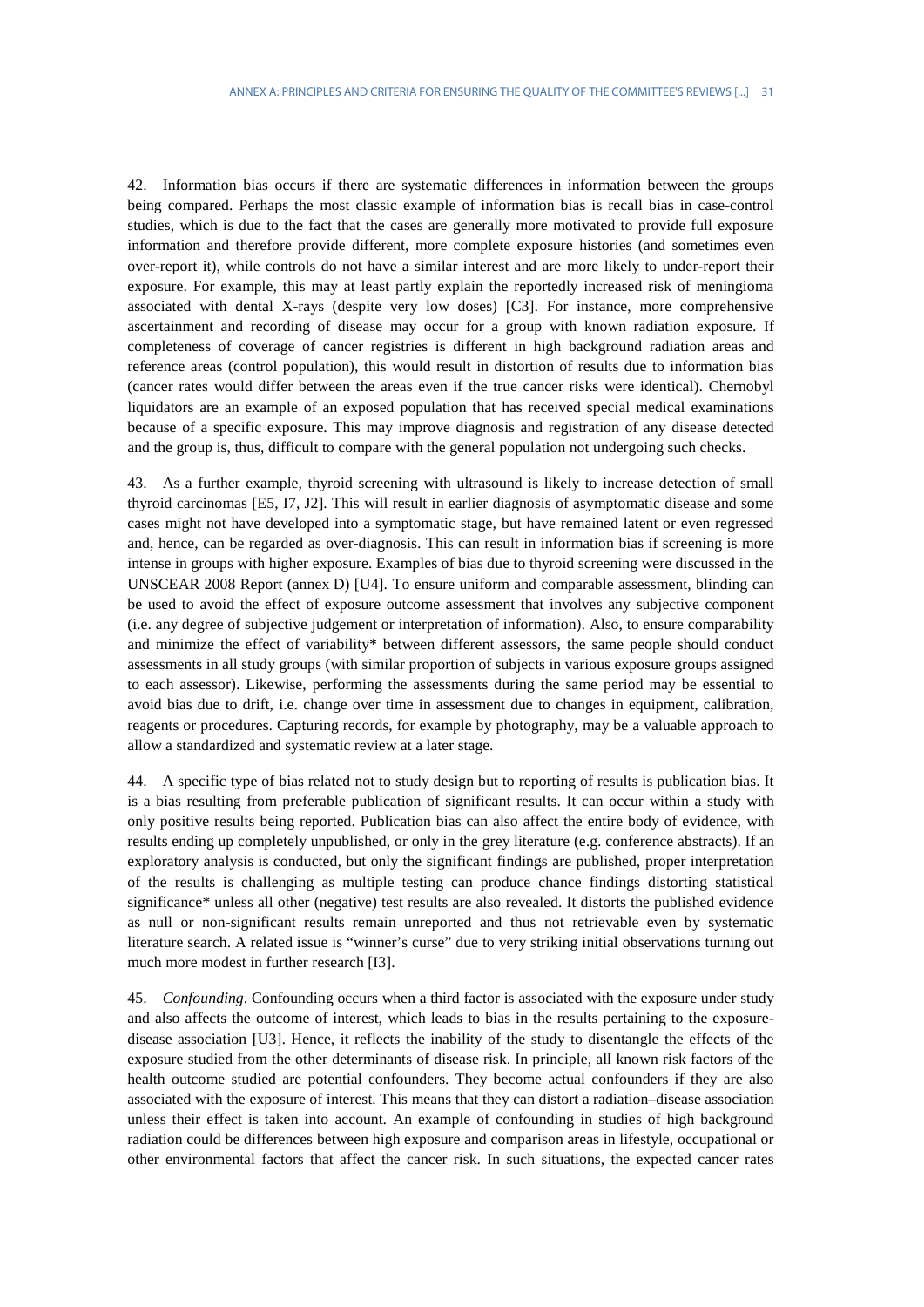42. Information bias occurs if there are systematic differences in information between the groups being compared. Perhaps the most classic example of information bias is recall bias in case-control studies, which is due to the fact that the cases are generally more motivated to provide full exposure information and therefore provide different, more complete exposure histories (and sometimes even over-report it), while controls do not have a similar interest and are more likely to under-report their exposure. For example, this may at least partly explain the reportedly increased risk of meningioma associated with dental X-rays (despite very low doses) [C3]. For instance, more comprehensive ascertainment and recording of disease may occur for a group with known radiation exposure. If completeness of coverage of cancer registries is different in high background radiation areas and reference areas (control population), this would result in distortion of results due to information bias (cancer rates would differ between the areas even if the true cancer risks were identical). Chernobyl liquidators are an example of an exposed population that has received special medical examinations because of a specific exposure. This may improve diagnosis and registration of any disease detected and the group is, thus, difficult to compare with the general population not undergoing such checks.

43. As a further example, thyroid screening with ultrasound is likely to increase detection of small thyroid carcinomas [E5, I7, J2]. This will result in earlier diagnosis of asymptomatic disease and some cases might not have developed into a symptomatic stage, but have remained latent or even regressed and, hence, can be regarded as over-diagnosis. This can result in information bias if screening is more intense in groups with higher exposure. Examples of bias due to thyroid screening were discussed in the UNSCEAR 2008 Report (annex D) [U4]. To ensure uniform and comparable assessment, blinding can be used to avoid the effect of exposure outcome assessment that involves any subjective component (i.e. any degree of subjective judgement or interpretation of information). Also, to ensure comparability and minimize the effect of variability* between different assessors, the same people should conduct assessments in all study groups (with similar proportion of subjects in various exposure groups assigned to each assessor). Likewise, performing the assessments during the same period may be essential to avoid bias due to drift, i.e. change over time in assessment due to changes in equipment, calibration, reagents or procedures. Capturing records, for example by photography, may be a valuable approach to allow a standardized and systematic review at a later stage.

44. A specific type of bias related not to study design but to reporting of results is publication bias. It is a bias resulting from preferable publication of significant results. It can occur within a study with only positive results being reported. Publication bias can also affect the entire body of evidence, with results ending up completely unpublished, or only in the grey literature (e.g. conference abstracts). If an exploratory analysis is conducted, but only the significant findings are published, proper interpretation of the results is challenging as multiple testing can produce chance findings distorting statistical significance* unless all other (negative) test results are also revealed. It distorts the published evidence as null or non-significant results remain unreported and thus not retrievable even by systematic literature search. A related issue is "winner's curse" due to very striking initial observations turning out much more modest in further research [I3].

45. *Confounding*. Confounding occurs when a third factor is associated with the exposure under study and also affects the outcome of interest, which leads to bias in the results pertaining to the exposure-disease association [U3]. Hence, it reflects the inability of the study to disentangle the effects of the exposure studied from the other determinants of disease risk. In principle, all known risk factors of the health outcome studied are potential confounders. They become actual confounders if they are also associated with the exposure of interest. This means that they can distort a radiation–disease association unless their effect is taken into account. An example of confounding in studies of high background radiation could be differences between high exposure and comparison areas in lifestyle, occupational or other environmental factors that affect the cancer risk. In such situations, the expected cancer rates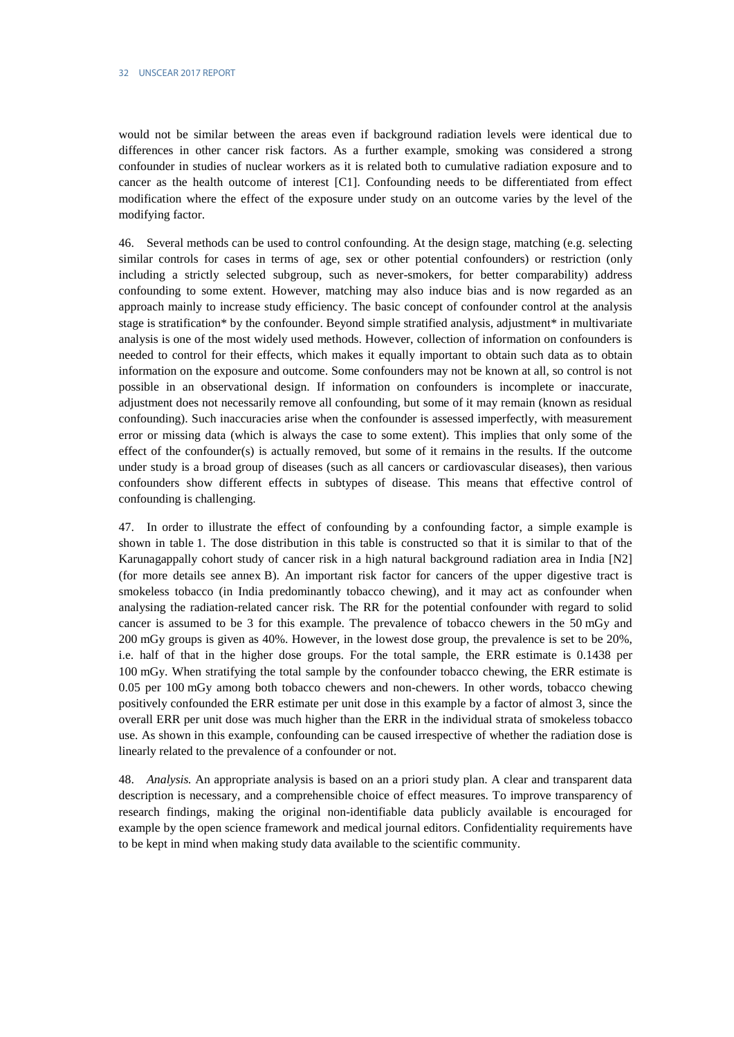would not be similar between the areas even if background radiation levels were identical due to differences in other cancer risk factors. As a further example, smoking was considered a strong confounder in studies of nuclear workers as it is related both to cumulative radiation exposure and to cancer as the health outcome of interest [C1]. Confounding needs to be differentiated from effect modification where the effect of the exposure under study on an outcome varies by the level of the modifying factor.

46. Several methods can be used to control confounding. At the design stage, matching (e.g. selecting similar controls for cases in terms of age, sex or other potential confounders) or restriction (only including a strictly selected subgroup, such as never-smokers, for better comparability) address confounding to some extent. However, matching may also induce bias and is now regarded as an approach mainly to increase study efficiency. The basic concept of confounder control at the analysis stage is stratification* by the confounder. Beyond simple stratified analysis, adjustment* in multivariate analysis is one of the most widely used methods. However, collection of information on confounders is needed to control for their effects, which makes it equally important to obtain such data as to obtain information on the exposure and outcome. Some confounders may not be known at all, so control is not possible in an observational design. If information on confounders is incomplete or inaccurate, adjustment does not necessarily remove all confounding, but some of it may remain (known as residual confounding). Such inaccuracies arise when the confounder is assessed imperfectly, with measurement error or missing data (which is always the case to some extent). This implies that only some of the effect of the confounder(s) is actually removed, but some of it remains in the results. If the outcome under study is a broad group of diseases (such as all cancers or cardiovascular diseases), then various confounders show different effects in subtypes of disease. This means that effective control of confounding is challenging.

47. In order to illustrate the effect of confounding by a confounding factor, a simple example is shown in table 1. The dose distribution in this table is constructed so that it is similar to that of the Karunagappally cohort study of cancer risk in a high natural background radiation area in India [N2] (for more details see annex B). An important risk factor for cancers of the upper digestive tract is smokeless tobacco (in India predominantly tobacco chewing), and it may act as confounder when analysing the radiation-related cancer risk. The RR for the potential confounder with regard to solid cancer is assumed to be 3 for this example. The prevalence of tobacco chewers in the 50 mGy and 200 mGy groups is given as 40%. However, in the lowest dose group, the prevalence is set to be 20%, i.e. half of that in the higher dose groups. For the total sample, the ERR estimate is 0.1438 per 100 mGy. When stratifying the total sample by the confounder tobacco chewing, the ERR estimate is 0.05 per 100 mGy among both tobacco chewers and non-chewers. In other words, tobacco chewing positively confounded the ERR estimate per unit dose in this example by a factor of almost 3, since the overall ERR per unit dose was much higher than the ERR in the individual strata of smokeless tobacco use. As shown in this example, confounding can be caused irrespective of whether the radiation dose is linearly related to the prevalence of a confounder or not.

48. *Analysis.* An appropriate analysis is based on an a priori study plan. A clear and transparent data description is necessary, and a comprehensible choice of effect measures. To improve transparency of research findings, making the original non-identifiable data publicly available is encouraged for example by the open science framework and medical journal editors. Confidentiality requirements have to be kept in mind when making study data available to the scientific community.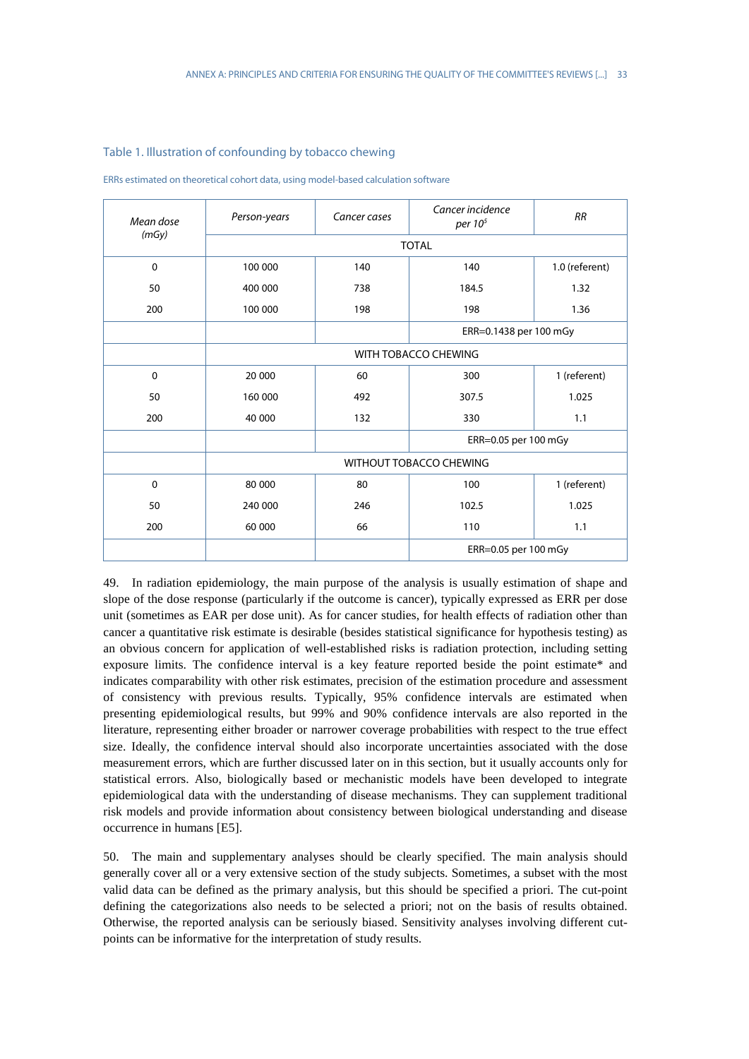Table 1. Illustration of confounding by tobacco chewing

ERRs estimated on theoretical cohort data, using model-based calculation software

| *Mean dose (mGy)* | *Person-years* | *Cancer cases* | *Cancer incidence per $10^5$* | *RR* |
|---|---|---|---|---|
| | TOTAL | | | |
| 0 | 100 000 | 140 | 140 | 1.0 (referent) |
| 50 | 400 000 | 738 | 184.5 | 1.32 |
| 200 | 100 000 | 198 | 198 | 1.36 |
| | | | ERR=0.1438 per 100 mGy | |
| | WITH TOBACCO CHEWING | | | |
| 0 | 20 000 | 60 | 300 | 1 (referent) |
| 50 | 160 000 | 492 | 307.5 | 1.025 |
| 200 | 40 000 | 132 | 330 | 1.1 |
| | | | ERR=0.05 per 100 mGy | |
| | WITHOUT TOBACCO CHEWING | | | |
| 0 | 80 000 | 80 | 100 | 1 (referent) |
| 50 | 240 000 | 246 | 102.5 | 1.025 |
| 200 | 60 000 | 66 | 110 | 1.1 |
| | | | ERR=0.05 per 100 mGy | |

49. In radiation epidemiology, the main purpose of the analysis is usually estimation of shape and slope of the dose response (particularly if the outcome is cancer), typically expressed as ERR per dose unit (sometimes as EAR per dose unit). As for cancer studies, for health effects of radiation other than cancer a quantitative risk estimate is desirable (besides statistical significance for hypothesis testing) as an obvious concern for application of well-established risks is radiation protection, including setting exposure limits. The confidence interval is a key feature reported beside the point estimate* and indicates comparability with other risk estimates, precision of the estimation procedure and assessment of consistency with previous results. Typically, 95% confidence intervals are estimated when presenting epidemiological results, but 99% and 90% confidence intervals are also reported in the literature, representing either broader or narrower coverage probabilities with respect to the true effect size. Ideally, the confidence interval should also incorporate uncertainties associated with the dose measurement errors, which are further discussed later on in this section, but it usually accounts only for statistical errors. Also, biologically based or mechanistic models have been developed to integrate epidemiological data with the understanding of disease mechanisms. They can supplement traditional risk models and provide information about consistency between biological understanding and disease occurrence in humans [E5].

50. The main and supplementary analyses should be clearly specified. The main analysis should generally cover all or a very extensive section of the study subjects. Sometimes, a subset with the most valid data can be defined as the primary analysis, but this should be specified a priori. The cut-point defining the categorizations also needs to be selected a priori; not on the basis of results obtained. Otherwise, the reported analysis can be seriously biased. Sensitivity analyses involving different cut-points can be informative for the interpretation of study results.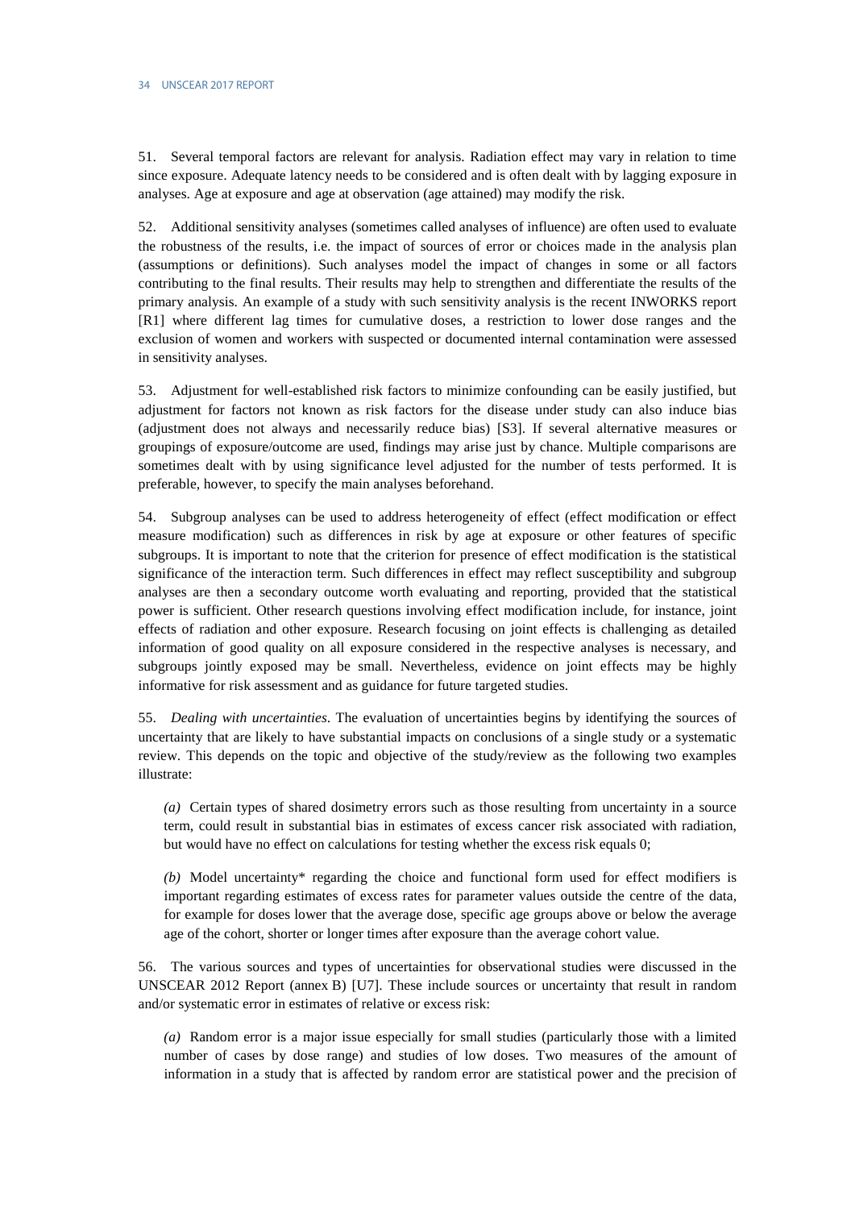51. Several temporal factors are relevant for analysis. Radiation effect may vary in relation to time since exposure. Adequate latency needs to be considered and is often dealt with by lagging exposure in analyses. Age at exposure and age at observation (age attained) may modify the risk.

52. Additional sensitivity analyses (sometimes called analyses of influence) are often used to evaluate the robustness of the results, i.e. the impact of sources of error or choices made in the analysis plan (assumptions or definitions). Such analyses model the impact of changes in some or all factors contributing to the final results. Their results may help to strengthen and differentiate the results of the primary analysis. An example of a study with such sensitivity analysis is the recent INWORKS report [R1] where different lag times for cumulative doses, a restriction to lower dose ranges and the exclusion of women and workers with suspected or documented internal contamination were assessed in sensitivity analyses.

53. Adjustment for well-established risk factors to minimize confounding can be easily justified, but adjustment for factors not known as risk factors for the disease under study can also induce bias (adjustment does not always and necessarily reduce bias) [S3]. If several alternative measures or groupings of exposure/outcome are used, findings may arise just by chance. Multiple comparisons are sometimes dealt with by using significance level adjusted for the number of tests performed. It is preferable, however, to specify the main analyses beforehand.

54. Subgroup analyses can be used to address heterogeneity of effect (effect modification or effect measure modification) such as differences in risk by age at exposure or other features of specific subgroups. It is important to note that the criterion for presence of effect modification is the statistical significance of the interaction term. Such differences in effect may reflect susceptibility and subgroup analyses are then a secondary outcome worth evaluating and reporting, provided that the statistical power is sufficient. Other research questions involving effect modification include, for instance, joint effects of radiation and other exposure. Research focusing on joint effects is challenging as detailed information of good quality on all exposure considered in the respective analyses is necessary, and subgroups jointly exposed may be small. Nevertheless, evidence on joint effects may be highly informative for risk assessment and as guidance for future targeted studies.

55. *Dealing with uncertainties*. The evaluation of uncertainties begins by identifying the sources of uncertainty that are likely to have substantial impacts on conclusions of a single study or a systematic review. This depends on the topic and objective of the study/review as the following two examples illustrate:

*(a)* Certain types of shared dosimetry errors such as those resulting from uncertainty in a source term, could result in substantial bias in estimates of excess cancer risk associated with radiation, but would have no effect on calculations for testing whether the excess risk equals 0;

*(b)* Model uncertainty* regarding the choice and functional form used for effect modifiers is important regarding estimates of excess rates for parameter values outside the centre of the data, for example for doses lower that the average dose, specific age groups above or below the average age of the cohort, shorter or longer times after exposure than the average cohort value.

56. The various sources and types of uncertainties for observational studies were discussed in the UNSCEAR 2012 Report (annex B) [U7]. These include sources or uncertainty that result in random and/or systematic error in estimates of relative or excess risk:

*(a)* Random error is a major issue especially for small studies (particularly those with a limited number of cases by dose range) and studies of low doses. Two measures of the amount of information in a study that is affected by random error are statistical power and the precision of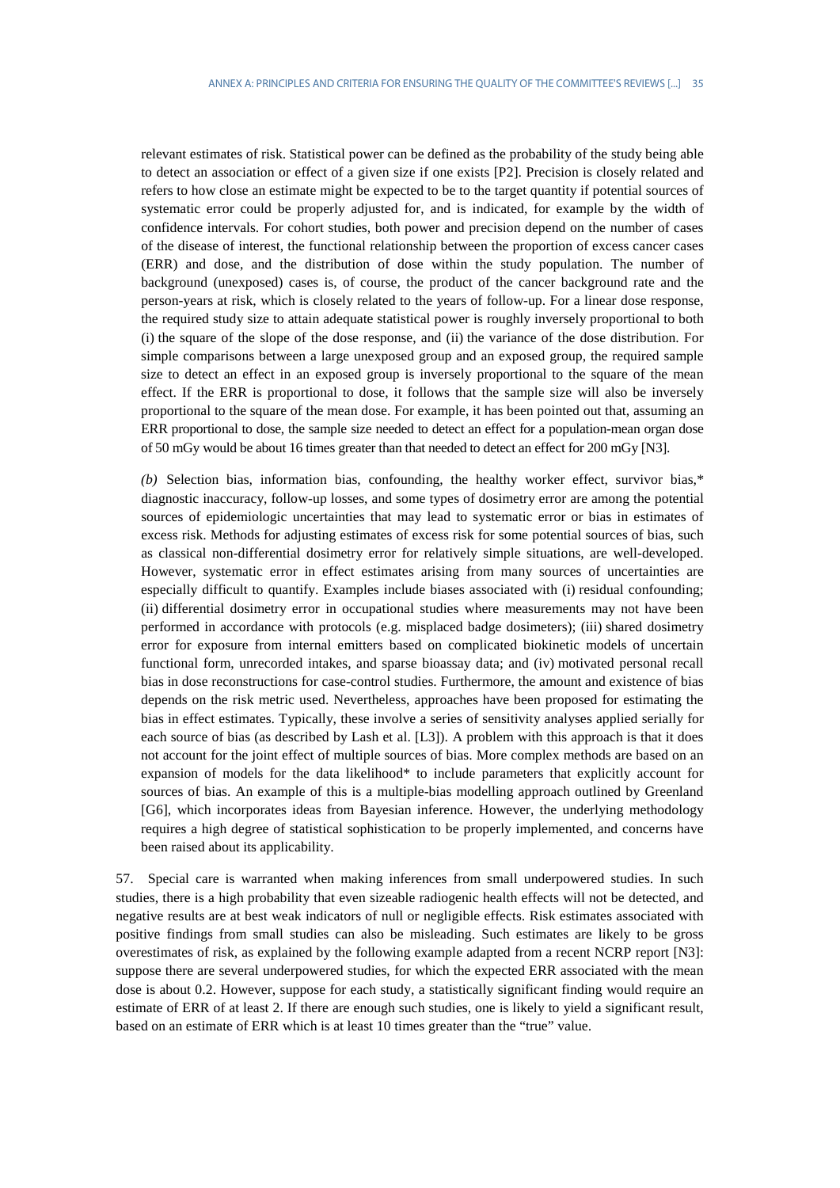relevant estimates of risk. Statistical power can be defined as the probability of the study being able to detect an association or effect of a given size if one exists [P2]. Precision is closely related and refers to how close an estimate might be expected to be to the target quantity if potential sources of systematic error could be properly adjusted for, and is indicated, for example by the width of confidence intervals. For cohort studies, both power and precision depend on the number of cases of the disease of interest, the functional relationship between the proportion of excess cancer cases (ERR) and dose, and the distribution of dose within the study population. The number of background (unexposed) cases is, of course, the product of the cancer background rate and the person-years at risk, which is closely related to the years of follow-up. For a linear dose response, the required study size to attain adequate statistical power is roughly inversely proportional to both (i) the square of the slope of the dose response, and (ii) the variance of the dose distribution. For simple comparisons between a large unexposed group and an exposed group, the required sample size to detect an effect in an exposed group is inversely proportional to the square of the mean effect. If the ERR is proportional to dose, it follows that the sample size will also be inversely proportional to the square of the mean dose. For example, it has been pointed out that, assuming an ERR proportional to dose, the sample size needed to detect an effect for a population-mean organ dose of 50 mGy would be about 16 times greater than that needed to detect an effect for 200 mGy [N3].

*(b)* Selection bias, information bias, confounding, the healthy worker effect, survivor bias,* diagnostic inaccuracy, follow-up losses, and some types of dosimetry error are among the potential sources of epidemiologic uncertainties that may lead to systematic error or bias in estimates of excess risk. Methods for adjusting estimates of excess risk for some potential sources of bias, such as classical non-differential dosimetry error for relatively simple situations, are well-developed. However, systematic error in effect estimates arising from many sources of uncertainties are especially difficult to quantify. Examples include biases associated with (i) residual confounding; (ii) differential dosimetry error in occupational studies where measurements may not have been performed in accordance with protocols (e.g. misplaced badge dosimeters); (iii) shared dosimetry error for exposure from internal emitters based on complicated biokinetic models of uncertain functional form, unrecorded intakes, and sparse bioassay data; and (iv) motivated personal recall bias in dose reconstructions for case-control studies. Furthermore, the amount and existence of bias depends on the risk metric used. Nevertheless, approaches have been proposed for estimating the bias in effect estimates. Typically, these involve a series of sensitivity analyses applied serially for each source of bias (as described by Lash et al. [L3]). A problem with this approach is that it does not account for the joint effect of multiple sources of bias. More complex methods are based on an expansion of models for the data likelihood* to include parameters that explicitly account for sources of bias. An example of this is a multiple-bias modelling approach outlined by Greenland [G6], which incorporates ideas from Bayesian inference. However, the underlying methodology requires a high degree of statistical sophistication to be properly implemented, and concerns have been raised about its applicability.

57. Special care is warranted when making inferences from small underpowered studies. In such studies, there is a high probability that even sizeable radiogenic health effects will not be detected, and negative results are at best weak indicators of null or negligible effects. Risk estimates associated with positive findings from small studies can also be misleading. Such estimates are likely to be gross overestimates of risk, as explained by the following example adapted from a recent NCRP report [N3]: suppose there are several underpowered studies, for which the expected ERR associated with the mean dose is about 0.2. However, suppose for each study, a statistically significant finding would require an estimate of ERR of at least 2. If there are enough such studies, one is likely to yield a significant result, based on an estimate of ERR which is at least 10 times greater than the "true" value.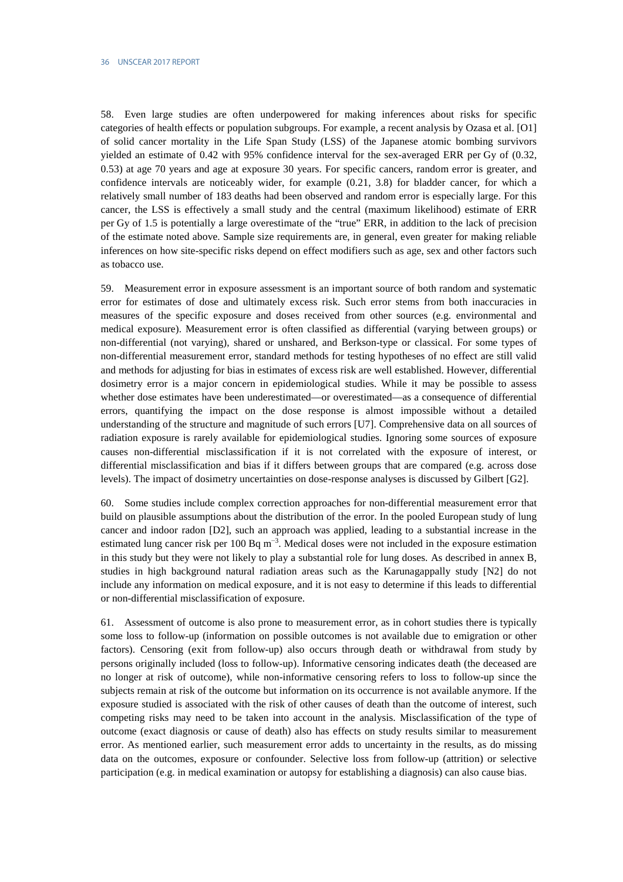58. Even large studies are often underpowered for making inferences about risks for specific categories of health effects or population subgroups. For example, a recent analysis by Ozasa et al. [O1] of solid cancer mortality in the Life Span Study (LSS) of the Japanese atomic bombing survivors yielded an estimate of 0.42 with 95% confidence interval for the sex-averaged ERR per Gy of (0.32, 0.53) at age 70 years and age at exposure 30 years. For specific cancers, random error is greater, and confidence intervals are noticeably wider, for example (0.21, 3.8) for bladder cancer, for which a relatively small number of 183 deaths had been observed and random error is especially large. For this cancer, the LSS is effectively a small study and the central (maximum likelihood) estimate of ERR per Gy of 1.5 is potentially a large overestimate of the "true" ERR, in addition to the lack of precision of the estimate noted above. Sample size requirements are, in general, even greater for making reliable inferences on how site-specific risks depend on effect modifiers such as age, sex and other factors such as tobacco use.

59. Measurement error in exposure assessment is an important source of both random and systematic error for estimates of dose and ultimately excess risk. Such error stems from both inaccuracies in measures of the specific exposure and doses received from other sources (e.g. environmental and medical exposure). Measurement error is often classified as differential (varying between groups) or non-differential (not varying), shared or unshared, and Berkson-type or classical. For some types of non-differential measurement error, standard methods for testing hypotheses of no effect are still valid and methods for adjusting for bias in estimates of excess risk are well established. However, differential dosimetry error is a major concern in epidemiological studies. While it may be possible to assess whether dose estimates have been underestimated—or overestimated—as a consequence of differential errors, quantifying the impact on the dose response is almost impossible without a detailed understanding of the structure and magnitude of such errors [U7]. Comprehensive data on all sources of radiation exposure is rarely available for epidemiological studies. Ignoring some sources of exposure causes non-differential misclassification if it is not correlated with the exposure of interest, or differential misclassification and bias if it differs between groups that are compared (e.g. across dose levels). The impact of dosimetry uncertainties on dose-response analyses is discussed by Gilbert [G2].

60. Some studies include complex correction approaches for non-differential measurement error that build on plausible assumptions about the distribution of the error. In the pooled European study of lung cancer and indoor radon [D2], such an approach was applied, leading to a substantial increase in the estimated lung cancer risk per 100 Bq $m^{-3}$. Medical doses were not included in the exposure estimation in this study but they were not likely to play a substantial role for lung doses. As described in annex B, studies in high background natural radiation areas such as the Karunagappally study [N2] do not include any information on medical exposure, and it is not easy to determine if this leads to differential or non-differential misclassification of exposure.

61. Assessment of outcome is also prone to measurement error, as in cohort studies there is typically some loss to follow-up (information on possible outcomes is not available due to emigration or other factors). Censoring (exit from follow-up) also occurs through death or withdrawal from study by persons originally included (loss to follow-up). Informative censoring indicates death (the deceased are no longer at risk of outcome), while non-informative censoring refers to loss to follow-up since the subjects remain at risk of the outcome but information on its occurrence is not available anymore. If the exposure studied is associated with the risk of other causes of death than the outcome of interest, such competing risks may need to be taken into account in the analysis. Misclassification of the type of outcome (exact diagnosis or cause of death) also has effects on study results similar to measurement error. As mentioned earlier, such measurement error adds to uncertainty in the results, as do missing data on the outcomes, exposure or confounder. Selective loss from follow-up (attrition) or selective participation (e.g. in medical examination or autopsy for establishing a diagnosis) can also cause bias.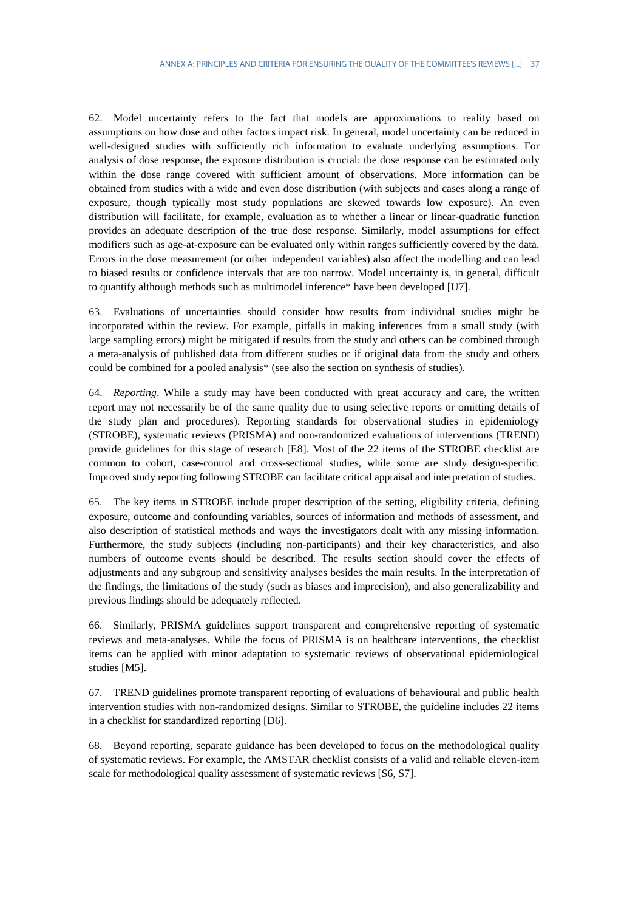62. Model uncertainty refers to the fact that models are approximations to reality based on assumptions on how dose and other factors impact risk. In general, model uncertainty can be reduced in well-designed studies with sufficiently rich information to evaluate underlying assumptions. For analysis of dose response, the exposure distribution is crucial: the dose response can be estimated only within the dose range covered with sufficient amount of observations. More information can be obtained from studies with a wide and even dose distribution (with subjects and cases along a range of exposure, though typically most study populations are skewed towards low exposure). An even distribution will facilitate, for example, evaluation as to whether a linear or linear-quadratic function provides an adequate description of the true dose response. Similarly, model assumptions for effect modifiers such as age-at-exposure can be evaluated only within ranges sufficiently covered by the data. Errors in the dose measurement (or other independent variables) also affect the modelling and can lead to biased results or confidence intervals that are too narrow. Model uncertainty is, in general, difficult to quantify although methods such as multimodel inference* have been developed [U7].

63. Evaluations of uncertainties should consider how results from individual studies might be incorporated within the review. For example, pitfalls in making inferences from a small study (with large sampling errors) might be mitigated if results from the study and others can be combined through a meta-analysis of published data from different studies or if original data from the study and others could be combined for a pooled analysis* (see also the section on synthesis of studies).

64. *Reporting*. While a study may have been conducted with great accuracy and care, the written report may not necessarily be of the same quality due to using selective reports or omitting details of the study plan and procedures). Reporting standards for observational studies in epidemiology (STROBE), systematic reviews (PRISMA) and non-randomized evaluations of interventions (TREND) provide guidelines for this stage of research [E8]. Most of the 22 items of the STROBE checklist are common to cohort, case-control and cross-sectional studies, while some are study design-specific. Improved study reporting following STROBE can facilitate critical appraisal and interpretation of studies.

65. The key items in STROBE include proper description of the setting, eligibility criteria, defining exposure, outcome and confounding variables, sources of information and methods of assessment, and also description of statistical methods and ways the investigators dealt with any missing information. Furthermore, the study subjects (including non-participants) and their key characteristics, and also numbers of outcome events should be described. The results section should cover the effects of adjustments and any subgroup and sensitivity analyses besides the main results. In the interpretation of the findings, the limitations of the study (such as biases and imprecision), and also generalizability and previous findings should be adequately reflected.

66. Similarly, PRISMA guidelines support transparent and comprehensive reporting of systematic reviews and meta-analyses. While the focus of PRISMA is on healthcare interventions, the checklist items can be applied with minor adaptation to systematic reviews of observational epidemiological studies [M5].

67. TREND guidelines promote transparent reporting of evaluations of behavioural and public health intervention studies with non-randomized designs. Similar to STROBE, the guideline includes 22 items in a checklist for standardized reporting [D6].

68. Beyond reporting, separate guidance has been developed to focus on the methodological quality of systematic reviews. For example, the AMSTAR checklist consists of a valid and reliable eleven-item scale for methodological quality assessment of systematic reviews [S6, S7].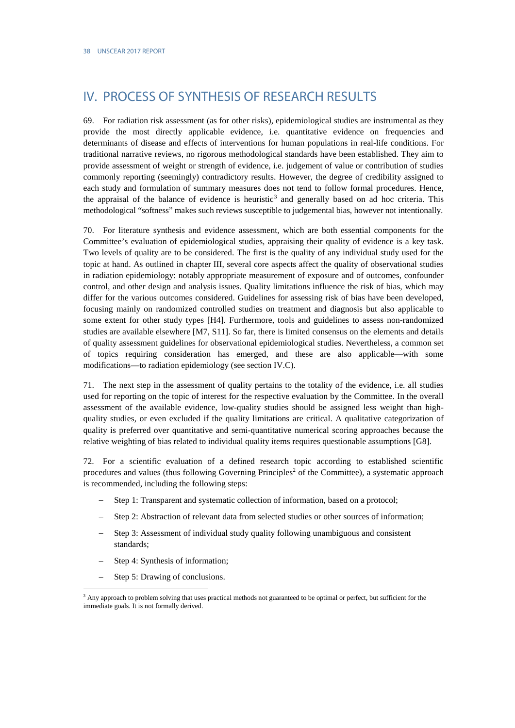# IV. PROCESS OF SYNTHESIS OF RESEARCH RESULTS

69. For radiation risk assessment (as for other risks), epidemiological studies are instrumental as they provide the most directly applicable evidence, i.e. quantitative evidence on frequencies and determinants of disease and effects of interventions for human populations in real-life conditions. For traditional narrative reviews, no rigorous methodological standards have been established. They aim to provide assessment of weight or strength of evidence, i.e. judgement of value or contribution of studies commonly reporting (seemingly) contradictory results. However, the degree of credibility assigned to each study and formulation of summary measures does not tend to follow formal procedures. Hence, the appraisal of the balance of evidence is heuristic[3] and generally based on ad hoc criteria. This methodological "softness" makes such reviews susceptible to judgemental bias, however not intentionally.

70. For literature synthesis and evidence assessment, which are both essential components for the Committee's evaluation of epidemiological studies, appraising their quality of evidence is a key task. Two levels of quality are to be considered. The first is the quality of any individual study used for the topic at hand. As outlined in chapter III, several core aspects affect the quality of observational studies in radiation epidemiology: notably appropriate measurement of exposure and of outcomes, confounder control, and other design and analysis issues. Quality limitations influence the risk of bias, which may differ for the various outcomes considered. Guidelines for assessing risk of bias have been developed, focusing mainly on randomized controlled studies on treatment and diagnosis but also applicable to some extent for other study types [H4]. Furthermore, tools and guidelines to assess non-randomized studies are available elsewhere [M7, S11]. So far, there is limited consensus on the elements and details of quality assessment guidelines for observational epidemiological studies. Nevertheless, a common set of topics requiring consideration has emerged, and these are also applicable—with some modifications—to radiation epidemiology (see section IV.C).

71. The next step in the assessment of quality pertains to the totality of the evidence, i.e. all studies used for reporting on the topic of interest for the respective evaluation by the Committee. In the overall assessment of the available evidence, low-quality studies should be assigned less weight than high-quality studies, or even excluded if the quality limitations are critical. A qualitative categorization of quality is preferred over quantitative and semi-quantitative numerical scoring approaches because the relative weighting of bias related to individual quality items requires questionable assumptions [G8].

72. For a scientific evaluation of a defined research topic according to established scientific procedures and values (thus following Governing Principles[2] of the Committee), a systematic approach is recommended, including the following steps:

- Step 1: Transparent and systematic collection of information, based on a protocol;
- Step 2: Abstraction of relevant data from selected studies or other sources of information;
- Step 3: Assessment of individual study quality following unambiguous and consistent standards;
- Step 4: Synthesis of information;
- Step 5: Drawing of conclusions.

[3] Any approach to problem solving that uses practical methods not guaranteed to be optimal or perfect, but sufficient for the immediate goals. It is not formally derived.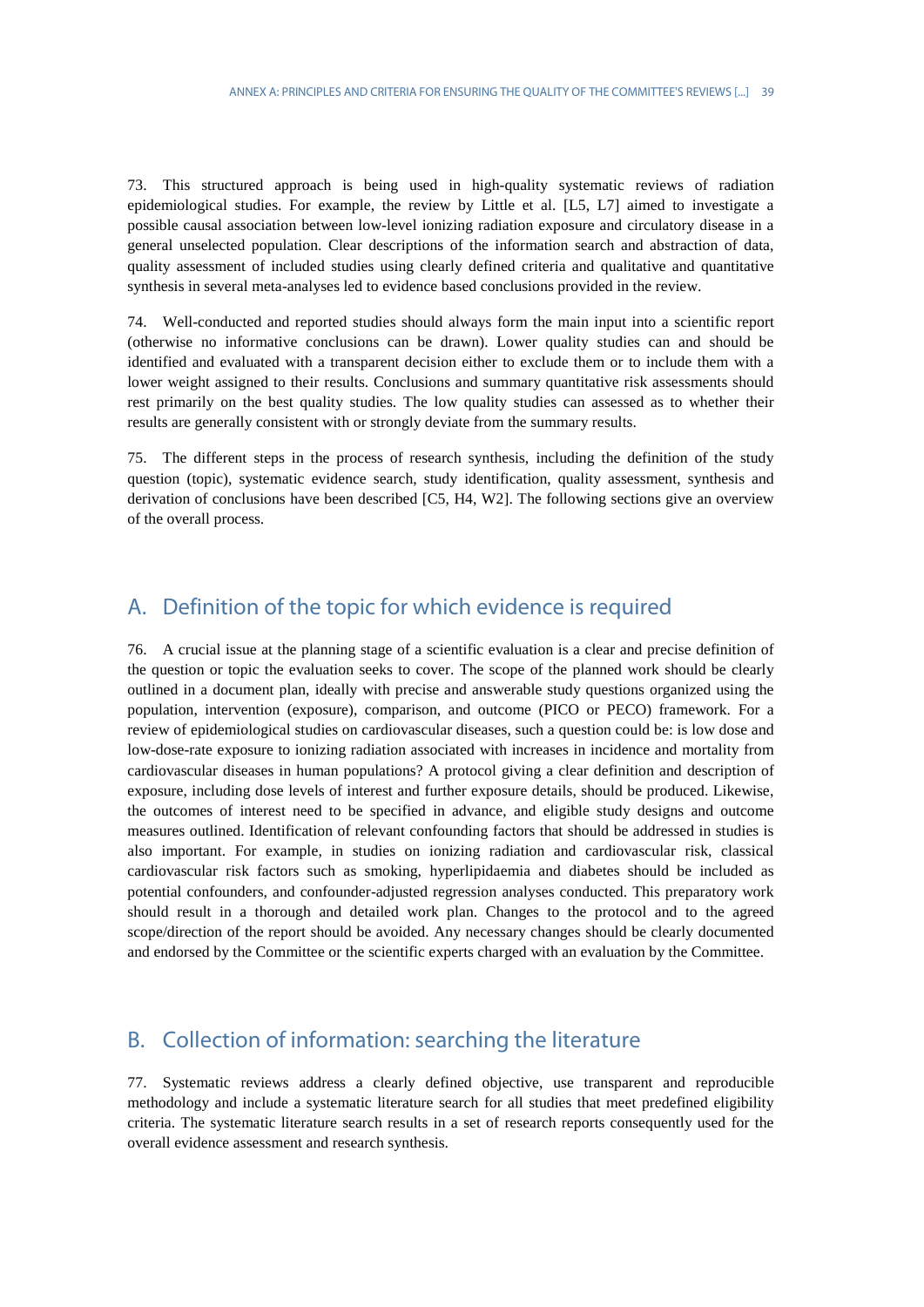73. This structured approach is being used in high-quality systematic reviews of radiation epidemiological studies. For example, the review by Little et al. [L5, L7] aimed to investigate a possible causal association between low-level ionizing radiation exposure and circulatory disease in a general unselected population. Clear descriptions of the information search and abstraction of data, quality assessment of included studies using clearly defined criteria and qualitative and quantitative synthesis in several meta-analyses led to evidence based conclusions provided in the review.

74. Well-conducted and reported studies should always form the main input into a scientific report (otherwise no informative conclusions can be drawn). Lower quality studies can and should be identified and evaluated with a transparent decision either to exclude them or to include them with a lower weight assigned to their results. Conclusions and summary quantitative risk assessments should rest primarily on the best quality studies. The low quality studies can assessed as to whether their results are generally consistent with or strongly deviate from the summary results.

75. The different steps in the process of research synthesis, including the definition of the study question (topic), systematic evidence search, study identification, quality assessment, synthesis and derivation of conclusions have been described [C5, H4, W2]. The following sections give an overview of the overall process.

## A. Definition of the topic for which evidence is required

76. A crucial issue at the planning stage of a scientific evaluation is a clear and precise definition of the question or topic the evaluation seeks to cover. The scope of the planned work should be clearly outlined in a document plan, ideally with precise and answerable study questions organized using the population, intervention (exposure), comparison, and outcome (PICO or PECO) framework. For a review of epidemiological studies on cardiovascular diseases, such a question could be: is low dose and low-dose-rate exposure to ionizing radiation associated with increases in incidence and mortality from cardiovascular diseases in human populations? A protocol giving a clear definition and description of exposure, including dose levels of interest and further exposure details, should be produced. Likewise, the outcomes of interest need to be specified in advance, and eligible study designs and outcome measures outlined. Identification of relevant confounding factors that should be addressed in studies is also important. For example, in studies on ionizing radiation and cardiovascular risk, classical cardiovascular risk factors such as smoking, hyperlipidaemia and diabetes should be included as potential confounders, and confounder-adjusted regression analyses conducted. This preparatory work should result in a thorough and detailed work plan. Changes to the protocol and to the agreed scope/direction of the report should be avoided. Any necessary changes should be clearly documented and endorsed by the Committee or the scientific experts charged with an evaluation by the Committee.

## B. Collection of information: searching the literature

77. Systematic reviews address a clearly defined objective, use transparent and reproducible methodology and include a systematic literature search for all studies that meet predefined eligibility criteria. The systematic literature search results in a set of research reports consequently used for the overall evidence assessment and research synthesis.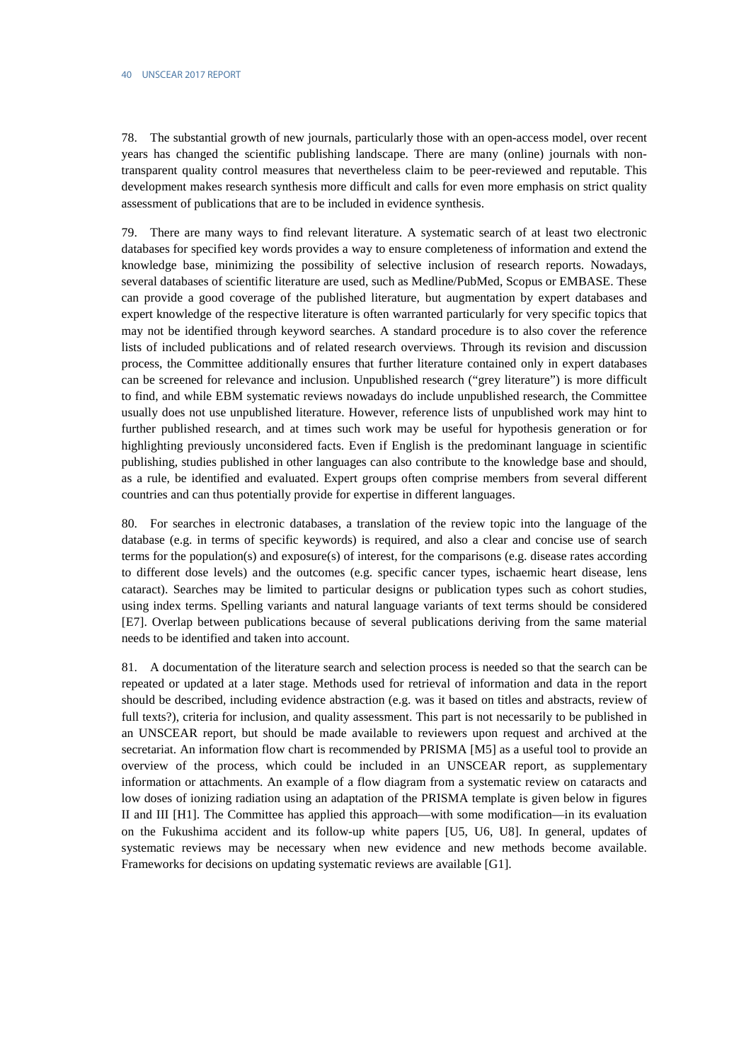78. The substantial growth of new journals, particularly those with an open-access model, over recent years has changed the scientific publishing landscape. There are many (online) journals with non-transparent quality control measures that nevertheless claim to be peer-reviewed and reputable. This development makes research synthesis more difficult and calls for even more emphasis on strict quality assessment of publications that are to be included in evidence synthesis.

79. There are many ways to find relevant literature. A systematic search of at least two electronic databases for specified key words provides a way to ensure completeness of information and extend the knowledge base, minimizing the possibility of selective inclusion of research reports. Nowadays, several databases of scientific literature are used, such as Medline/PubMed, Scopus or EMBASE. These can provide a good coverage of the published literature, but augmentation by expert databases and expert knowledge of the respective literature is often warranted particularly for very specific topics that may not be identified through keyword searches. A standard procedure is to also cover the reference lists of included publications and of related research overviews. Through its revision and discussion process, the Committee additionally ensures that further literature contained only in expert databases can be screened for relevance and inclusion. Unpublished research ("grey literature") is more difficult to find, and while EBM systematic reviews nowadays do include unpublished research, the Committee usually does not use unpublished literature. However, reference lists of unpublished work may hint to further published research, and at times such work may be useful for hypothesis generation or for highlighting previously unconsidered facts. Even if English is the predominant language in scientific publishing, studies published in other languages can also contribute to the knowledge base and should, as a rule, be identified and evaluated. Expert groups often comprise members from several different countries and can thus potentially provide for expertise in different languages.

80. For searches in electronic databases, a translation of the review topic into the language of the database (e.g. in terms of specific keywords) is required, and also a clear and concise use of search terms for the population(s) and exposure(s) of interest, for the comparisons (e.g. disease rates according to different dose levels) and the outcomes (e.g. specific cancer types, ischaemic heart disease, lens cataract). Searches may be limited to particular designs or publication types such as cohort studies, using index terms. Spelling variants and natural language variants of text terms should be considered [E7]. Overlap between publications because of several publications deriving from the same material needs to be identified and taken into account.

81. A documentation of the literature search and selection process is needed so that the search can be repeated or updated at a later stage. Methods used for retrieval of information and data in the report should be described, including evidence abstraction (e.g. was it based on titles and abstracts, review of full texts?), criteria for inclusion, and quality assessment. This part is not necessarily to be published in an UNSCEAR report, but should be made available to reviewers upon request and archived at the secretariat. An information flow chart is recommended by PRISMA [M5] as a useful tool to provide an overview of the process, which could be included in an UNSCEAR report, as supplementary information or attachments. An example of a flow diagram from a systematic review on cataracts and low doses of ionizing radiation using an adaptation of the PRISMA template is given below in figures II and III [H1]. The Committee has applied this approach—with some modification—in its evaluation on the Fukushima accident and its follow-up white papers [U5, U6, U8]. In general, updates of systematic reviews may be necessary when new evidence and new methods become available. Frameworks for decisions on updating systematic reviews are available [G1].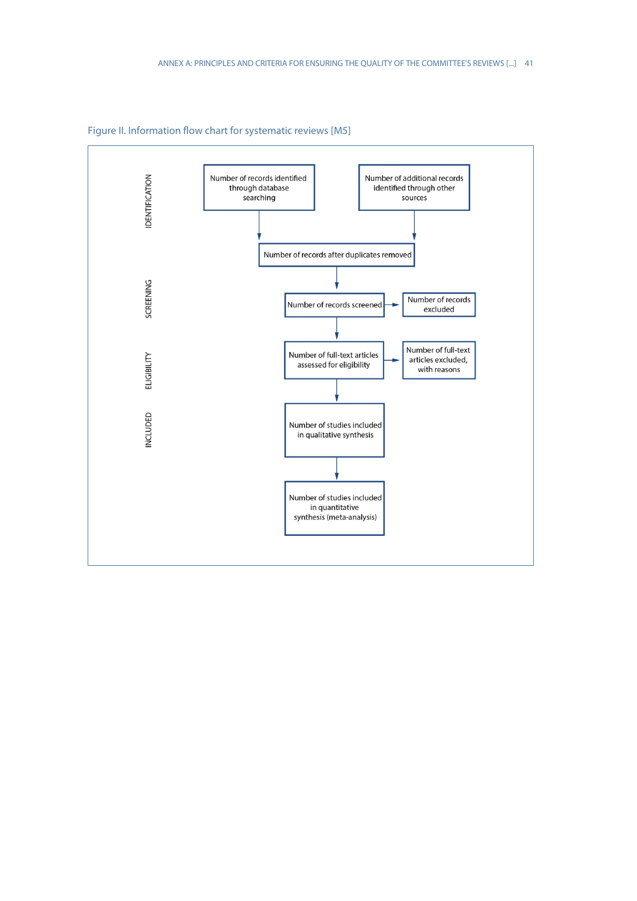Figure II. Information flow chart for systematic reviews [M5]

IDENTIFICATION

Number of records identified through database searching

Number of additional records identified through other sources

Number of records after duplicates removed

SCREENING

Number of records screened

Number of records excluded

ELIGIBILITY

Number of full-text articles assessed for eligibility

Number of full-text articles excluded, with reasons

INCLUDED

Number of studies included in qualitative synthesis

Number of studies included in quantitative synthesis (meta-analysis)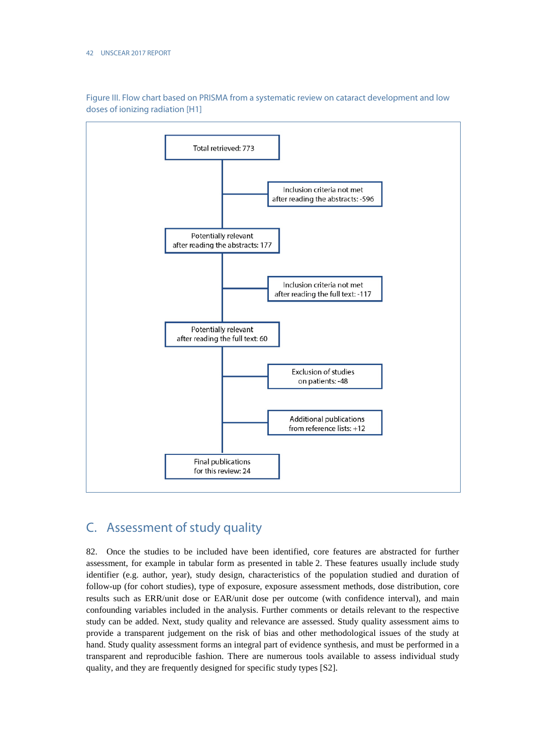Figure III. Flow chart based on PRISMA from a systematic review on cataract development and low doses of ionizing radiation [H1]

Total retrieved: 773

Inclusion criteria not met after reading the abstracts: -596

Potentially relevant after reading the abstracts: 177

Inclusion criteria not met after reading the full text: -117

Potentially relevant after reading the full text: 60

Exclusion of studies on patients: -48

Additional publications from reference lists: +12

Final publications for this review: 24

## C. Assessment of study quality

82. Once the studies to be included have been identified, core features are abstracted for further assessment, for example in tabular form as presented in table 2. These features usually include study identifier (e.g. author, year), study design, characteristics of the population studied and duration of follow-up (for cohort studies), type of exposure, exposure assessment methods, dose distribution, core results such as ERR/unit dose or EAR/unit dose per outcome (with confidence interval), and main confounding variables included in the analysis. Further comments or details relevant to the respective study can be added. Next, study quality and relevance are assessed. Study quality assessment aims to provide a transparent judgement on the risk of bias and other methodological issues of the study at hand. Study quality assessment forms an integral part of evidence synthesis, and must be performed in a transparent and reproducible fashion. There are numerous tools available to assess individual study quality, and they are frequently designed for specific study types [S2].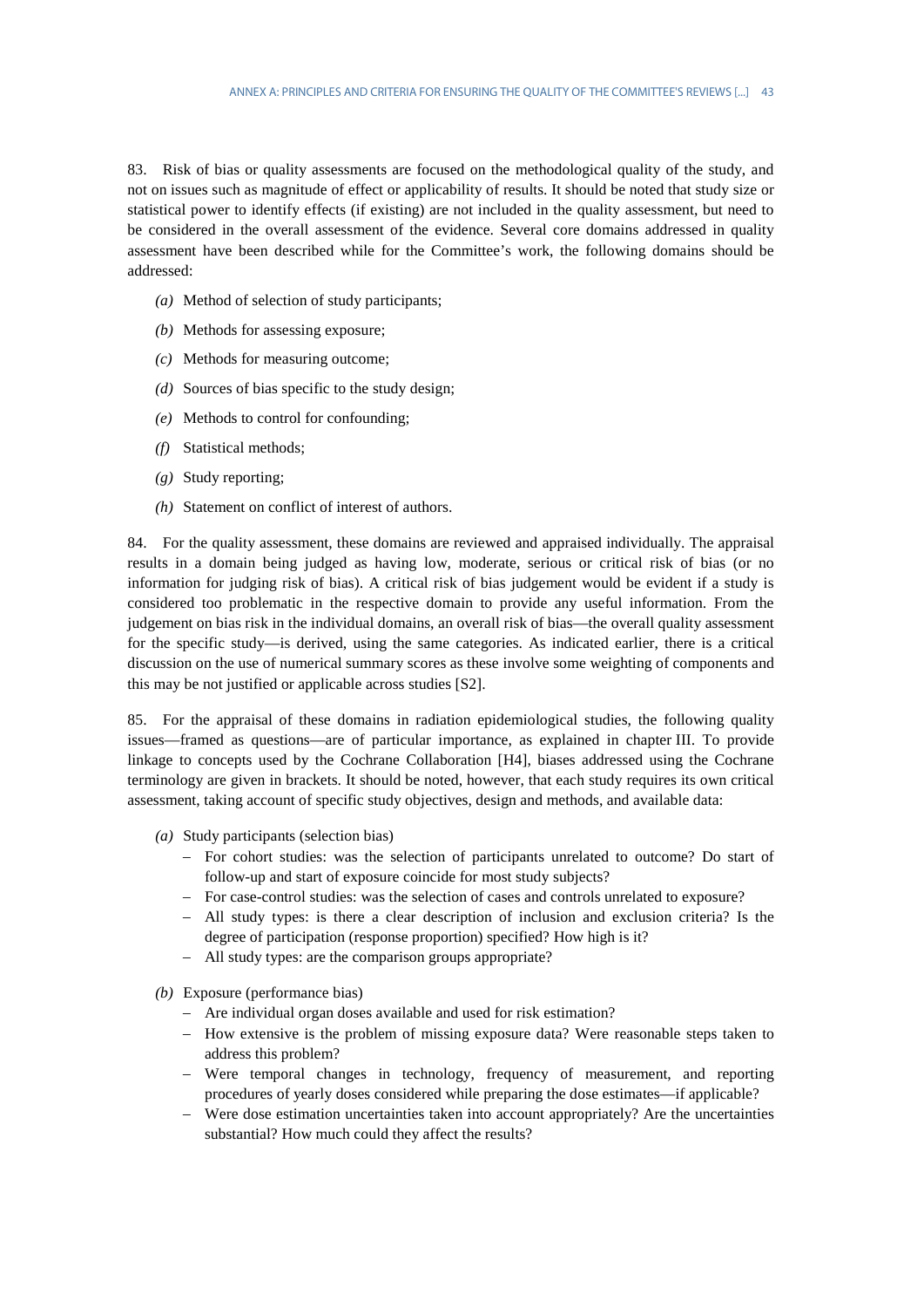83. Risk of bias or quality assessments are focused on the methodological quality of the study, and not on issues such as magnitude of effect or applicability of results. It should be noted that study size or statistical power to identify effects (if existing) are not included in the quality assessment, but need to be considered in the overall assessment of the evidence. Several core domains addressed in quality assessment have been described while for the Committee's work, the following domains should be addressed:

*(a)* Method of selection of study participants;

*(b)* Methods for assessing exposure;

*(c)* Methods for measuring outcome;

*(d)* Sources of bias specific to the study design;

*(e)* Methods to control for confounding;

*(f)* Statistical methods;

*(g)* Study reporting;

*(h)* Statement on conflict of interest of authors.

84. For the quality assessment, these domains are reviewed and appraised individually. The appraisal results in a domain being judged as having low, moderate, serious or critical risk of bias (or no information for judging risk of bias). A critical risk of bias judgement would be evident if a study is considered too problematic in the respective domain to provide any useful information. From the judgement on bias risk in the individual domains, an overall risk of bias—the overall quality assessment for the specific study—is derived, using the same categories. As indicated earlier, there is a critical discussion on the use of numerical summary scores as these involve some weighting of components and this may be not justified or applicable across studies [S2].

85. For the appraisal of these domains in radiation epidemiological studies, the following quality issues—framed as questions—are of particular importance, as explained in chapter III. To provide linkage to concepts used by the Cochrane Collaboration [H4], biases addressed using the Cochrane terminology are given in brackets. It should be noted, however, that each study requires its own critical assessment, taking account of specific study objectives, design and methods, and available data:

*(a)* Study participants (selection bias)

- For cohort studies: was the selection of participants unrelated to outcome? Do start of follow-up and start of exposure coincide for most study subjects?
- For case-control studies: was the selection of cases and controls unrelated to exposure?
- All study types: is there a clear description of inclusion and exclusion criteria? Is the degree of participation (response proportion) specified? How high is it?
- All study types: are the comparison groups appropriate?

*(b)* Exposure (performance bias)

- Are individual organ doses available and used for risk estimation?
- How extensive is the problem of missing exposure data? Were reasonable steps taken to address this problem?
- Were temporal changes in technology, frequency of measurement, and reporting procedures of yearly doses considered while preparing the dose estimates—if applicable?
- Were dose estimation uncertainties taken into account appropriately? Are the uncertainties substantial? How much could they affect the results?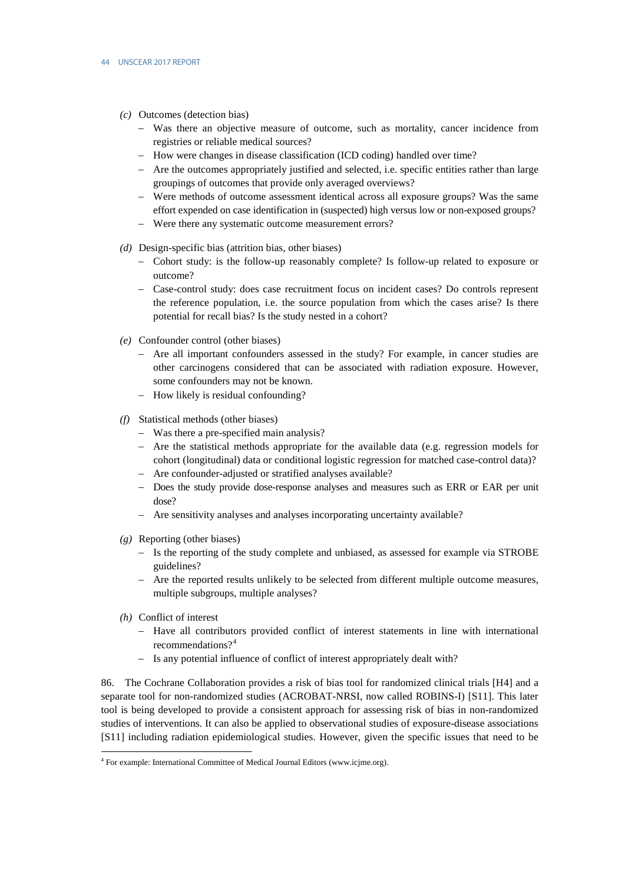*(c)* Outcomes (detection bias)

- Was there an objective measure of outcome, such as mortality, cancer incidence from registries or reliable medical sources?
- How were changes in disease classification (ICD coding) handled over time?
- Are the outcomes appropriately justified and selected, i.e. specific entities rather than large groupings of outcomes that provide only averaged overviews?
- Were methods of outcome assessment identical across all exposure groups? Was the same effort expended on case identification in (suspected) high versus low or non-exposed groups?
- Were there any systematic outcome measurement errors?

*(d)* Design-specific bias (attrition bias, other biases)

- Cohort study: is the follow-up reasonably complete? Is follow-up related to exposure or outcome?
- Case-control study: does case recruitment focus on incident cases? Do controls represent the reference population, i.e. the source population from which the cases arise? Is there potential for recall bias? Is the study nested in a cohort?

*(e)* Confounder control (other biases)

- Are all important confounders assessed in the study? For example, in cancer studies are other carcinogens considered that can be associated with radiation exposure. However, some confounders may not be known.
- How likely is residual confounding?

*(f)* Statistical methods (other biases)

- Was there a pre-specified main analysis?
- Are the statistical methods appropriate for the available data (e.g. regression models for cohort (longitudinal) data or conditional logistic regression for matched case-control data)?
- Are confounder-adjusted or stratified analyses available?
- Does the study provide dose-response analyses and measures such as ERR or EAR per unit dose?
- Are sensitivity analyses and analyses incorporating uncertainty available?

*(g)* Reporting (other biases)

- Is the reporting of the study complete and unbiased, as assessed for example via STROBE guidelines?
- Are the reported results unlikely to be selected from different multiple outcome measures, multiple subgroups, multiple analyses?

*(h)* Conflict of interest

- Have all contributors provided conflict of interest statements in line with international recommendations?[4]
- Is any potential influence of conflict of interest appropriately dealt with?

86. The Cochrane Collaboration provides a risk of bias tool for randomized clinical trials [H4] and a separate tool for non-randomized studies (ACROBAT-NRSI, now called ROBINS-I) [S11]. This later tool is being developed to provide a consistent approach for assessing risk of bias in non-randomized studies of interventions. It can also be applied to observational studies of exposure-disease associations [S11] including radiation epidemiological studies. However, given the specific issues that need to be

[4] For example: International Committee of Medical Journal Editors (www.icjme.org).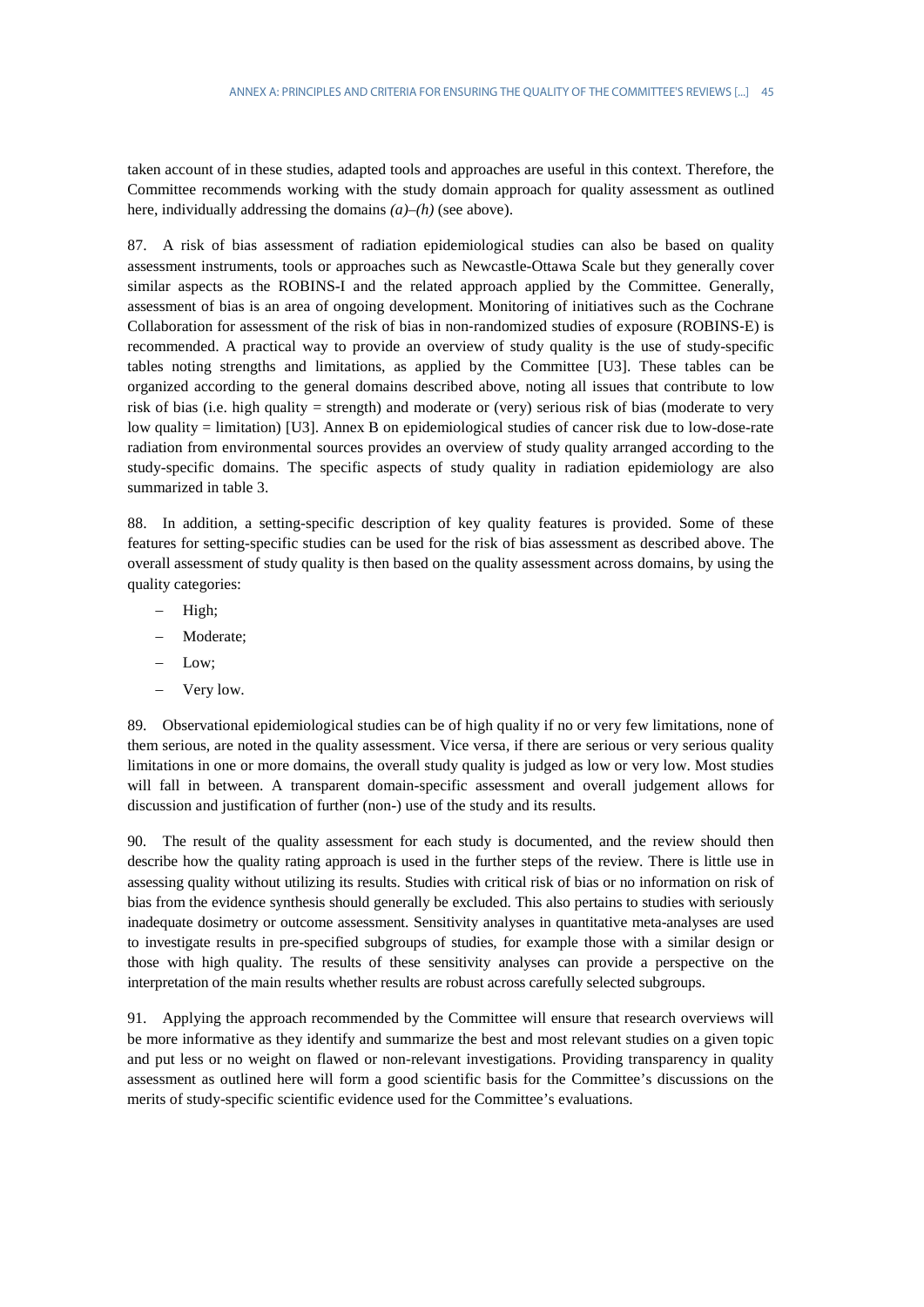taken account of in these studies, adapted tools and approaches are useful in this context. Therefore, the Committee recommends working with the study domain approach for quality assessment as outlined here, individually addressing the domains *(a)*–*(h)* (see above).

87. A risk of bias assessment of radiation epidemiological studies can also be based on quality assessment instruments, tools or approaches such as Newcastle-Ottawa Scale but they generally cover similar aspects as the ROBINS-I and the related approach applied by the Committee. Generally, assessment of bias is an area of ongoing development. Monitoring of initiatives such as the Cochrane Collaboration for assessment of the risk of bias in non-randomized studies of exposure (ROBINS-E) is recommended. A practical way to provide an overview of study quality is the use of study-specific tables noting strengths and limitations, as applied by the Committee [U3]. These tables can be organized according to the general domains described above, noting all issues that contribute to low risk of bias (i.e. high quality = strength) and moderate or (very) serious risk of bias (moderate to very low quality = limitation) [U3]. Annex B on epidemiological studies of cancer risk due to low-dose-rate radiation from environmental sources provides an overview of study quality arranged according to the study-specific domains. The specific aspects of study quality in radiation epidemiology are also summarized in table 3.

88. In addition, a setting-specific description of key quality features is provided. Some of these features for setting-specific studies can be used for the risk of bias assessment as described above. The overall assessment of study quality is then based on the quality assessment across domains, by using the quality categories:

- High;
- Moderate;
- Low;
- Very low.

89. Observational epidemiological studies can be of high quality if no or very few limitations, none of them serious, are noted in the quality assessment. Vice versa, if there are serious or very serious quality limitations in one or more domains, the overall study quality is judged as low or very low. Most studies will fall in between. A transparent domain-specific assessment and overall judgement allows for discussion and justification of further (non-) use of the study and its results.

90. The result of the quality assessment for each study is documented, and the review should then describe how the quality rating approach is used in the further steps of the review. There is little use in assessing quality without utilizing its results. Studies with critical risk of bias or no information on risk of bias from the evidence synthesis should generally be excluded. This also pertains to studies with seriously inadequate dosimetry or outcome assessment. Sensitivity analyses in quantitative meta-analyses are used to investigate results in pre-specified subgroups of studies, for example those with a similar design or those with high quality. The results of these sensitivity analyses can provide a perspective on the interpretation of the main results whether results are robust across carefully selected subgroups.

91. Applying the approach recommended by the Committee will ensure that research overviews will be more informative as they identify and summarize the best and most relevant studies on a given topic and put less or no weight on flawed or non-relevant investigations. Providing transparency in quality assessment as outlined here will form a good scientific basis for the Committee's discussions on the merits of study-specific scientific evidence used for the Committee's evaluations.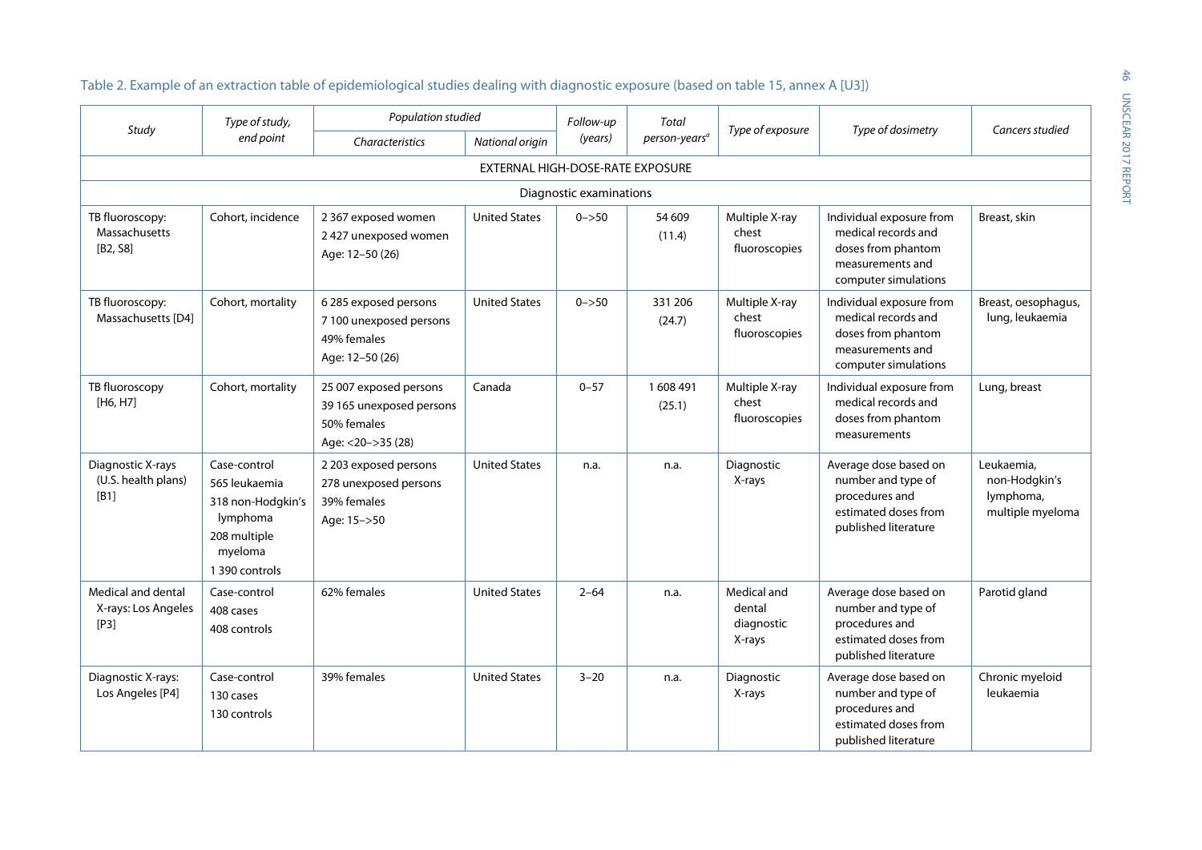Table 2. Example of an extraction table of epidemiological studies dealing with diagnostic exposure (based on table 15, annex A [U3])

| Study | Type of study, end point | Population studied | | Follow-up (years) | Total person-years[a] | Type of exposure | Type of dosimetry | Cancers studied |
|---|---|---|---|---|---|---|---|---|
| | | Characteristics | National origin | | | | | |
| EXTERNAL HIGH-DOSE-RATE EXPOSURE | | | | | | | | |
| Diagnostic examinations | | | | | | | | |
| TB fluoroscopy: Massachusetts [B2, S8] | Cohort, incidence | 2 367 exposed women<br>2 427 unexposed women<br>Age: 12–50 (26) | United States | 0–>50 | 54 609 (11.4) | Multiple X-ray chest fluoroscopies | Individual exposure from medical records and doses from phantom measurements and computer simulations | Breast, skin |
| TB fluoroscopy: Massachusetts [D4] | Cohort, mortality | 6 285 exposed persons<br>7 100 unexposed persons<br>49% females<br>Age: 12–50 (26) | United States | 0–>50 | 331 206 (24.7) | Multiple X-ray chest fluoroscopies | Individual exposure from medical records and doses from phantom measurements and computer simulations | Breast, oesophagus, lung, leukaemia |
| TB fluoroscopy [H6, H7] | Cohort, mortality | 25 007 exposed persons<br>39 165 unexposed persons<br>50% females<br>Age: <20–>35 (28) | Canada | 0–57 | 1 608 491 (25.1) | Multiple X-ray chest fluoroscopies | Individual exposure from medical records and doses from phantom measurements | Lung, breast |
| Diagnostic X-rays (U.S. health plans) [B1] | Case-control<br>565 leukaemia<br>318 non-Hodgkin's lymphoma<br>208 multiple myeloma<br>1 390 controls | 2 203 exposed persons<br>278 unexposed persons<br>39% females<br>Age: 15–>50 | United States | n.a. | n.a. | Diagnostic X-rays | Average dose based on number and type of procedures and estimated doses from published literature | Leukaemia, non-Hodgkin's lymphoma, multiple myeloma |
| Medical and dental X-rays: Los Angeles [P3] | Case-control<br>408 cases<br>408 controls | 62% females | United States | 2–64 | n.a. | Medical and dental diagnostic X-rays | Average dose based on number and type of procedures and estimated doses from published literature | Parotid gland |
| Diagnostic X-rays: Los Angeles [P4] | Case-control<br>130 cases<br>130 controls | 39% females | United States | 3–20 | n.a. | Diagnostic X-rays | Average dose based on number and type of procedures and estimated doses from published literature | Chronic myeloid leukaemia |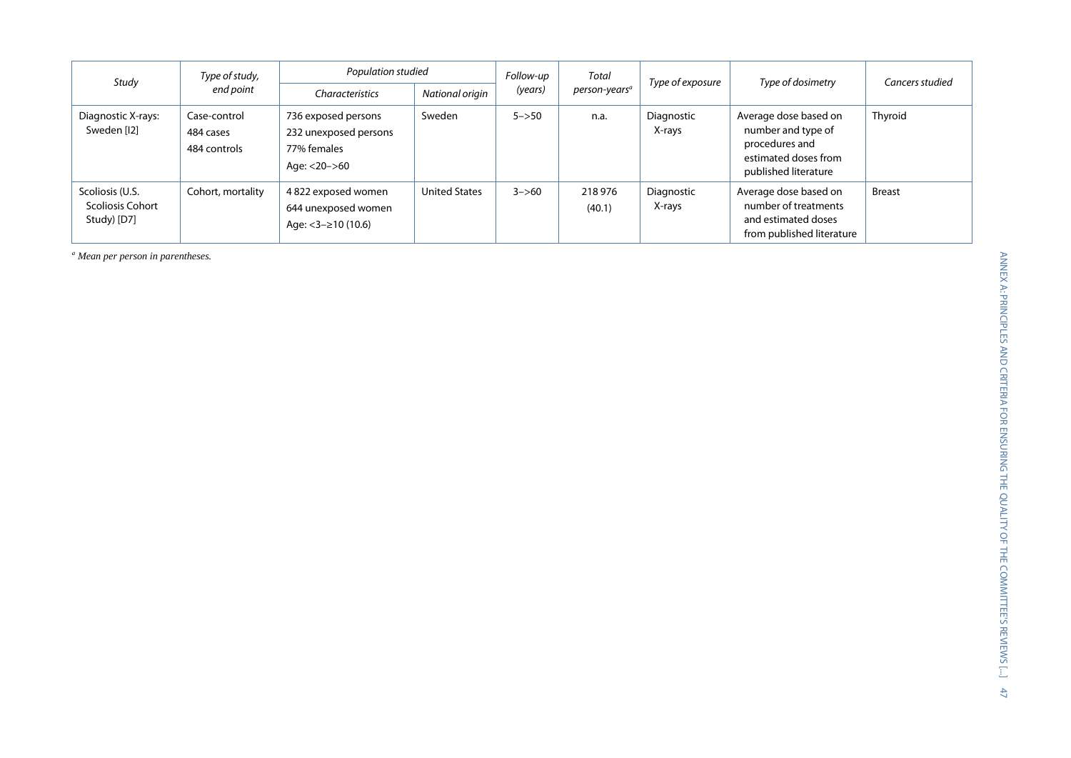| Study | Type of study, end point | Population studied | | Follow-up (years) | Total person-years[a] | Type of exposure | Type of dosimetry | Cancers studied |
|---|---|---|---|---|---|---|---|---|
| | | Characteristics | National origin | | | | | |
| Diagnostic X-rays: Sweden [I2] | Case-control<br>484 cases<br>484 controls | 736 exposed persons<br>232 unexposed persons<br>77% females<br>Age: <20–>60 | Sweden | 5–>50 | n.a. | Diagnostic X-rays | Average dose based on number and type of procedures and estimated doses from published literature | Thyroid |
| Scoliosis (U.S. Scoliosis Cohort Study) [D7] | Cohort, mortality | 4 822 exposed women<br>644 unexposed women<br>Age: <3–≥10 (10.6) | United States | 3–>60 | 218 976<br>(40.1) | Diagnostic X-rays | Average dose based on number of treatments and estimated doses from published literature | Breast |

[a] *Mean per person in parentheses.*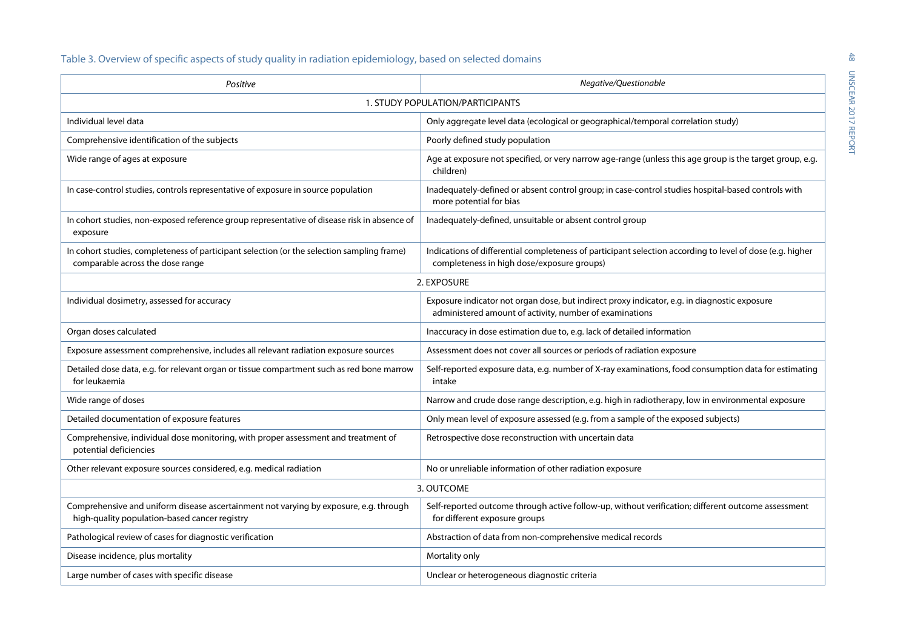Table 3. Overview of specific aspects of study quality in radiation epidemiology, based on selected domains

| *Positive* | *Negative/Questionable* |
|---|---|
| 1. STUDY POPULATION/PARTICIPANTS | |
| Individual level data | Only aggregate level data (ecological or geographical/temporal correlation study) |
| Comprehensive identification of the subjects | Poorly defined study population |
| Wide range of ages at exposure | Age at exposure not specified, or very narrow age-range (unless this age group is the target group, e.g. children) |
| In case-control studies, controls representative of exposure in source population | Inadequately-defined or absent control group; in case-control studies hospital-based controls with more potential for bias |
| In cohort studies, non-exposed reference group representative of disease risk in absence of exposure | Inadequately-defined, unsuitable or absent control group |
| In cohort studies, completeness of participant selection (or the selection sampling frame) comparable across the dose range | Indications of differential completeness of participant selection according to level of dose (e.g. higher completeness in high dose/exposure groups) |
| 2. EXPOSURE | |
| Individual dosimetry, assessed for accuracy | Exposure indicator not organ dose, but indirect proxy indicator, e.g. in diagnostic exposure administered amount of activity, number of examinations |
| Organ doses calculated | Inaccuracy in dose estimation due to, e.g. lack of detailed information |
| Exposure assessment comprehensive, includes all relevant radiation exposure sources | Assessment does not cover all sources or periods of radiation exposure |
| Detailed dose data, e.g. for relevant organ or tissue compartment such as red bone marrow for leukaemia | Self-reported exposure data, e.g. number of X-ray examinations, food consumption data for estimating intake |
| Wide range of doses | Narrow and crude dose range description, e.g. high in radiotherapy, low in environmental exposure |
| Detailed documentation of exposure features | Only mean level of exposure assessed (e.g. from a sample of the exposed subjects) |
| Comprehensive, individual dose monitoring, with proper assessment and treatment of potential deficiencies | Retrospective dose reconstruction with uncertain data |
| Other relevant exposure sources considered, e.g. medical radiation | No or unreliable information of other radiation exposure |
| 3. OUTCOME | |
| Comprehensive and uniform disease ascertainment not varying by exposure, e.g. through high-quality population-based cancer registry | Self-reported outcome through active follow-up, without verification; different outcome assessment for different exposure groups |
| Pathological review of cases for diagnostic verification | Abstraction of data from non-comprehensive medical records |
| Disease incidence, plus mortality | Mortality only |
| Large number of cases with specific disease | Unclear or heterogeneous diagnostic criteria |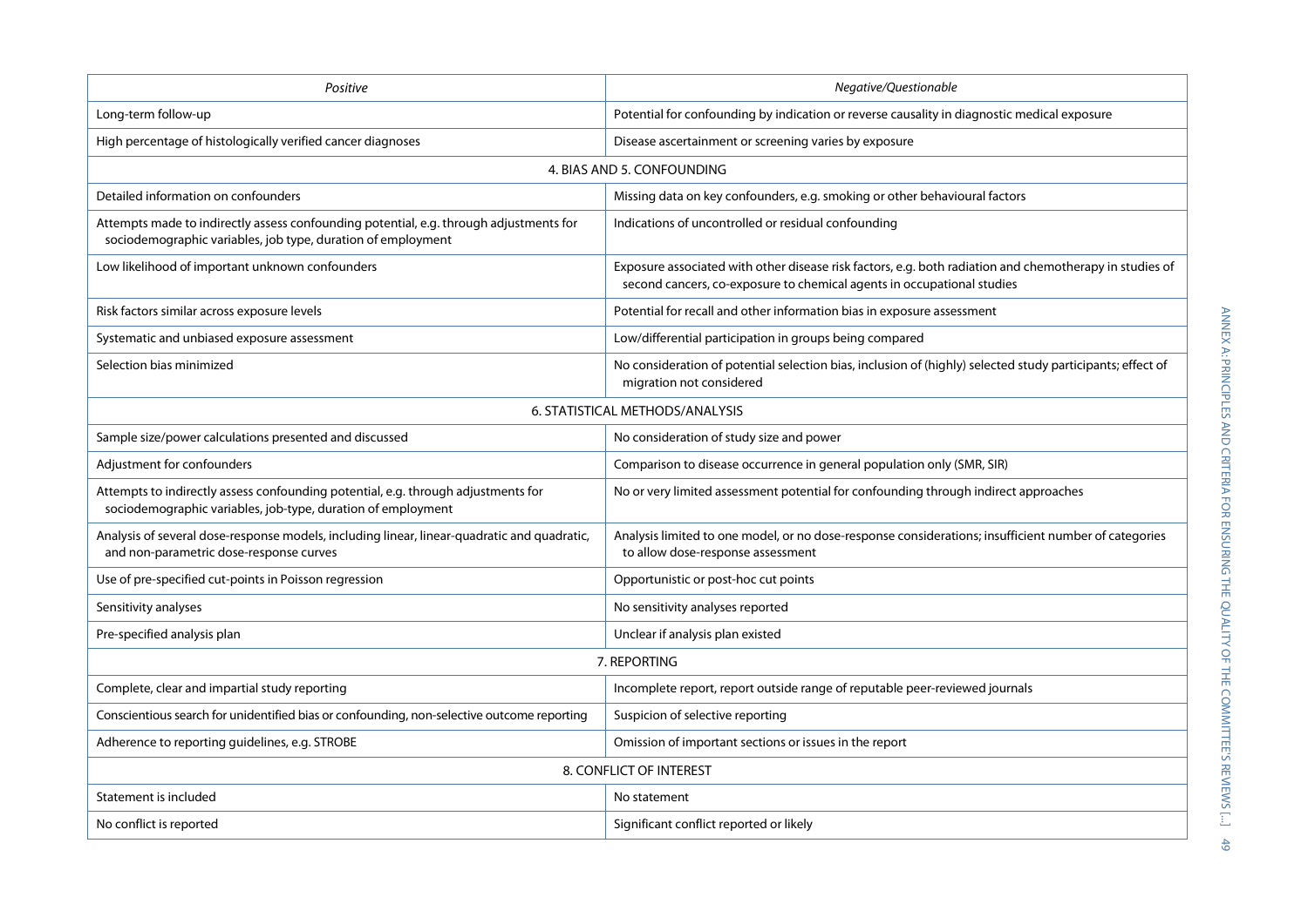| *Positive* | *Negative/Questionable* |
|---|---|
| Long-term follow-up | Potential for confounding by indication or reverse causality in diagnostic medical exposure |
| High percentage of histologically verified cancer diagnoses | Disease ascertainment or screening varies by exposure |
| 4. BIAS AND 5. CONFOUNDING | |
| Detailed information on confounders | Missing data on key confounders, e.g. smoking or other behavioural factors |
| Attempts made to indirectly assess confounding potential, e.g. through adjustments for sociodemographic variables, job type, duration of employment | Indications of uncontrolled or residual confounding |
| Low likelihood of important unknown confounders | Exposure associated with other disease risk factors, e.g. both radiation and chemotherapy in studies of second cancers, co-exposure to chemical agents in occupational studies |
| Risk factors similar across exposure levels | Potential for recall and other information bias in exposure assessment |
| Systematic and unbiased exposure assessment | Low/differential participation in groups being compared |
| Selection bias minimized | No consideration of potential selection bias, inclusion of (highly) selected study participants; effect of migration not considered |
| 6. STATISTICAL METHODS/ANALYSIS | |
| Sample size/power calculations presented and discussed | No consideration of study size and power |
| Adjustment for confounders | Comparison to disease occurrence in general population only (SMR, SIR) |
| Attempts to indirectly assess confounding potential, e.g. through adjustments for sociodemographic variables, job-type, duration of employment | No or very limited assessment potential for confounding through indirect approaches |
| Analysis of several dose-response models, including linear, linear-quadratic and quadratic, and non-parametric dose-response curves | Analysis limited to one model, or no dose-response considerations; insufficient number of categories to allow dose-response assessment |
| Use of pre-specified cut-points in Poisson regression | Opportunistic or post-hoc cut points |
| Sensitivity analyses | No sensitivity analyses reported |
| Pre-specified analysis plan | Unclear if analysis plan existed |
| 7. REPORTING | |
| Complete, clear and impartial study reporting | Incomplete report, report outside range of reputable peer-reviewed journals |
| Conscientious search for unidentified bias or confounding, non-selective outcome reporting | Suspicion of selective reporting |
| Adherence to reporting guidelines, e.g. STROBE | Omission of important sections or issues in the report |
| 8. CONFLICT OF INTEREST | |
| Statement is included | No statement |
| No conflict is reported | Significant conflict reported or likely |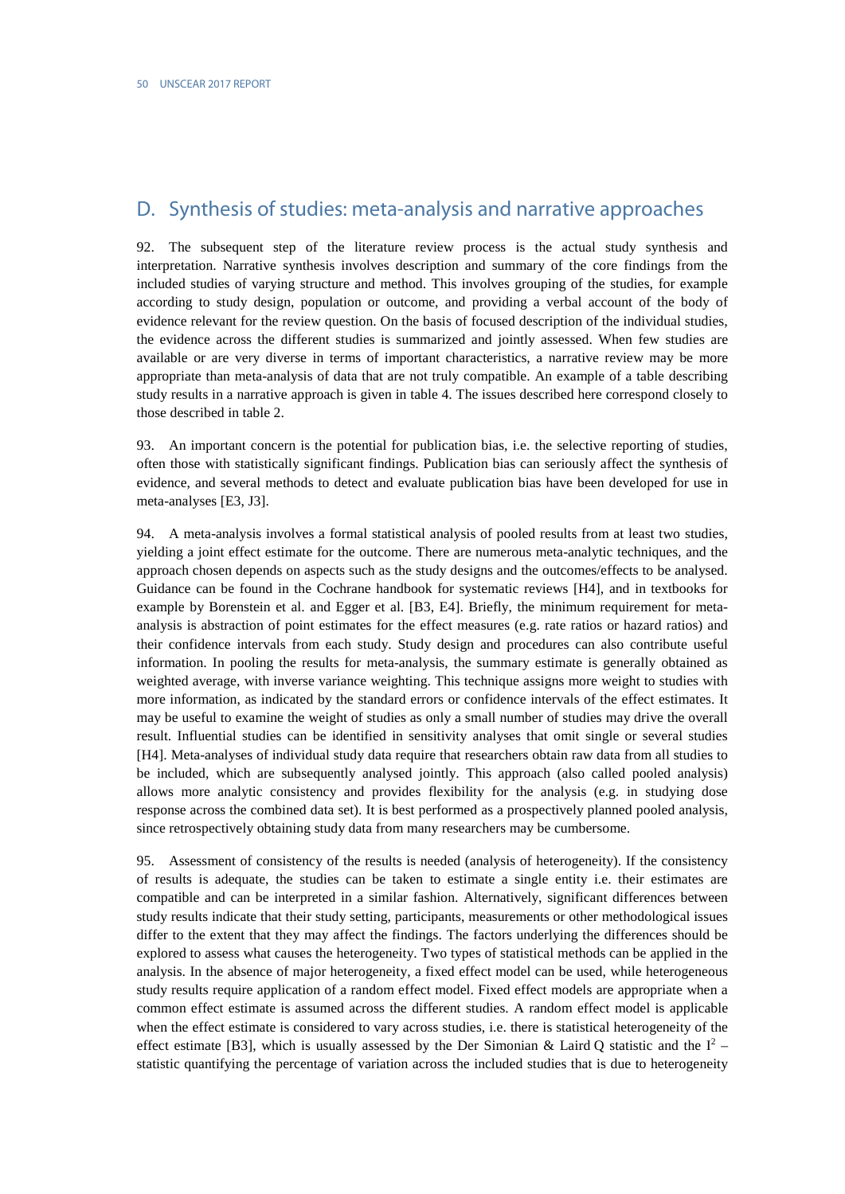## D. Synthesis of studies: meta-analysis and narrative approaches

92. The subsequent step of the literature review process is the actual study synthesis and interpretation. Narrative synthesis involves description and summary of the core findings from the included studies of varying structure and method. This involves grouping of the studies, for example according to study design, population or outcome, and providing a verbal account of the body of evidence relevant for the review question. On the basis of focused description of the individual studies, the evidence across the different studies is summarized and jointly assessed. When few studies are available or are very diverse in terms of important characteristics, a narrative review may be more appropriate than meta-analysis of data that are not truly compatible. An example of a table describing study results in a narrative approach is given in table 4. The issues described here correspond closely to those described in table 2.

93. An important concern is the potential for publication bias, i.e. the selective reporting of studies, often those with statistically significant findings. Publication bias can seriously affect the synthesis of evidence, and several methods to detect and evaluate publication bias have been developed for use in meta-analyses [E3, J3].

94. A meta-analysis involves a formal statistical analysis of pooled results from at least two studies, yielding a joint effect estimate for the outcome. There are numerous meta-analytic techniques, and the approach chosen depends on aspects such as the study designs and the outcomes/effects to be analysed. Guidance can be found in the Cochrane handbook for systematic reviews [H4], and in textbooks for example by Borenstein et al. and Egger et al. [B3, E4]. Briefly, the minimum requirement for meta-analysis is abstraction of point estimates for the effect measures (e.g. rate ratios or hazard ratios) and their confidence intervals from each study. Study design and procedures can also contribute useful information. In pooling the results for meta-analysis, the summary estimate is generally obtained as weighted average, with inverse variance weighting. This technique assigns more weight to studies with more information, as indicated by the standard errors or confidence intervals of the effect estimates. It may be useful to examine the weight of studies as only a small number of studies may drive the overall result. Influential studies can be identified in sensitivity analyses that omit single or several studies [H4]. Meta-analyses of individual study data require that researchers obtain raw data from all studies to be included, which are subsequently analysed jointly. This approach (also called pooled analysis) allows more analytic consistency and provides flexibility for the analysis (e.g. in studying dose response across the combined data set). It is best performed as a prospectively planned pooled analysis, since retrospectively obtaining study data from many researchers may be cumbersome.

95. Assessment of consistency of the results is needed (analysis of heterogeneity). If the consistency of results is adequate, the studies can be taken to estimate a single entity i.e. their estimates are compatible and can be interpreted in a similar fashion. Alternatively, significant differences between study results indicate that their study setting, participants, measurements or other methodological issues differ to the extent that they may affect the findings. The factors underlying the differences should be explored to assess what causes the heterogeneity. Two types of statistical methods can be applied in the analysis. In the absence of major heterogeneity, a fixed effect model can be used, while heterogeneous study results require application of a random effect model. Fixed effect models are appropriate when a common effect estimate is assumed across the different studies. A random effect model is applicable when the effect estimate is considered to vary across studies, i.e. there is statistical heterogeneity of the effect estimate [B3], which is usually assessed by the Der Simonian & Laird Q statistic and the $I^2$ – statistic quantifying the percentage of variation across the included studies that is due to heterogeneity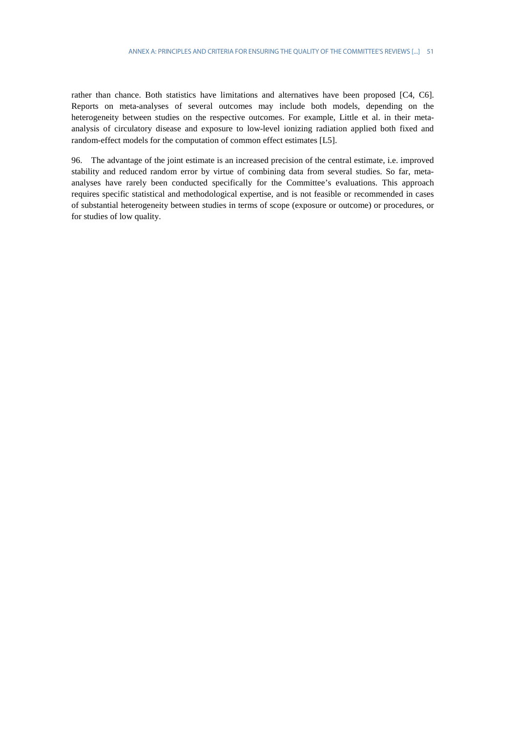rather than chance. Both statistics have limitations and alternatives have been proposed [C4, C6]. Reports on meta-analyses of several outcomes may include both models, depending on the heterogeneity between studies on the respective outcomes. For example, Little et al. in their meta-analysis of circulatory disease and exposure to low-level ionizing radiation applied both fixed and random-effect models for the computation of common effect estimates [L5].

96. The advantage of the joint estimate is an increased precision of the central estimate, i.e. improved stability and reduced random error by virtue of combining data from several studies. So far, meta-analyses have rarely been conducted specifically for the Committee's evaluations. This approach requires specific statistical and methodological expertise, and is not feasible or recommended in cases of substantial heterogeneity between studies in terms of scope (exposure or outcome) or procedures, or for studies of low quality.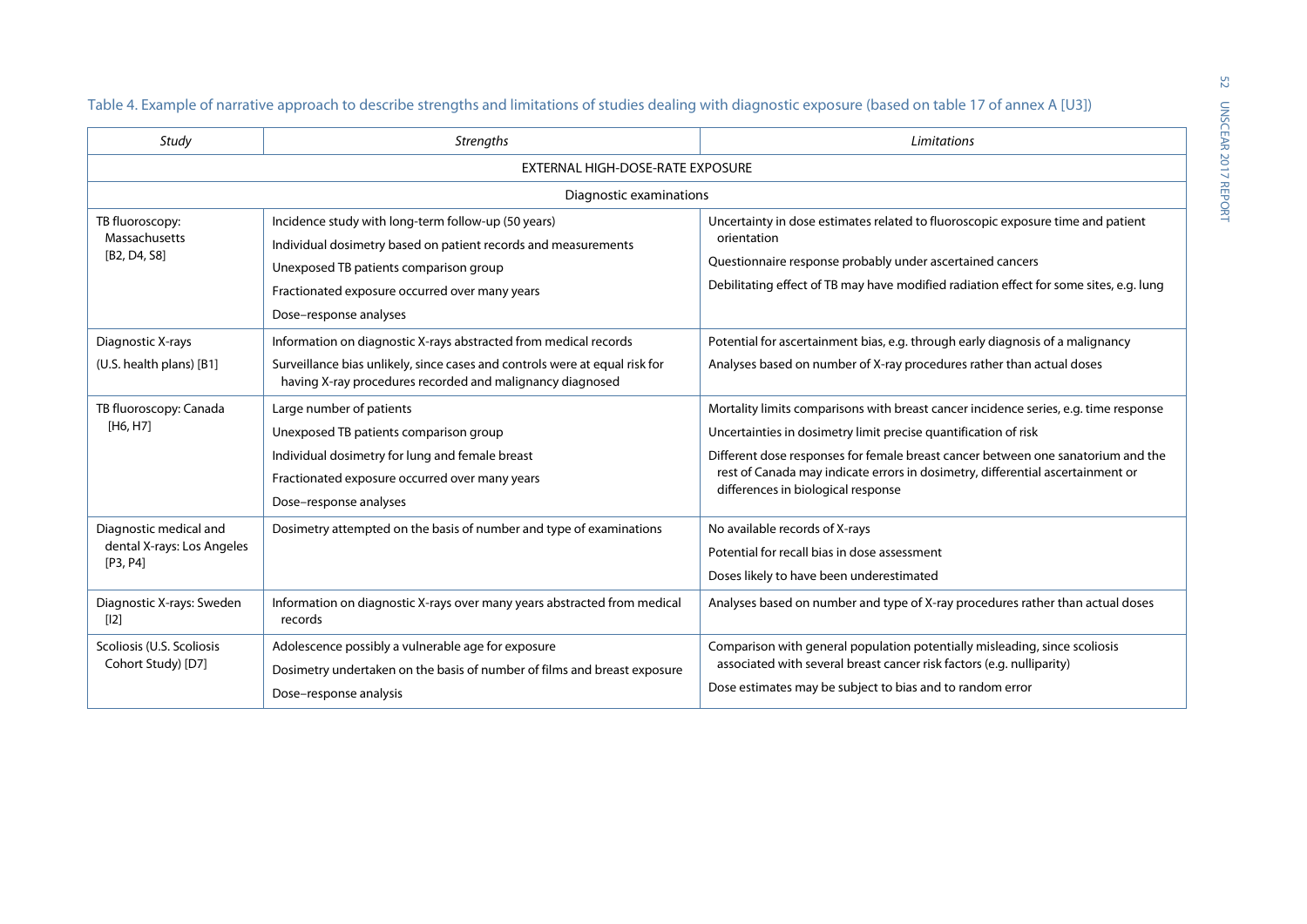Table 4. Example of narrative approach to describe strengths and limitations of studies dealing with diagnostic exposure (based on table 17 of annex A [U3])

| *Study* | *Strengths* | *Limitations* |
|---|---|---|
| EXTERNAL HIGH-DOSE-RATE EXPOSURE | | |
| Diagnostic examinations | | |
| TB fluoroscopy: Massachusetts [B2, D4, S8] | Incidence study with long-term follow-up (50 years)<br>Individual dosimetry based on patient records and measurements<br>Unexposed TB patients comparison group<br>Fractionated exposure occurred over many years<br>Dose–response analyses | Uncertainty in dose estimates related to fluoroscopic exposure time and patient orientation<br>Questionnaire response probably under ascertained cancers<br>Debilitating effect of TB may have modified radiation effect for some sites, e.g. lung |
| Diagnostic X-rays (U.S. health plans) [B1] | Information on diagnostic X-rays abstracted from medical records<br>Surveillance bias unlikely, since cases and controls were at equal risk for having X-ray procedures recorded and malignancy diagnosed | Potential for ascertainment bias, e.g. through early diagnosis of a malignancy<br>Analyses based on number of X-ray procedures rather than actual doses |
| TB fluoroscopy: Canada [H6, H7] | Large number of patients<br>Unexposed TB patients comparison group<br>Individual dosimetry for lung and female breast<br>Fractionated exposure occurred over many years<br>Dose–response analyses | Mortality limits comparisons with breast cancer incidence series, e.g. time response<br>Uncertainties in dosimetry limit precise quantification of risk<br>Different dose responses for female breast cancer between one sanatorium and the rest of Canada may indicate errors in dosimetry, differential ascertainment or differences in biological response |
| Diagnostic medical and dental X-rays: Los Angeles [P3, P4] | Dosimetry attempted on the basis of number and type of examinations | No available records of X-rays<br>Potential for recall bias in dose assessment<br>Doses likely to have been underestimated |
| Diagnostic X-rays: Sweden [I2] | Information on diagnostic X-rays over many years abstracted from medical records | Analyses based on number and type of X-ray procedures rather than actual doses |
| Scoliosis (U.S. Scoliosis Cohort Study) [D7] | Adolescence possibly a vulnerable age for exposure<br>Dosimetry undertaken on the basis of number of films and breast exposure<br>Dose–response analysis | Comparison with general population potentially misleading, since scoliosis associated with several breast cancer risk factors (e.g. nulliparity)<br>Dose estimates may be subject to bias and to random error |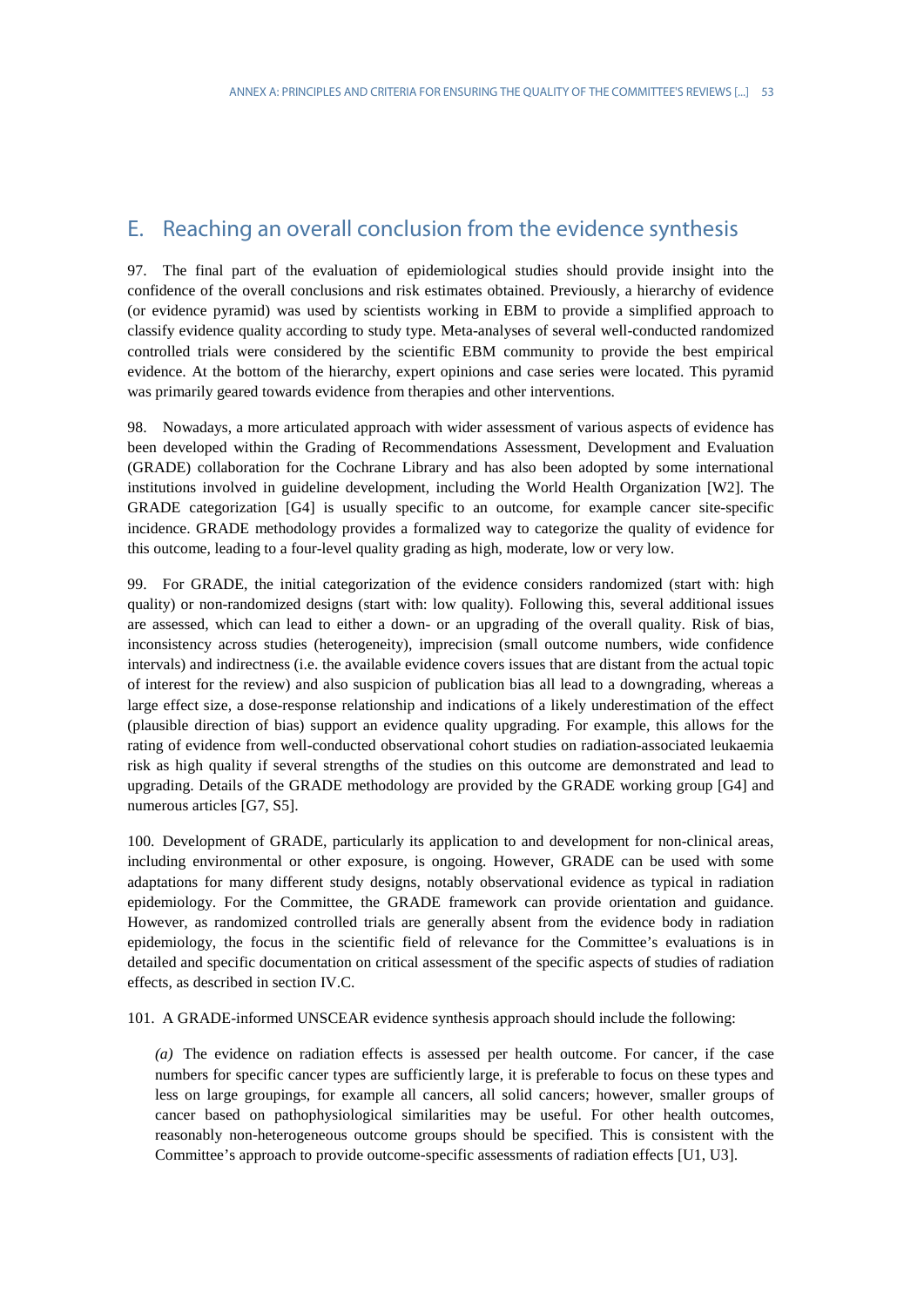## E. Reaching an overall conclusion from the evidence synthesis

97. The final part of the evaluation of epidemiological studies should provide insight into the confidence of the overall conclusions and risk estimates obtained. Previously, a hierarchy of evidence (or evidence pyramid) was used by scientists working in EBM to provide a simplified approach to classify evidence quality according to study type. Meta-analyses of several well-conducted randomized controlled trials were considered by the scientific EBM community to provide the best empirical evidence. At the bottom of the hierarchy, expert opinions and case series were located. This pyramid was primarily geared towards evidence from therapies and other interventions.

98. Nowadays, a more articulated approach with wider assessment of various aspects of evidence has been developed within the Grading of Recommendations Assessment, Development and Evaluation (GRADE) collaboration for the Cochrane Library and has also been adopted by some international institutions involved in guideline development, including the World Health Organization [W2]. The GRADE categorization [G4] is usually specific to an outcome, for example cancer site-specific incidence. GRADE methodology provides a formalized way to categorize the quality of evidence for this outcome, leading to a four-level quality grading as high, moderate, low or very low.

99. For GRADE, the initial categorization of the evidence considers randomized (start with: high quality) or non-randomized designs (start with: low quality). Following this, several additional issues are assessed, which can lead to either a down- or an upgrading of the overall quality. Risk of bias, inconsistency across studies (heterogeneity), imprecision (small outcome numbers, wide confidence intervals) and indirectness (i.e. the available evidence covers issues that are distant from the actual topic of interest for the review) and also suspicion of publication bias all lead to a downgrading, whereas a large effect size, a dose-response relationship and indications of a likely underestimation of the effect (plausible direction of bias) support an evidence quality upgrading. For example, this allows for the rating of evidence from well-conducted observational cohort studies on radiation-associated leukaemia risk as high quality if several strengths of the studies on this outcome are demonstrated and lead to upgrading. Details of the GRADE methodology are provided by the GRADE working group [G4] and numerous articles [G7, S5].

100. Development of GRADE, particularly its application to and development for non-clinical areas, including environmental or other exposure, is ongoing. However, GRADE can be used with some adaptations for many different study designs, notably observational evidence as typical in radiation epidemiology. For the Committee, the GRADE framework can provide orientation and guidance. However, as randomized controlled trials are generally absent from the evidence body in radiation epidemiology, the focus in the scientific field of relevance for the Committee's evaluations is in detailed and specific documentation on critical assessment of the specific aspects of studies of radiation effects, as described in section IV.C.

101. A GRADE-informed UNSCEAR evidence synthesis approach should include the following:

*(a)* The evidence on radiation effects is assessed per health outcome. For cancer, if the case numbers for specific cancer types are sufficiently large, it is preferable to focus on these types and less on large groupings, for example all cancers, all solid cancers; however, smaller groups of cancer based on pathophysiological similarities may be useful. For other health outcomes, reasonably non-heterogeneous outcome groups should be specified. This is consistent with the Committee's approach to provide outcome-specific assessments of radiation effects [U1, U3].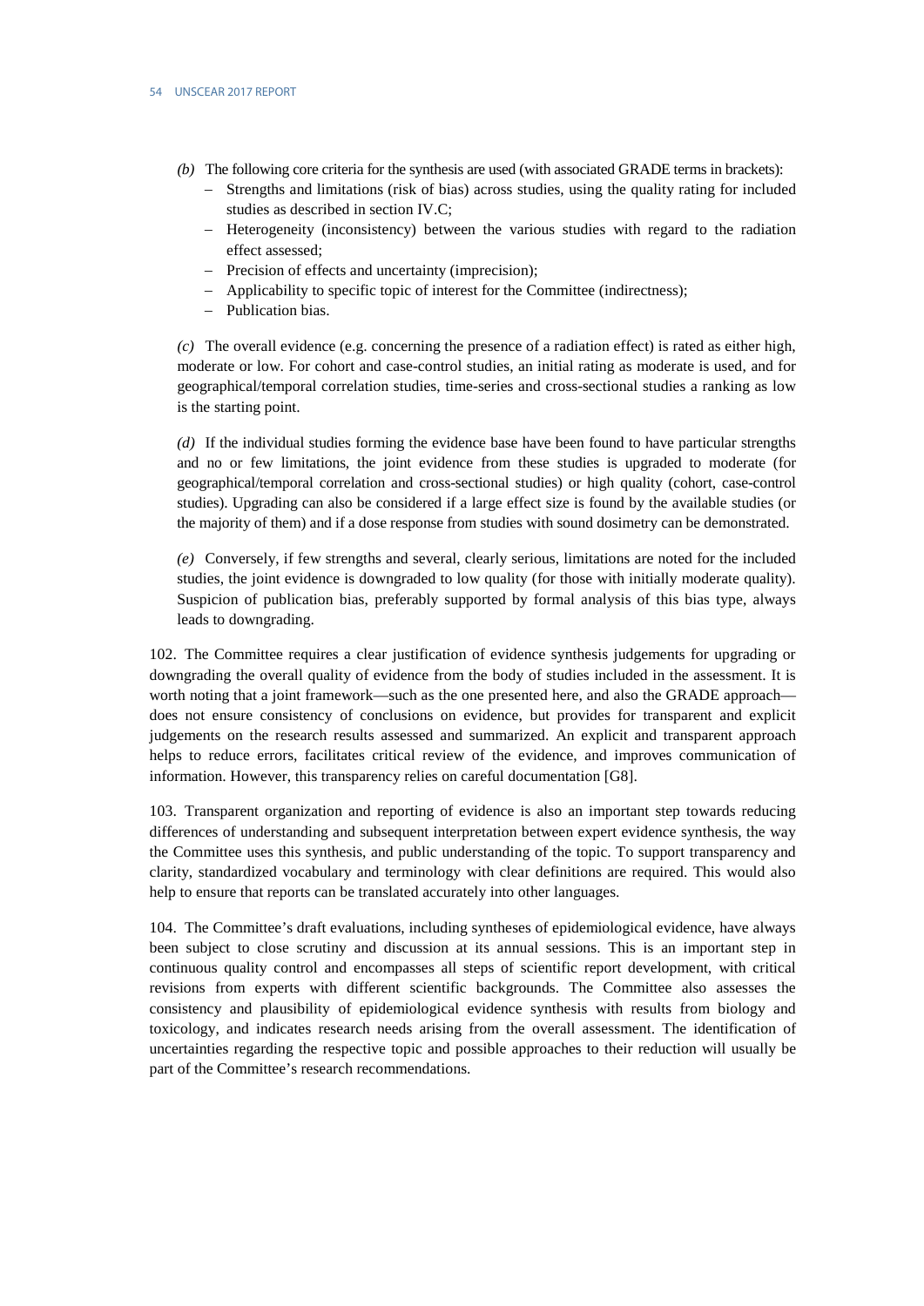*(b)* The following core criteria for the synthesis are used (with associated GRADE terms in brackets):

- Strengths and limitations (risk of bias) across studies, using the quality rating for included studies as described in section IV.C;
- Heterogeneity (inconsistency) between the various studies with regard to the radiation effect assessed;
- Precision of effects and uncertainty (imprecision);
- Applicability to specific topic of interest for the Committee (indirectness);
- Publication bias.

*(c)* The overall evidence (e.g. concerning the presence of a radiation effect) is rated as either high, moderate or low. For cohort and case-control studies, an initial rating as moderate is used, and for geographical/temporal correlation studies, time-series and cross-sectional studies a ranking as low is the starting point.

*(d)* If the individual studies forming the evidence base have been found to have particular strengths and no or few limitations, the joint evidence from these studies is upgraded to moderate (for geographical/temporal correlation and cross-sectional studies) or high quality (cohort, case-control studies). Upgrading can also be considered if a large effect size is found by the available studies (or the majority of them) and if a dose response from studies with sound dosimetry can be demonstrated.

*(e)* Conversely, if few strengths and several, clearly serious, limitations are noted for the included studies, the joint evidence is downgraded to low quality (for those with initially moderate quality). Suspicion of publication bias, preferably supported by formal analysis of this bias type, always leads to downgrading.

102. The Committee requires a clear justification of evidence synthesis judgements for upgrading or downgrading the overall quality of evidence from the body of studies included in the assessment. It is worth noting that a joint framework—such as the one presented here, and also the GRADE approach—does not ensure consistency of conclusions on evidence, but provides for transparent and explicit judgements on the research results assessed and summarized. An explicit and transparent approach helps to reduce errors, facilitates critical review of the evidence, and improves communication of information. However, this transparency relies on careful documentation [G8].

103. Transparent organization and reporting of evidence is also an important step towards reducing differences of understanding and subsequent interpretation between expert evidence synthesis, the way the Committee uses this synthesis, and public understanding of the topic. To support transparency and clarity, standardized vocabulary and terminology with clear definitions are required. This would also help to ensure that reports can be translated accurately into other languages.

104. The Committee's draft evaluations, including syntheses of epidemiological evidence, have always been subject to close scrutiny and discussion at its annual sessions. This is an important step in continuous quality control and encompasses all steps of scientific report development, with critical revisions from experts with different scientific backgrounds. The Committee also assesses the consistency and plausibility of epidemiological evidence synthesis with results from biology and toxicology, and indicates research needs arising from the overall assessment. The identification of uncertainties regarding the respective topic and possible approaches to their reduction will usually be part of the Committee's research recommendations.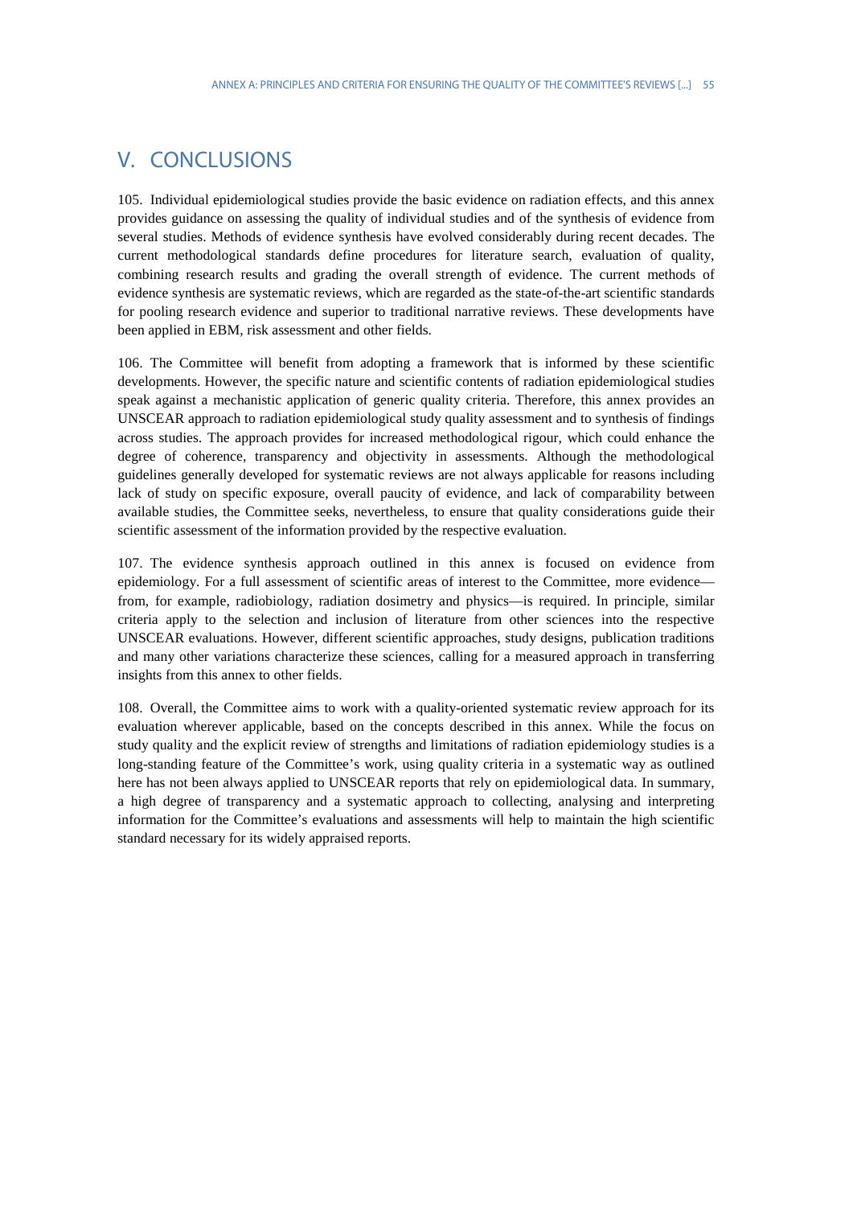# V. CONCLUSIONS

105. Individual epidemiological studies provide the basic evidence on radiation effects, and this annex provides guidance on assessing the quality of individual studies and of the synthesis of evidence from several studies. Methods of evidence synthesis have evolved considerably during recent decades. The current methodological standards define procedures for literature search, evaluation of quality, combining research results and grading the overall strength of evidence. The current methods of evidence synthesis are systematic reviews, which are regarded as the state-of-the-art scientific standards for pooling research evidence and superior to traditional narrative reviews. These developments have been applied in EBM, risk assessment and other fields.

106. The Committee will benefit from adopting a framework that is informed by these scientific developments. However, the specific nature and scientific contents of radiation epidemiological studies speak against a mechanistic application of generic quality criteria. Therefore, this annex provides an UNSCEAR approach to radiation epidemiological study quality assessment and to synthesis of findings across studies. The approach provides for increased methodological rigour, which could enhance the degree of coherence, transparency and objectivity in assessments. Although the methodological guidelines generally developed for systematic reviews are not always applicable for reasons including lack of study on specific exposure, overall paucity of evidence, and lack of comparability between available studies, the Committee seeks, nevertheless, to ensure that quality considerations guide their scientific assessment of the information provided by the respective evaluation.

107. The evidence synthesis approach outlined in this annex is focused on evidence from epidemiology. For a full assessment of scientific areas of interest to the Committee, more evidence—from, for example, radiobiology, radiation dosimetry and physics—is required. In principle, similar criteria apply to the selection and inclusion of literature from other sciences into the respective UNSCEAR evaluations. However, different scientific approaches, study designs, publication traditions and many other variations characterize these sciences, calling for a measured approach in transferring insights from this annex to other fields.

108. Overall, the Committee aims to work with a quality-oriented systematic review approach for its evaluation wherever applicable, based on the concepts described in this annex. While the focus on study quality and the explicit review of strengths and limitations of radiation epidemiology studies is a long-standing feature of the Committee's work, using quality criteria in a systematic way as outlined here has not been always applied to UNSCEAR reports that rely on epidemiological data. In summary, a high degree of transparency and a systematic approach to collecting, analysing and interpreting information for the Committee's evaluations and assessments will help to maintain the high scientific standard necessary for its widely appraised reports.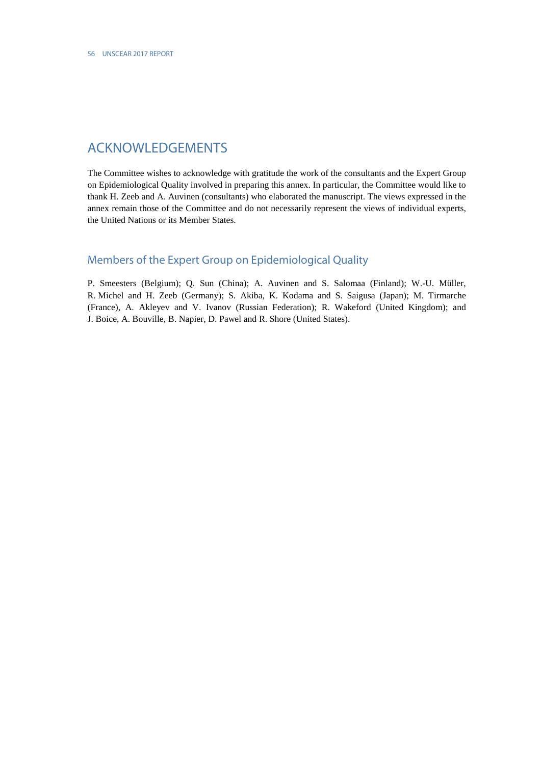# ACKNOWLEDGEMENTS

The Committee wishes to acknowledge with gratitude the work of the consultants and the Expert Group on Epidemiological Quality involved in preparing this annex. In particular, the Committee would like to thank H. Zeeb and A. Auvinen (consultants) who elaborated the manuscript. The views expressed in the annex remain those of the Committee and do not necessarily represent the views of individual experts, the United Nations or its Member States.

## Members of the Expert Group on Epidemiological Quality

P. Smeesters (Belgium); Q. Sun (China); A. Auvinen and S. Salomaa (Finland); W.-U. Müller, R. Michel and H. Zeeb (Germany); S. Akiba, K. Kodama and S. Saigusa (Japan); M. Tirmarche (France), A. Akleyev and V. Ivanov (Russian Federation); R. Wakeford (United Kingdom); and J. Boice, A. Bouville, B. Napier, D. Pawel and R. Shore (United States).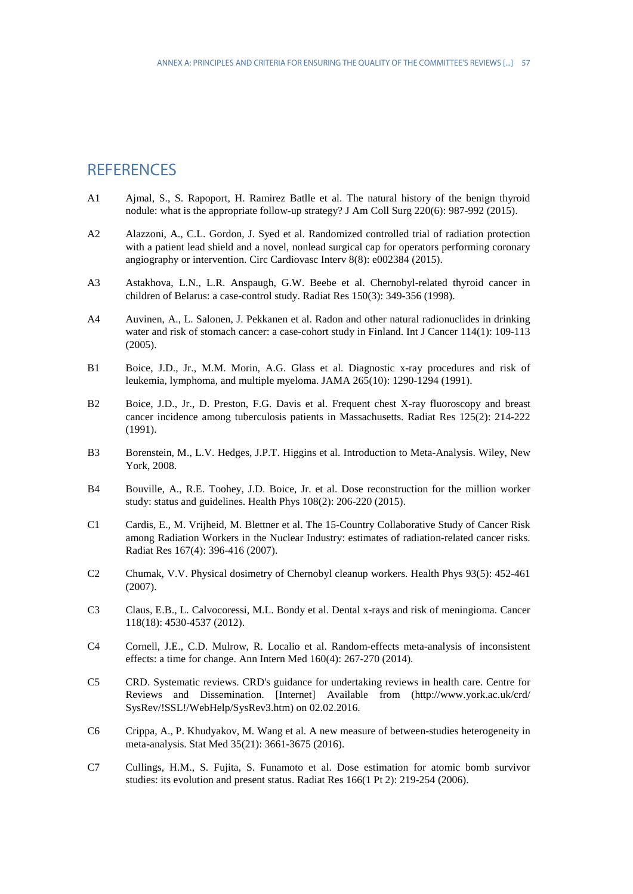# REFERENCES

A1 Ajmal, S., S. Rapoport, H. Ramirez Batlle et al. The natural history of the benign thyroid nodule: what is the appropriate follow-up strategy? J Am Coll Surg 220(6): 987-992 (2015).

A2 Alazzoni, A., C.L. Gordon, J. Syed et al. Randomized controlled trial of radiation protection with a patient lead shield and a novel, nonlead surgical cap for operators performing coronary angiography or intervention. Circ Cardiovasc Interv 8(8): e002384 (2015).

A3 Astakhova, L.N., L.R. Anspaugh, G.W. Beebe et al. Chernobyl-related thyroid cancer in children of Belarus: a case-control study. Radiat Res 150(3): 349-356 (1998).

A4 Auvinen, A., L. Salonen, J. Pekkanen et al. Radon and other natural radionuclides in drinking water and risk of stomach cancer: a case-cohort study in Finland. Int J Cancer 114(1): 109-113 (2005).

B1 Boice, J.D., Jr., M.M. Morin, A.G. Glass et al. Diagnostic x-ray procedures and risk of leukemia, lymphoma, and multiple myeloma. JAMA 265(10): 1290-1294 (1991).

B2 Boice, J.D., Jr., D. Preston, F.G. Davis et al. Frequent chest X-ray fluoroscopy and breast cancer incidence among tuberculosis patients in Massachusetts. Radiat Res 125(2): 214-222 (1991).

B3 Borenstein, M., L.V. Hedges, J.P.T. Higgins et al. Introduction to Meta-Analysis. Wiley, New York, 2008.

B4 Bouville, A., R.E. Toohey, J.D. Boice, Jr. et al. Dose reconstruction for the million worker study: status and guidelines. Health Phys 108(2): 206-220 (2015).

C1 Cardis, E., M. Vrijheid, M. Blettner et al. The 15-Country Collaborative Study of Cancer Risk among Radiation Workers in the Nuclear Industry: estimates of radiation-related cancer risks. Radiat Res 167(4): 396-416 (2007).

C2 Chumak, V.V. Physical dosimetry of Chernobyl cleanup workers. Health Phys 93(5): 452-461 (2007).

C3 Claus, E.B., L. Calvocoressi, M.L. Bondy et al. Dental x-rays and risk of meningioma. Cancer 118(18): 4530-4537 (2012).

C4 Cornell, J.E., C.D. Mulrow, R. Localio et al. Random-effects meta-analysis of inconsistent effects: a time for change. Ann Intern Med 160(4): 267-270 (2014).

C5 CRD. Systematic reviews. CRD's guidance for undertaking reviews in health care. Centre for Reviews and Dissemination. [Internet] Available from (http://www.york.ac.uk/crd/SysRev/!SSL!/WebHelp/SysRev3.htm) on 02.02.2016.

C6 Crippa, A., P. Khudyakov, M. Wang et al. A new measure of between-studies heterogeneity in meta-analysis. Stat Med 35(21): 3661-3675 (2016).

C7 Cullings, H.M., S. Fujita, S. Funamoto et al. Dose estimation for atomic bomb survivor studies: its evolution and present status. Radiat Res 166(1 Pt 2): 219-254 (2006).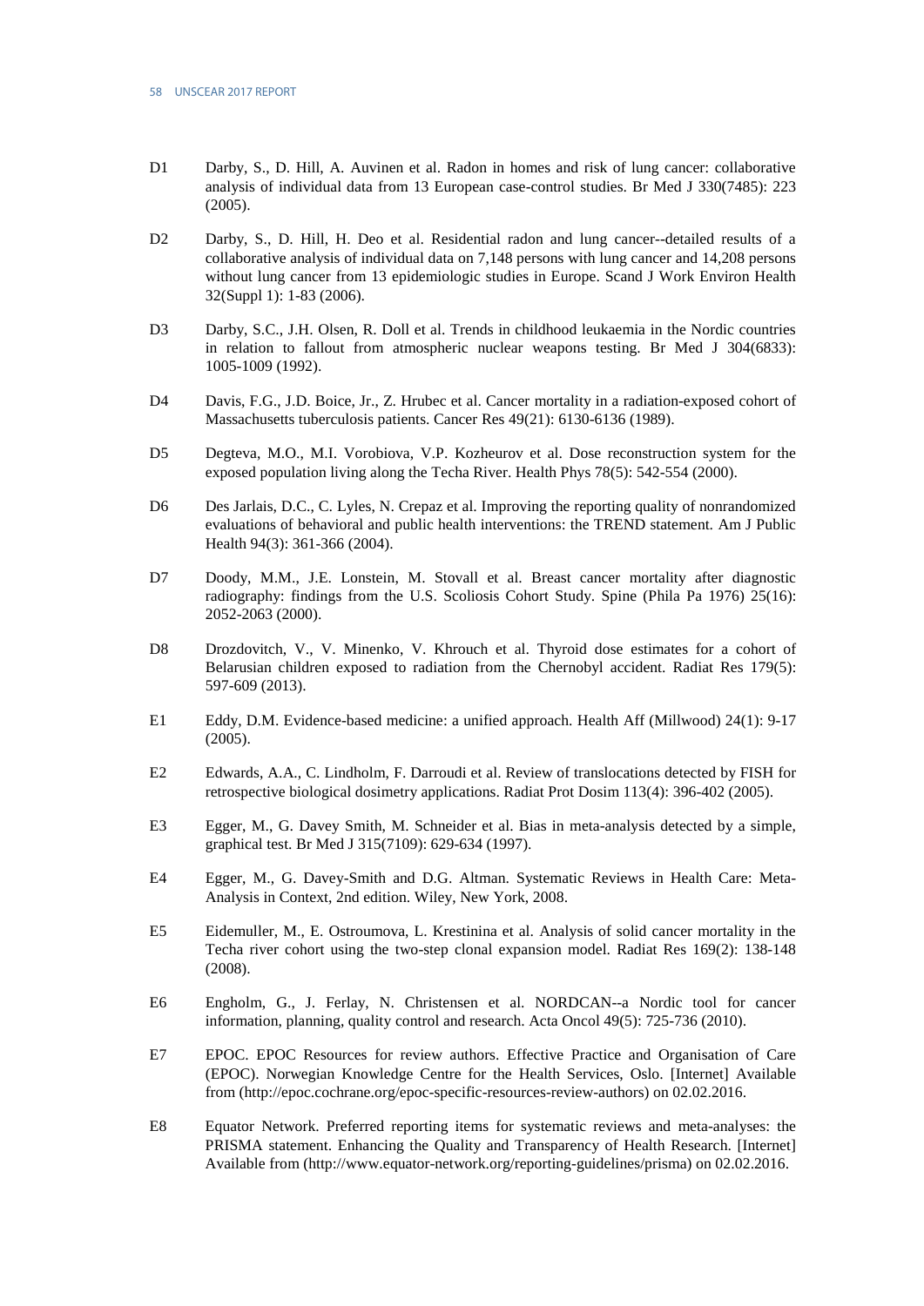D1 Darby, S., D. Hill, A. Auvinen et al. Radon in homes and risk of lung cancer: collaborative analysis of individual data from 13 European case-control studies. Br Med J 330(7485): 223 (2005).

D2 Darby, S., D. Hill, H. Deo et al. Residential radon and lung cancer--detailed results of a collaborative analysis of individual data on 7,148 persons with lung cancer and 14,208 persons without lung cancer from 13 epidemiologic studies in Europe. Scand J Work Environ Health 32(Suppl 1): 1-83 (2006).

D3 Darby, S.C., J.H. Olsen, R. Doll et al. Trends in childhood leukaemia in the Nordic countries in relation to fallout from atmospheric nuclear weapons testing. Br Med J 304(6833): 1005-1009 (1992).

D4 Davis, F.G., J.D. Boice, Jr., Z. Hrubec et al. Cancer mortality in a radiation-exposed cohort of Massachusetts tuberculosis patients. Cancer Res 49(21): 6130-6136 (1989).

D5 Degteva, M.O., M.I. Vorobiova, V.P. Kozheurov et al. Dose reconstruction system for the exposed population living along the Techa River. Health Phys 78(5): 542-554 (2000).

D6 Des Jarlais, D.C., C. Lyles, N. Crepaz et al. Improving the reporting quality of nonrandomized evaluations of behavioral and public health interventions: the TREND statement. Am J Public Health 94(3): 361-366 (2004).

D7 Doody, M.M., J.E. Lonstein, M. Stovall et al. Breast cancer mortality after diagnostic radiography: findings from the U.S. Scoliosis Cohort Study. Spine (Phila Pa 1976) 25(16): 2052-2063 (2000).

D8 Drozdovitch, V., V. Minenko, V. Khrouch et al. Thyroid dose estimates for a cohort of Belarusian children exposed to radiation from the Chernobyl accident. Radiat Res 179(5): 597-609 (2013).

E1 Eddy, D.M. Evidence-based medicine: a unified approach. Health Aff (Millwood) 24(1): 9-17 (2005).

E2 Edwards, A.A., C. Lindholm, F. Darroudi et al. Review of translocations detected by FISH for retrospective biological dosimetry applications. Radiat Prot Dosim 113(4): 396-402 (2005).

E3 Egger, M., G. Davey Smith, M. Schneider et al. Bias in meta-analysis detected by a simple, graphical test. Br Med J 315(7109): 629-634 (1997).

E4 Egger, M., G. Davey-Smith and D.G. Altman. Systematic Reviews in Health Care: Meta-Analysis in Context, 2nd edition. Wiley, New York, 2008.

E5 Eidemuller, M., E. Ostroumova, L. Krestinina et al. Analysis of solid cancer mortality in the Techa river cohort using the two-step clonal expansion model. Radiat Res 169(2): 138-148 (2008).

E6 Engholm, G., J. Ferlay, N. Christensen et al. NORDCAN--a Nordic tool for cancer information, planning, quality control and research. Acta Oncol 49(5): 725-736 (2010).

E7 EPOC. EPOC Resources for review authors. Effective Practice and Organisation of Care (EPOC). Norwegian Knowledge Centre for the Health Services, Oslo. [Internet] Available from (http://epoc.cochrane.org/epoc-specific-resources-review-authors) on 02.02.2016.

E8 Equator Network. Preferred reporting items for systematic reviews and meta-analyses: the PRISMA statement. Enhancing the Quality and Transparency of Health Research. [Internet] Available from (http://www.equator-network.org/reporting-guidelines/prisma) on 02.02.2016.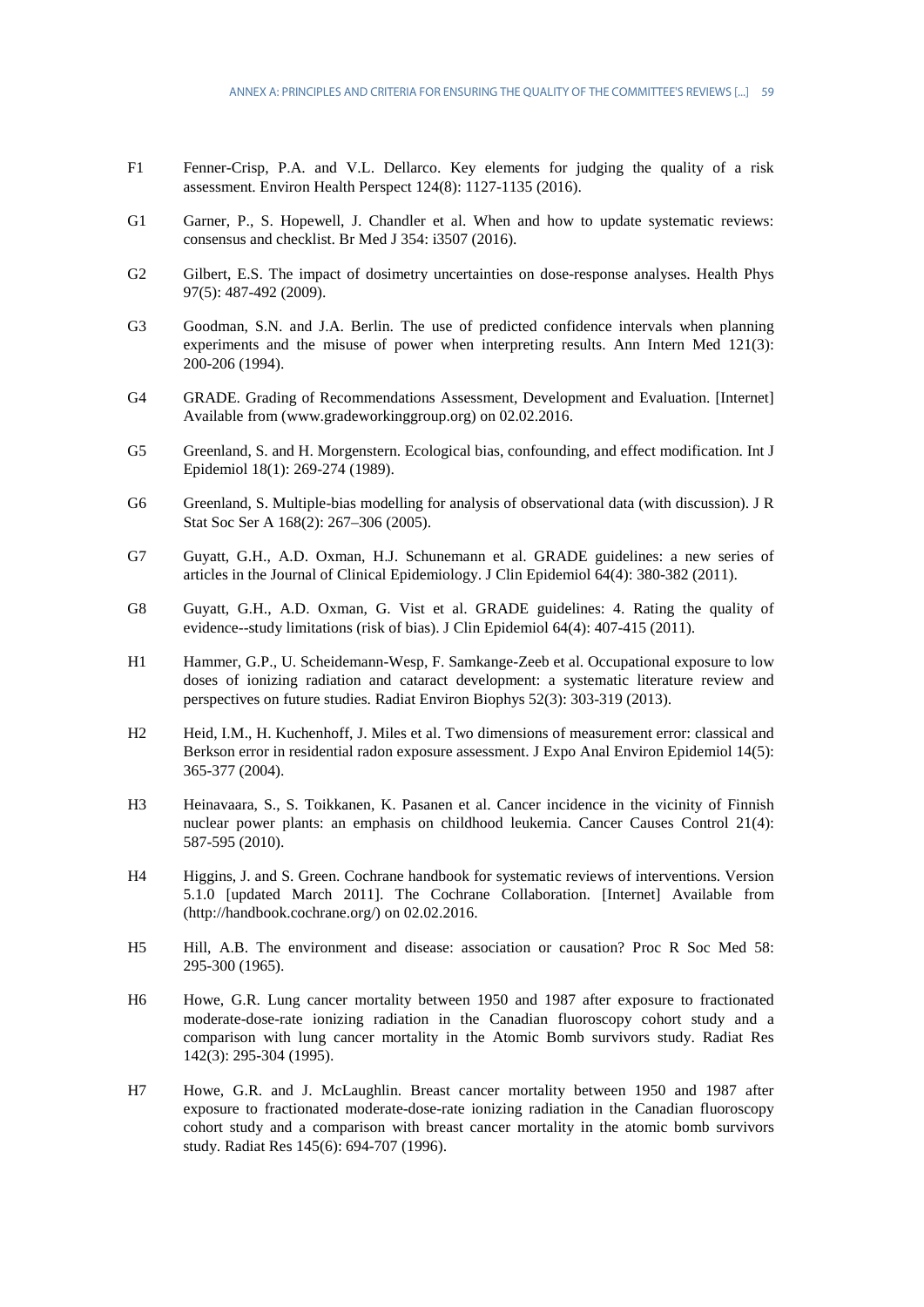F1 Fenner-Crisp, P.A. and V.L. Dellarco. Key elements for judging the quality of a risk assessment. Environ Health Perspect 124(8): 1127-1135 (2016).

G1 Garner, P., S. Hopewell, J. Chandler et al. When and how to update systematic reviews: consensus and checklist. Br Med J 354: i3507 (2016).

G2 Gilbert, E.S. The impact of dosimetry uncertainties on dose-response analyses. Health Phys 97(5): 487-492 (2009).

G3 Goodman, S.N. and J.A. Berlin. The use of predicted confidence intervals when planning experiments and the misuse of power when interpreting results. Ann Intern Med 121(3): 200-206 (1994).

G4 GRADE. Grading of Recommendations Assessment, Development and Evaluation. [Internet] Available from (www.gradeworkinggroup.org) on 02.02.2016.

G5 Greenland, S. and H. Morgenstern. Ecological bias, confounding, and effect modification. Int J Epidemiol 18(1): 269-274 (1989).

G6 Greenland, S. Multiple-bias modelling for analysis of observational data (with discussion). J R Stat Soc Ser A 168(2): 267–306 (2005).

G7 Guyatt, G.H., A.D. Oxman, H.J. Schunemann et al. GRADE guidelines: a new series of articles in the Journal of Clinical Epidemiology. J Clin Epidemiol 64(4): 380-382 (2011).

G8 Guyatt, G.H., A.D. Oxman, G. Vist et al. GRADE guidelines: 4. Rating the quality of evidence--study limitations (risk of bias). J Clin Epidemiol 64(4): 407-415 (2011).

H1 Hammer, G.P., U. Scheidemann-Wesp, F. Samkange-Zeeb et al. Occupational exposure to low doses of ionizing radiation and cataract development: a systematic literature review and perspectives on future studies. Radiat Environ Biophys 52(3): 303-319 (2013).

H2 Heid, I.M., H. Kuchenhoff, J. Miles et al. Two dimensions of measurement error: classical and Berkson error in residential radon exposure assessment. J Expo Anal Environ Epidemiol 14(5): 365-377 (2004).

H3 Heinavaara, S., S. Toikkanen, K. Pasanen et al. Cancer incidence in the vicinity of Finnish nuclear power plants: an emphasis on childhood leukemia. Cancer Causes Control 21(4): 587-595 (2010).

H4 Higgins, J. and S. Green. Cochrane handbook for systematic reviews of interventions. Version 5.1.0 [updated March 2011]. The Cochrane Collaboration. [Internet] Available from (http://handbook.cochrane.org/) on 02.02.2016.

H5 Hill, A.B. The environment and disease: association or causation? Proc R Soc Med 58: 295-300 (1965).

H6 Howe, G.R. Lung cancer mortality between 1950 and 1987 after exposure to fractionated moderate-dose-rate ionizing radiation in the Canadian fluoroscopy cohort study and a comparison with lung cancer mortality in the Atomic Bomb survivors study. Radiat Res 142(3): 295-304 (1995).

H7 Howe, G.R. and J. McLaughlin. Breast cancer mortality between 1950 and 1987 after exposure to fractionated moderate-dose-rate ionizing radiation in the Canadian fluoroscopy cohort study and a comparison with breast cancer mortality in the atomic bomb survivors study. Radiat Res 145(6): 694-707 (1996).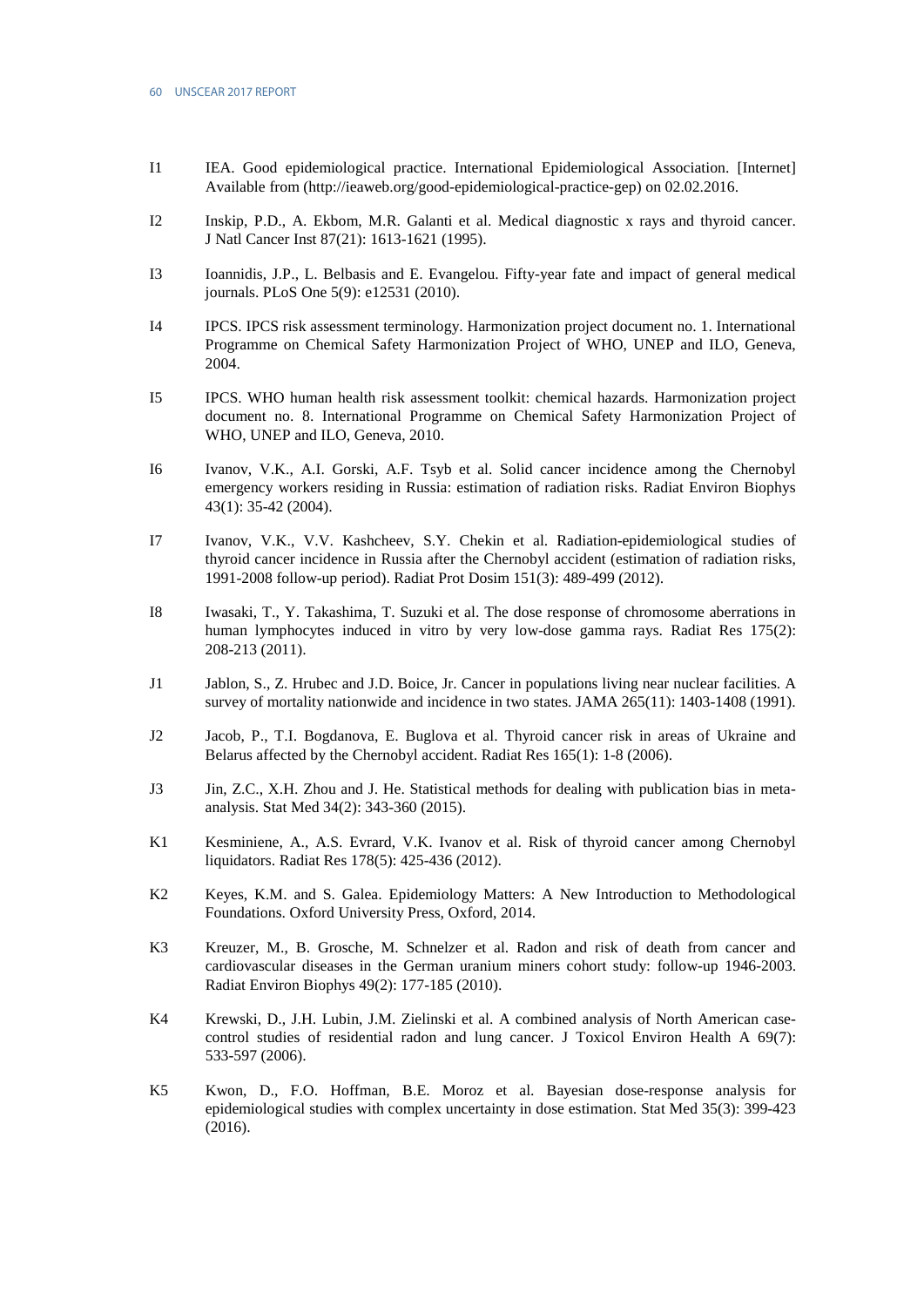I1 IEA. Good epidemiological practice. International Epidemiological Association. [Internet] Available from (http://ieaweb.org/good-epidemiological-practice-gep) on 02.02.2016.

I2 Inskip, P.D., A. Ekbom, M.R. Galanti et al. Medical diagnostic x rays and thyroid cancer. J Natl Cancer Inst 87(21): 1613-1621 (1995).

I3 Ioannidis, J.P., L. Belbasis and E. Evangelou. Fifty-year fate and impact of general medical journals. PLoS One 5(9): e12531 (2010).

I4 IPCS. IPCS risk assessment terminology. Harmonization project document no. 1. International Programme on Chemical Safety Harmonization Project of WHO, UNEP and ILO, Geneva, 2004.

I5 IPCS. WHO human health risk assessment toolkit: chemical hazards. Harmonization project document no. 8. International Programme on Chemical Safety Harmonization Project of WHO, UNEP and ILO, Geneva, 2010.

I6 Ivanov, V.K., A.I. Gorski, A.F. Tsyb et al. Solid cancer incidence among the Chernobyl emergency workers residing in Russia: estimation of radiation risks. Radiat Environ Biophys 43(1): 35-42 (2004).

I7 Ivanov, V.K., V.V. Kashcheev, S.Y. Chekin et al. Radiation-epidemiological studies of thyroid cancer incidence in Russia after the Chernobyl accident (estimation of radiation risks, 1991-2008 follow-up period). Radiat Prot Dosim 151(3): 489-499 (2012).

I8 Iwasaki, T., Y. Takashima, T. Suzuki et al. The dose response of chromosome aberrations in human lymphocytes induced in vitro by very low-dose gamma rays. Radiat Res 175(2): 208-213 (2011).

J1 Jablon, S., Z. Hrubec and J.D. Boice, Jr. Cancer in populations living near nuclear facilities. A survey of mortality nationwide and incidence in two states. JAMA 265(11): 1403-1408 (1991).

J2 Jacob, P., T.I. Bogdanova, E. Buglova et al. Thyroid cancer risk in areas of Ukraine and Belarus affected by the Chernobyl accident. Radiat Res 165(1): 1-8 (2006).

J3 Jin, Z.C., X.H. Zhou and J. He. Statistical methods for dealing with publication bias in meta-analysis. Stat Med 34(2): 343-360 (2015).

K1 Kesminiene, A., A.S. Evrard, V.K. Ivanov et al. Risk of thyroid cancer among Chernobyl liquidators. Radiat Res 178(5): 425-436 (2012).

K2 Keyes, K.M. and S. Galea. Epidemiology Matters: A New Introduction to Methodological Foundations. Oxford University Press, Oxford, 2014.

K3 Kreuzer, M., B. Grosche, M. Schnelzer et al. Radon and risk of death from cancer and cardiovascular diseases in the German uranium miners cohort study: follow-up 1946-2003. Radiat Environ Biophys 49(2): 177-185 (2010).

K4 Krewski, D., J.H. Lubin, J.M. Zielinski et al. A combined analysis of North American case-control studies of residential radon and lung cancer. J Toxicol Environ Health A 69(7): 533-597 (2006).

K5 Kwon, D., F.O. Hoffman, B.E. Moroz et al. Bayesian dose-response analysis for epidemiological studies with complex uncertainty in dose estimation. Stat Med 35(3): 399-423 (2016).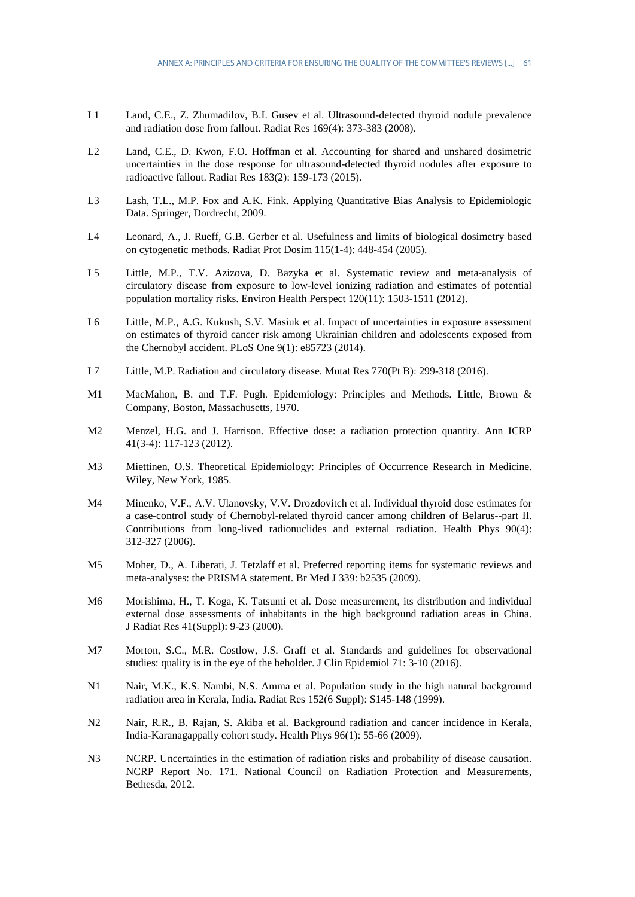L1 Land, C.E., Z. Zhumadilov, B.I. Gusev et al. Ultrasound-detected thyroid nodule prevalence and radiation dose from fallout. Radiat Res 169(4): 373-383 (2008).

L2 Land, C.E., D. Kwon, F.O. Hoffman et al. Accounting for shared and unshared dosimetric uncertainties in the dose response for ultrasound-detected thyroid nodules after exposure to radioactive fallout. Radiat Res 183(2): 159-173 (2015).

L3 Lash, T.L., M.P. Fox and A.K. Fink. Applying Quantitative Bias Analysis to Epidemiologic Data. Springer, Dordrecht, 2009.

L4 Leonard, A., J. Rueff, G.B. Gerber et al. Usefulness and limits of biological dosimetry based on cytogenetic methods. Radiat Prot Dosim 115(1-4): 448-454 (2005).

L5 Little, M.P., T.V. Azizova, D. Bazyka et al. Systematic review and meta-analysis of circulatory disease from exposure to low-level ionizing radiation and estimates of potential population mortality risks. Environ Health Perspect 120(11): 1503-1511 (2012).

L6 Little, M.P., A.G. Kukush, S.V. Masiuk et al. Impact of uncertainties in exposure assessment on estimates of thyroid cancer risk among Ukrainian children and adolescents exposed from the Chernobyl accident. PLoS One 9(1): e85723 (2014).

L7 Little, M.P. Radiation and circulatory disease. Mutat Res 770(Pt B): 299-318 (2016).

M1 MacMahon, B. and T.F. Pugh. Epidemiology: Principles and Methods. Little, Brown & Company, Boston, Massachusetts, 1970.

M2 Menzel, H.G. and J. Harrison. Effective dose: a radiation protection quantity. Ann ICRP 41(3-4): 117-123 (2012).

M3 Miettinen, O.S. Theoretical Epidemiology: Principles of Occurrence Research in Medicine. Wiley, New York, 1985.

M4 Minenko, V.F., A.V. Ulanovsky, V.V. Drozdovitch et al. Individual thyroid dose estimates for a case-control study of Chernobyl-related thyroid cancer among children of Belarus--part II. Contributions from long-lived radionuclides and external radiation. Health Phys 90(4): 312-327 (2006).

M5 Moher, D., A. Liberati, J. Tetzlaff et al. Preferred reporting items for systematic reviews and meta-analyses: the PRISMA statement. Br Med J 339: b2535 (2009).

M6 Morishima, H., T. Koga, K. Tatsumi et al. Dose measurement, its distribution and individual external dose assessments of inhabitants in the high background radiation areas in China. J Radiat Res 41(Suppl): 9-23 (2000).

M7 Morton, S.C., M.R. Costlow, J.S. Graff et al. Standards and guidelines for observational studies: quality is in the eye of the beholder. J Clin Epidemiol 71: 3-10 (2016).

N1 Nair, M.K., K.S. Nambi, N.S. Amma et al. Population study in the high natural background radiation area in Kerala, India. Radiat Res 152(6 Suppl): S145-148 (1999).

N2 Nair, R.R., B. Rajan, S. Akiba et al. Background radiation and cancer incidence in Kerala, India-Karanagappally cohort study. Health Phys 96(1): 55-66 (2009).

N3 NCRP. Uncertainties in the estimation of radiation risks and probability of disease causation. NCRP Report No. 171. National Council on Radiation Protection and Measurements, Bethesda, 2012.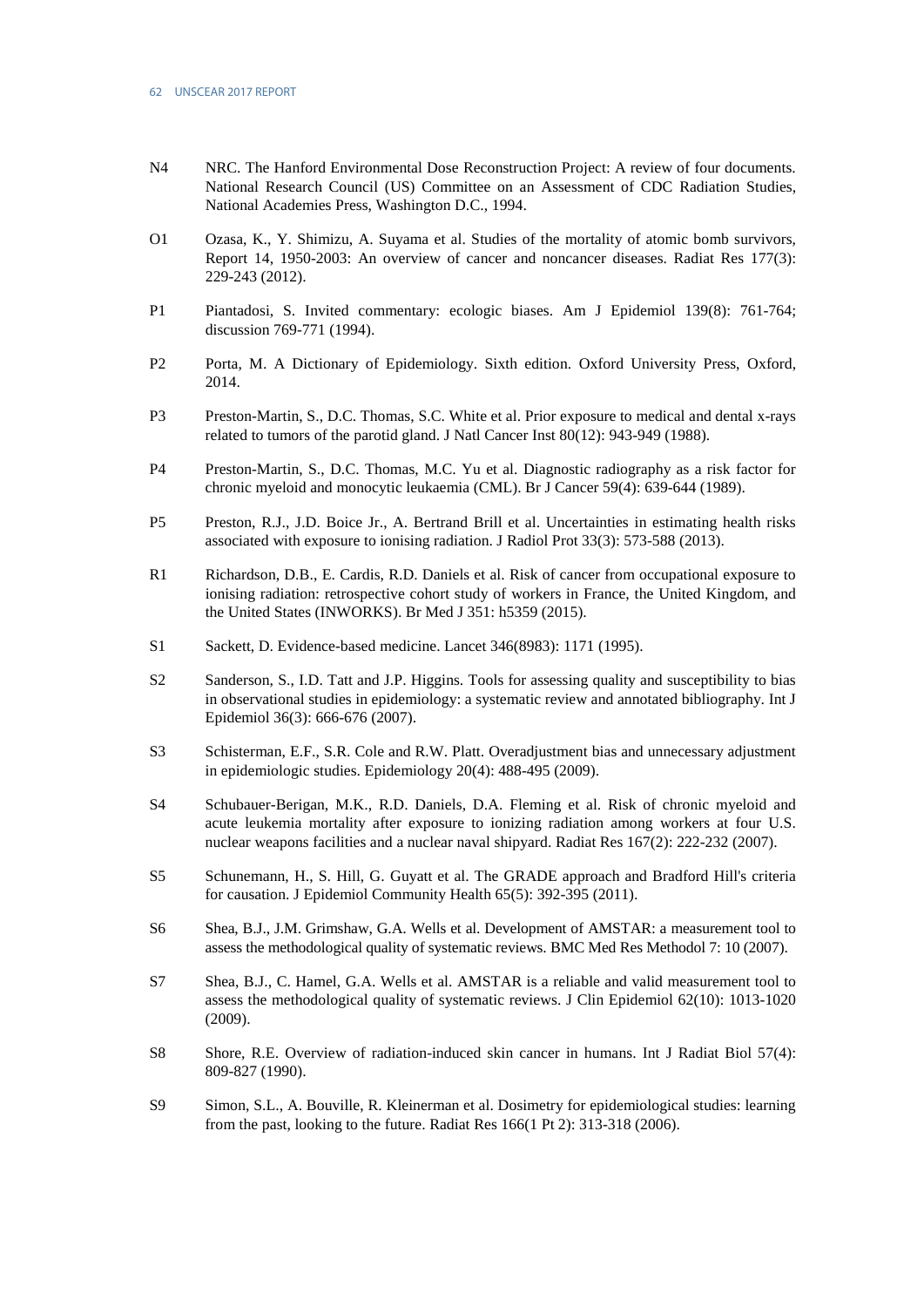N4 NRC. The Hanford Environmental Dose Reconstruction Project: A review of four documents. National Research Council (US) Committee on an Assessment of CDC Radiation Studies, National Academies Press, Washington D.C., 1994.

O1 Ozasa, K., Y. Shimizu, A. Suyama et al. Studies of the mortality of atomic bomb survivors, Report 14, 1950-2003: An overview of cancer and noncancer diseases. Radiat Res 177(3): 229-243 (2012).

P1 Piantadosi, S. Invited commentary: ecologic biases. Am J Epidemiol 139(8): 761-764; discussion 769-771 (1994).

P2 Porta, M. A Dictionary of Epidemiology. Sixth edition. Oxford University Press, Oxford, 2014.

P3 Preston-Martin, S., D.C. Thomas, S.C. White et al. Prior exposure to medical and dental x-rays related to tumors of the parotid gland. J Natl Cancer Inst 80(12): 943-949 (1988).

P4 Preston-Martin, S., D.C. Thomas, M.C. Yu et al. Diagnostic radiography as a risk factor for chronic myeloid and monocytic leukaemia (CML). Br J Cancer 59(4): 639-644 (1989).

P5 Preston, R.J., J.D. Boice Jr., A. Bertrand Brill et al. Uncertainties in estimating health risks associated with exposure to ionising radiation. J Radiol Prot 33(3): 573-588 (2013).

R1 Richardson, D.B., E. Cardis, R.D. Daniels et al. Risk of cancer from occupational exposure to ionising radiation: retrospective cohort study of workers in France, the United Kingdom, and the United States (INWORKS). Br Med J 351: h5359 (2015).

S1 Sackett, D. Evidence-based medicine. Lancet 346(8983): 1171 (1995).

S2 Sanderson, S., I.D. Tatt and J.P. Higgins. Tools for assessing quality and susceptibility to bias in observational studies in epidemiology: a systematic review and annotated bibliography. Int J Epidemiol 36(3): 666-676 (2007).

S3 Schisterman, E.F., S.R. Cole and R.W. Platt. Overadjustment bias and unnecessary adjustment in epidemiologic studies. Epidemiology 20(4): 488-495 (2009).

S4 Schubauer-Berigan, M.K., R.D. Daniels, D.A. Fleming et al. Risk of chronic myeloid and acute leukemia mortality after exposure to ionizing radiation among workers at four U.S. nuclear weapons facilities and a nuclear naval shipyard. Radiat Res 167(2): 222-232 (2007).

S5 Schunemann, H., S. Hill, G. Guyatt et al. The GRADE approach and Bradford Hill's criteria for causation. J Epidemiol Community Health 65(5): 392-395 (2011).

S6 Shea, B.J., J.M. Grimshaw, G.A. Wells et al. Development of AMSTAR: a measurement tool to assess the methodological quality of systematic reviews. BMC Med Res Methodol 7: 10 (2007).

S7 Shea, B.J., C. Hamel, G.A. Wells et al. AMSTAR is a reliable and valid measurement tool to assess the methodological quality of systematic reviews. J Clin Epidemiol 62(10): 1013-1020 (2009).

S8 Shore, R.E. Overview of radiation-induced skin cancer in humans. Int J Radiat Biol 57(4): 809-827 (1990).

S9 Simon, S.L., A. Bouville, R. Kleinerman et al. Dosimetry for epidemiological studies: learning from the past, looking to the future. Radiat Res 166(1 Pt 2): 313-318 (2006).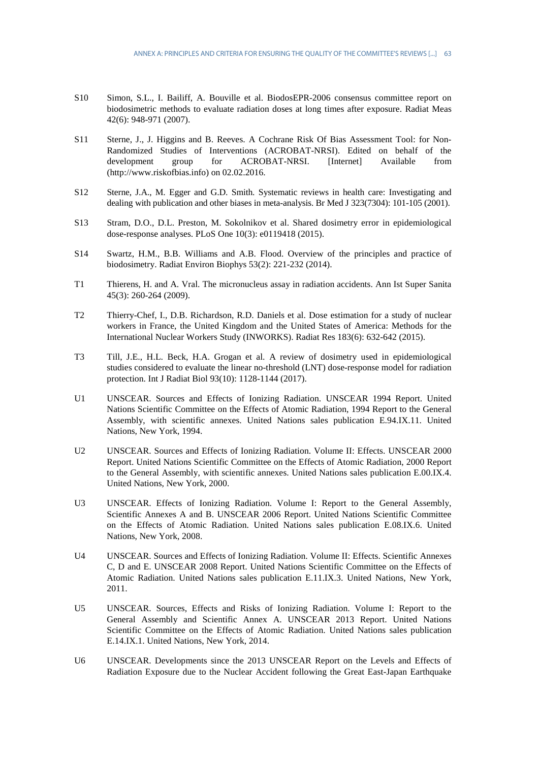S10 Simon, S.L., I. Bailiff, A. Bouville et al. BiodosEPR-2006 consensus committee report on biodosimetric methods to evaluate radiation doses at long times after exposure. Radiat Meas 42(6): 948-971 (2007).

S11 Sterne, J., J. Higgins and B. Reeves. A Cochrane Risk Of Bias Assessment Tool: for Non-Randomized Studies of Interventions (ACROBAT-NRSI). Edited on behalf of the development group for ACROBAT-NRSI. [Internet] Available from (http://www.riskofbias.info) on 02.02.2016.

S12 Sterne, J.A., M. Egger and G.D. Smith. Systematic reviews in health care: Investigating and dealing with publication and other biases in meta-analysis. Br Med J 323(7304): 101-105 (2001).

S13 Stram, D.O., D.L. Preston, M. Sokolnikov et al. Shared dosimetry error in epidemiological dose-response analyses. PLoS One 10(3): e0119418 (2015).

S14 Swartz, H.M., B.B. Williams and A.B. Flood. Overview of the principles and practice of biodosimetry. Radiat Environ Biophys 53(2): 221-232 (2014).

T1 Thierens, H. and A. Vral. The micronucleus assay in radiation accidents. Ann Ist Super Sanita 45(3): 260-264 (2009).

T2 Thierry-Chef, I., D.B. Richardson, R.D. Daniels et al. Dose estimation for a study of nuclear workers in France, the United Kingdom and the United States of America: Methods for the International Nuclear Workers Study (INWORKS). Radiat Res 183(6): 632-642 (2015).

T3 Till, J.E., H.L. Beck, H.A. Grogan et al. A review of dosimetry used in epidemiological studies considered to evaluate the linear no-threshold (LNT) dose-response model for radiation protection. Int J Radiat Biol 93(10): 1128-1144 (2017).

U1 UNSCEAR. Sources and Effects of Ionizing Radiation. UNSCEAR 1994 Report. United Nations Scientific Committee on the Effects of Atomic Radiation, 1994 Report to the General Assembly, with scientific annexes. United Nations sales publication E.94.IX.11. United Nations, New York, 1994.

U2 UNSCEAR. Sources and Effects of Ionizing Radiation. Volume II: Effects. UNSCEAR 2000 Report. United Nations Scientific Committee on the Effects of Atomic Radiation, 2000 Report to the General Assembly, with scientific annexes. United Nations sales publication E.00.IX.4. United Nations, New York, 2000.

U3 UNSCEAR. Effects of Ionizing Radiation. Volume I: Report to the General Assembly, Scientific Annexes A and B. UNSCEAR 2006 Report. United Nations Scientific Committee on the Effects of Atomic Radiation. United Nations sales publication E.08.IX.6. United Nations, New York, 2008.

U4 UNSCEAR. Sources and Effects of Ionizing Radiation. Volume II: Effects. Scientific Annexes C, D and E. UNSCEAR 2008 Report. United Nations Scientific Committee on the Effects of Atomic Radiation. United Nations sales publication E.11.IX.3. United Nations, New York, 2011.

U5 UNSCEAR. Sources, Effects and Risks of Ionizing Radiation. Volume I: Report to the General Assembly and Scientific Annex A. UNSCEAR 2013 Report. United Nations Scientific Committee on the Effects of Atomic Radiation. United Nations sales publication E.14.IX.1. United Nations, New York, 2014.

U6 UNSCEAR. Developments since the 2013 UNSCEAR Report on the Levels and Effects of Radiation Exposure due to the Nuclear Accident following the Great East-Japan Earthquake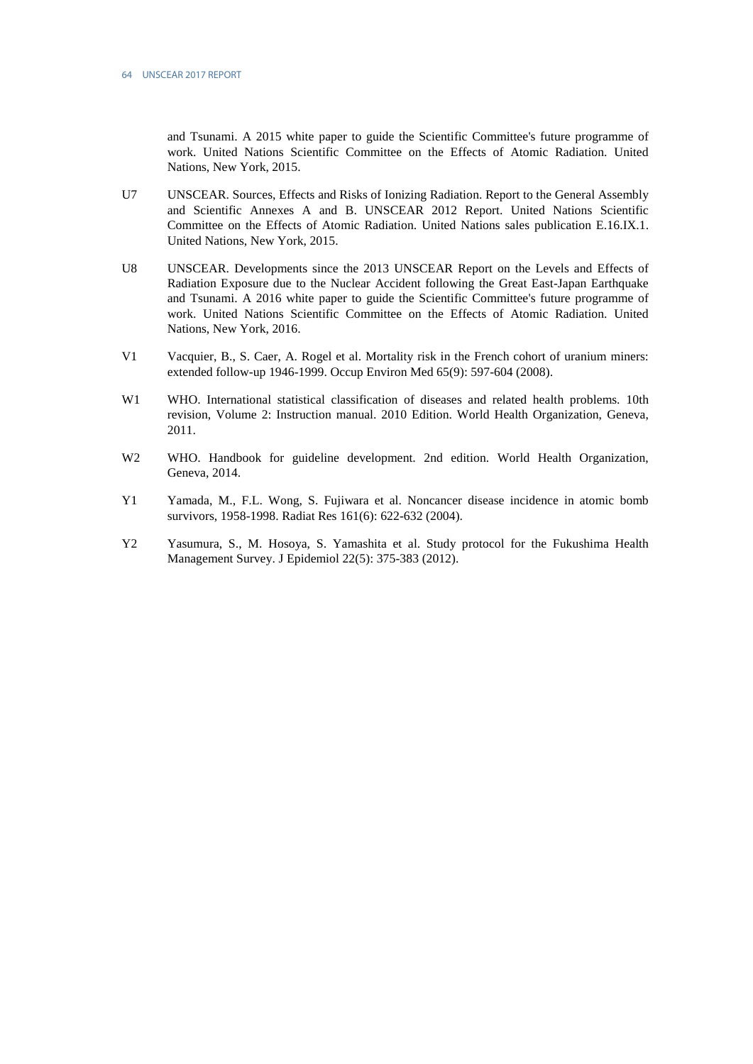and Tsunami. A 2015 white paper to guide the Scientific Committee's future programme of work. United Nations Scientific Committee on the Effects of Atomic Radiation. United Nations, New York, 2015.

U7 UNSCEAR. Sources, Effects and Risks of Ionizing Radiation. Report to the General Assembly and Scientific Annexes A and B. UNSCEAR 2012 Report. United Nations Scientific Committee on the Effects of Atomic Radiation. United Nations sales publication E.16.IX.1. United Nations, New York, 2015.

U8 UNSCEAR. Developments since the 2013 UNSCEAR Report on the Levels and Effects of Radiation Exposure due to the Nuclear Accident following the Great East-Japan Earthquake and Tsunami. A 2016 white paper to guide the Scientific Committee's future programme of work. United Nations Scientific Committee on the Effects of Atomic Radiation. United Nations, New York, 2016.

V1 Vacquier, B., S. Caer, A. Rogel et al. Mortality risk in the French cohort of uranium miners: extended follow-up 1946-1999. Occup Environ Med 65(9): 597-604 (2008).

W1 WHO. International statistical classification of diseases and related health problems. 10th revision, Volume 2: Instruction manual. 2010 Edition. World Health Organization, Geneva, 2011.

W2 WHO. Handbook for guideline development. 2nd edition. World Health Organization, Geneva, 2014.

Y1 Yamada, M., F.L. Wong, S. Fujiwara et al. Noncancer disease incidence in atomic bomb survivors, 1958-1998. Radiat Res 161(6): 622-632 (2004).

Y2 Yasumura, S., M. Hosoya, S. Yamashita et al. Study protocol for the Fukushima Health Management Survey. J Epidemiol 22(5): 375-383 (2012).